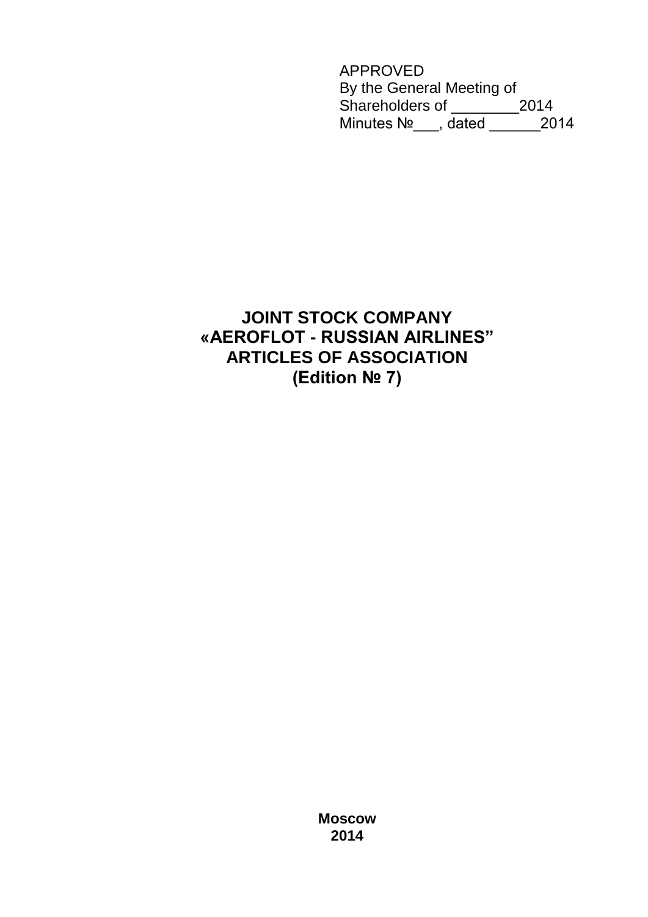APPROVED
By the General Meeting of
Shareholders of ________2014
Minutes №___, dated ______2014

# JOINT STOCK COMPANY
# «AEROFLOT - RUSSIAN AIRLINES"
# ARTICLES OF ASSOCIATION
# (Edition № 7)

**Moscow**
**2014**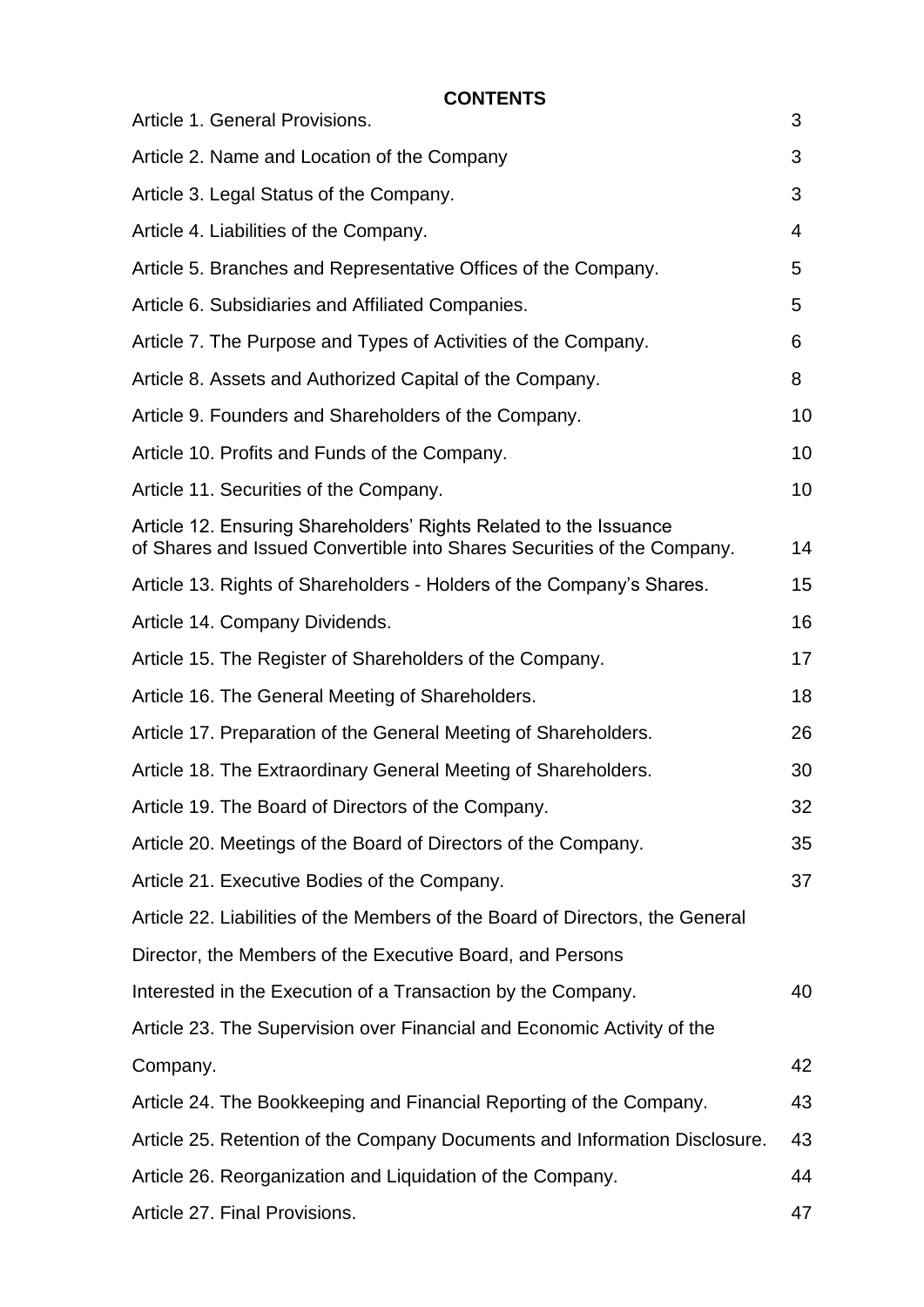**CONTENTS**

| | |
|---|---|
| Article 1. General Provisions. | 3 |
| Article 2. Name and Location of the Company | 3 |
| Article 3. Legal Status of the Company. | 3 |
| Article 4. Liabilities of the Company. | 4 |
| Article 5. Branches and Representative Offices of the Company. | 5 |
| Article 6. Subsidiaries and Affiliated Companies. | 5 |
| Article 7. The Purpose and Types of Activities of the Company. | 6 |
| Article 8. Assets and Authorized Capital of the Company. | 8 |
| Article 9. Founders and Shareholders of the Company. | 10 |
| Article 10. Profits and Funds of the Company. | 10 |
| Article 11. Securities of the Company. | 10 |
| Article 12. Ensuring Shareholders' Rights Related to the Issuance of Shares and Issued Convertible into Shares Securities of the Company. | 14 |
| Article 13. Rights of Shareholders - Holders of the Company's Shares. | 15 |
| Article 14. Company Dividends. | 16 |
| Article 15. The Register of Shareholders of the Company. | 17 |
| Article 16. The General Meeting of Shareholders. | 18 |
| Article 17. Preparation of the General Meeting of Shareholders. | 26 |
| Article 18. The Extraordinary General Meeting of Shareholders. | 30 |
| Article 19. The Board of Directors of the Company. | 32 |
| Article 20. Meetings of the Board of Directors of the Company. | 35 |
| Article 21. Executive Bodies of the Company. | 37 |
| Article 22. Liabilities of the Members of the Board of Directors, the General Director, the Members of the Executive Board, and Persons Interested in the Execution of a Transaction by the Company. | 40 |
| Article 23. The Supervision over Financial and Economic Activity of the Company. | 42 |
| Article 24. The Bookkeeping and Financial Reporting of the Company. | 43 |
| Article 25. Retention of the Company Documents and Information Disclosure. | 43 |
| Article 26. Reorganization and Liquidation of the Company. | 44 |
| Article 27. Final Provisions. | 47 |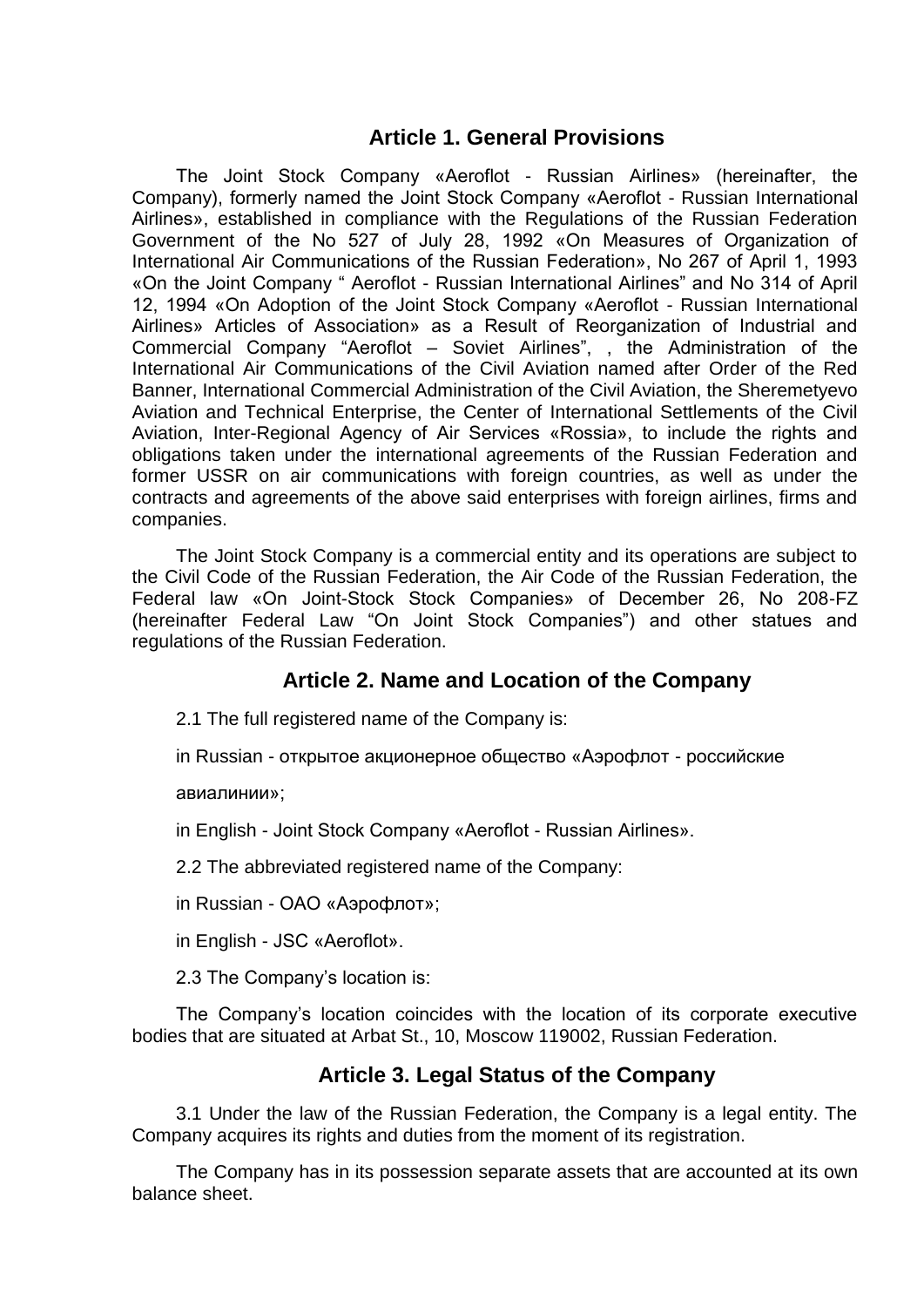## Article 1. General Provisions

The Joint Stock Company «Aeroflot - Russian Airlines» (hereinafter, the Company), formerly named the Joint Stock Company «Aeroflot - Russian International Airlines», established in compliance with the Regulations of the Russian Federation Government of the No 527 of July 28, 1992 «On Measures of Organization of International Air Communications of the Russian Federation», No 267 of April 1, 1993 «On the Joint Company " Aeroflot - Russian International Airlines" and No 314 of April 12, 1994 «On Adoption of the Joint Stock Company «Aeroflot - Russian International Airlines» Articles of Association» as a Result of Reorganization of Industrial and Commercial Company "Aeroflot – Soviet Airlines", , the Administration of the International Air Communications of the Civil Aviation named after Order of the Red Banner, International Commercial Administration of the Civil Aviation, the Sheremetyevo Aviation and Technical Enterprise, the Center of International Settlements of the Civil Aviation, Inter-Regional Agency of Air Services «Rossia», to include the rights and obligations taken under the international agreements of the Russian Federation and former USSR on air communications with foreign countries, as well as under the contracts and agreements of the above said enterprises with foreign airlines, firms and companies.

The Joint Stock Company is a commercial entity and its operations are subject to the Civil Code of the Russian Federation, the Air Code of the Russian Federation, the Federal law «On Joint-Stock Stock Companies» of December 26, No 208-FZ (hereinafter Federal Law "On Joint Stock Companies") and other statues and regulations of the Russian Federation.

## Article 2. Name and Location of the Company

2.1 The full registered name of the Company is:

in Russian - открытое акционерное общество «Аэрофлот - российские

авиалинии»;

in English - Joint Stock Company «Aeroflot - Russian Airlines».

2.2 The abbreviated registered name of the Company:

in Russian - ОАО «Аэрофлот»;

in English - JSC «Aeroflot».

2.3 The Company's location is:

The Company's location coincides with the location of its corporate executive bodies that are situated at Arbat St., 10, Moscow 119002, Russian Federation.

## Article 3. Legal Status of the Company

3.1 Under the law of the Russian Federation, the Company is a legal entity. The Company acquires its rights and duties from the moment of its registration.

The Company has in its possession separate assets that are accounted at its own balance sheet.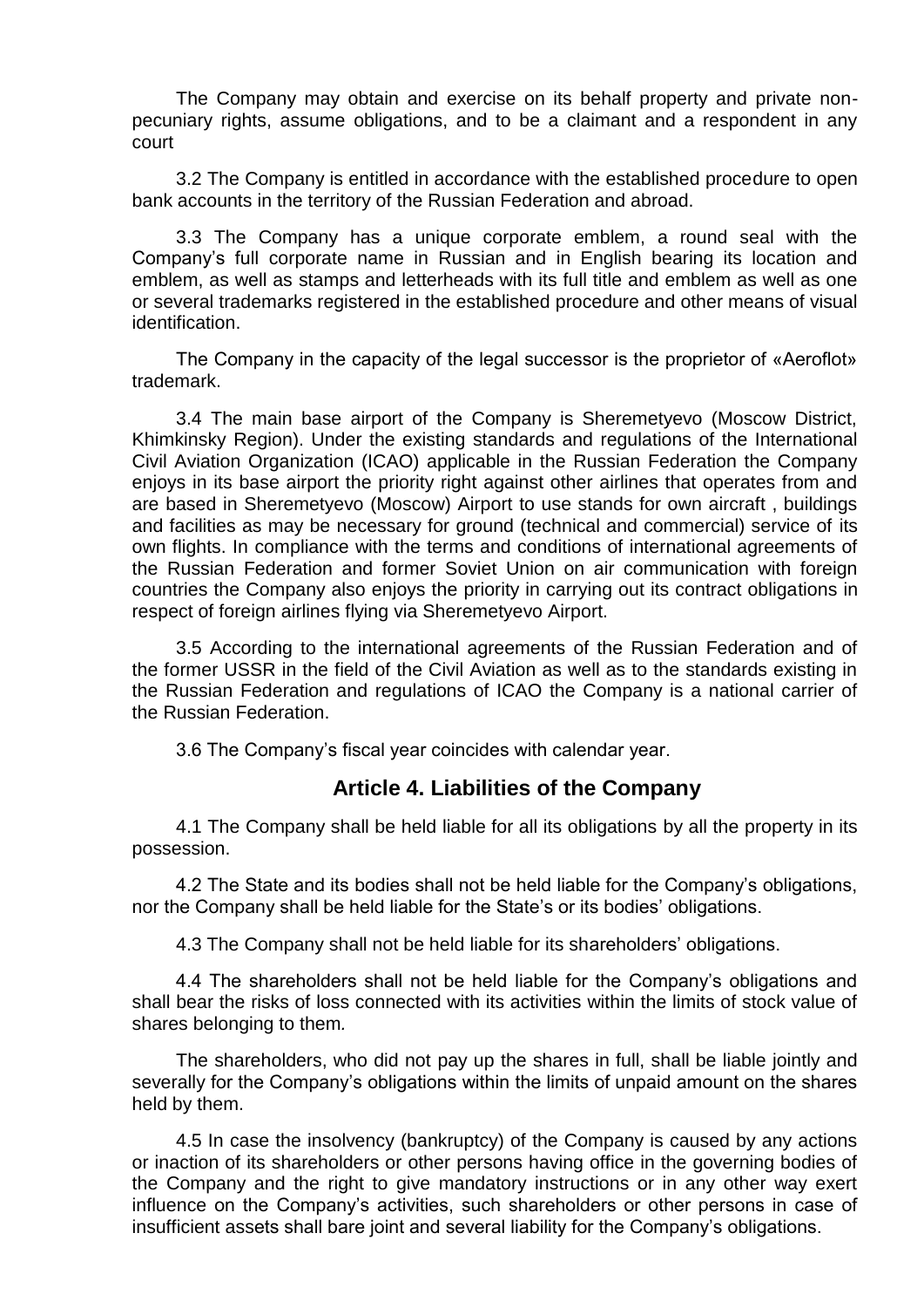The Company may obtain and exercise on its behalf property and private non-pecuniary rights, assume obligations, and to be a claimant and a respondent in any court

3.2 The Company is entitled in accordance with the established procedure to open bank accounts in the territory of the Russian Federation and abroad.

3.3 The Company has a unique corporate emblem, a round seal with the Company's full corporate name in Russian and in English bearing its location and emblem, as well as stamps and letterheads with its full title and emblem as well as one or several trademarks registered in the established procedure and other means of visual identification.

The Company in the capacity of the legal successor is the proprietor of «Aeroflot» trademark.

3.4 The main base airport of the Company is Sheremetyevo (Moscow District, Khimkinsky Region). Under the existing standards and regulations of the International Civil Aviation Organization (ICAO) applicable in the Russian Federation the Company enjoys in its base airport the priority right against other airlines that operates from and are based in Sheremetyevo (Moscow) Airport to use stands for own aircraft , buildings and facilities as may be necessary for ground (technical and commercial) service of its own flights. In compliance with the terms and conditions of international agreements of the Russian Federation and former Soviet Union on air communication with foreign countries the Company also enjoys the priority in carrying out its contract obligations in respect of foreign airlines flying via Sheremetyevo Airport.

3.5 According to the international agreements of the Russian Federation and of the former USSR in the field of the Civil Aviation as well as to the standards existing in the Russian Federation and regulations of ICAO the Company is a national carrier of the Russian Federation.

3.6 The Company's fiscal year coincides with calendar year.

## Article 4. Liabilities of the Company

4.1 The Company shall be held liable for all its obligations by all the property in its possession.

4.2 The State and its bodies shall not be held liable for the Company's obligations, nor the Company shall be held liable for the State's or its bodies' obligations.

4.3 The Company shall not be held liable for its shareholders' obligations.

4.4 The shareholders shall not be held liable for the Company's obligations and shall bear the risks of loss connected with its activities within the limits of stock value of shares belonging to them.

The shareholders, who did not pay up the shares in full, shall be liable jointly and severally for the Company's obligations within the limits of unpaid amount on the shares held by them.

4.5 In case the insolvency (bankruptcy) of the Company is caused by any actions or inaction of its shareholders or other persons having office in the governing bodies of the Company and the right to give mandatory instructions or in any other way exert influence on the Company's activities, such shareholders or other persons in case of insufficient assets shall bare joint and several liability for the Company's obligations.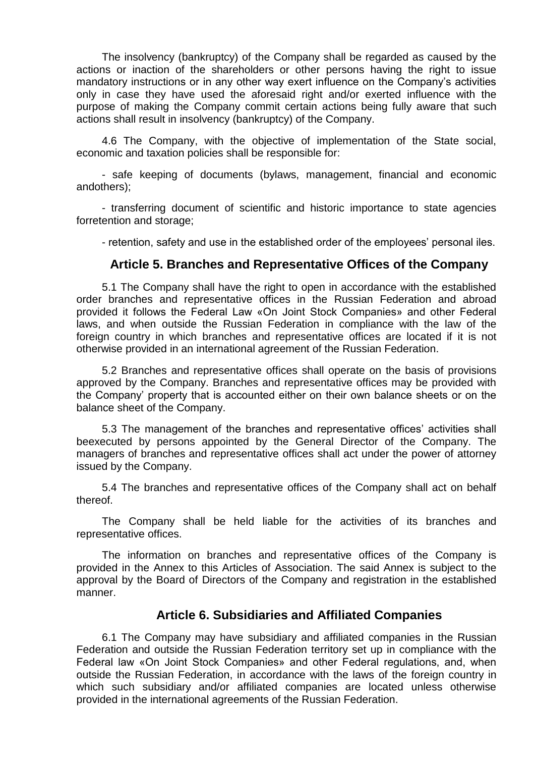The insolvency (bankruptcy) of the Company shall be regarded as caused by the actions or inaction of the shareholders or other persons having the right to issue mandatory instructions or in any other way exert influence on the Company's activities only in case they have used the aforesaid right and/or exerted influence with the purpose of making the Company commit certain actions being fully aware that such actions shall result in insolvency (bankruptcy) of the Company.

4.6 The Company, with the objective of implementation of the State social, economic and taxation policies shall be responsible for:

- safe keeping of documents (bylaws, management, financial and economic andothers);

- transferring document of scientific and historic importance to state agencies forretention and storage;

- retention, safety and use in the established order of the employees' personal iles.

## Article 5. Branches and Representative Offices of the Company

5.1 The Company shall have the right to open in accordance with the established order branches and representative offices in the Russian Federation and abroad provided it follows the Federal Law «On Joint Stock Companies» and other Federal laws, and when outside the Russian Federation in compliance with the law of the foreign country in which branches and representative offices are located if it is not otherwise provided in an international agreement of the Russian Federation.

5.2 Branches and representative offices shall operate on the basis of provisions approved by the Company. Branches and representative offices may be provided with the Company' property that is accounted either on their own balance sheets or on the balance sheet of the Company.

5.3 The management of the branches and representative offices' activities shall beexecuted by persons appointed by the General Director of the Company. The managers of branches and representative offices shall act under the power of attorney issued by the Company.

5.4 The branches and representative offices of the Company shall act on behalf thereof.

The Company shall be held liable for the activities of its branches and representative offices.

The information on branches and representative offices of the Company is provided in the Annex to this Articles of Association. The said Annex is subject to the approval by the Board of Directors of the Company and registration in the established manner.

## Article 6. Subsidiaries and Affiliated Companies

6.1 The Company may have subsidiary and affiliated companies in the Russian Federation and outside the Russian Federation territory set up in compliance with the Federal law «On Joint Stock Companies» and other Federal regulations, and, when outside the Russian Federation, in accordance with the laws of the foreign country in which such subsidiary and/or affiliated companies are located unless otherwise provided in the international agreements of the Russian Federation.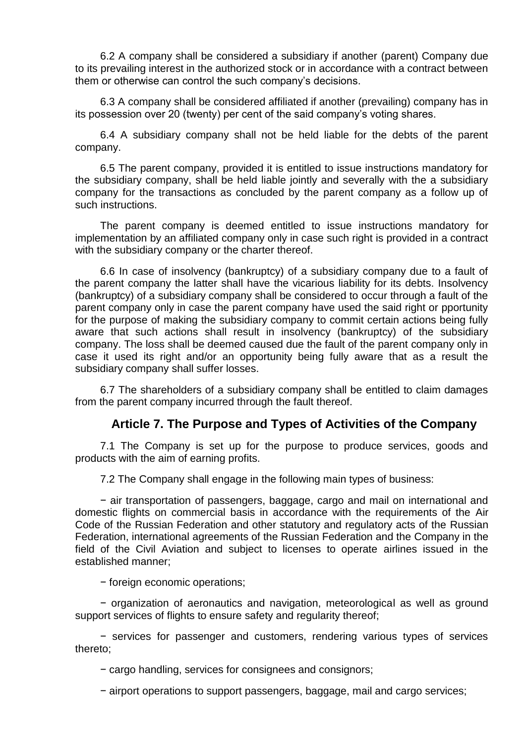6.2 A company shall be considered a subsidiary if another (parent) Company due to its prevailing interest in the authorized stock or in accordance with a contract between them or otherwise can control the such company's decisions.

6.3 A company shall be considered affiliated if another (prevailing) company has in its possession over 20 (twenty) per cent of the said company's voting shares.

6.4 A subsidiary company shall not be held liable for the debts of the parent company.

6.5 The parent company, provided it is entitled to issue instructions mandatory for the subsidiary company, shall be held liable jointly and severally with the a subsidiary company for the transactions as concluded by the parent company as a follow up of such instructions.

The parent company is deemed entitled to issue instructions mandatory for implementation by an affiliated company only in case such right is provided in a contract with the subsidiary company or the charter thereof.

6.6 In case of insolvency (bankruptcy) of a subsidiary company due to a fault of the parent company the latter shall have the vicarious liability for its debts. Insolvency (bankruptcy) of a subsidiary company shall be considered to occur through a fault of the parent company only in case the parent company have used the said right or pportunity for the purpose of making the subsidiary company to commit certain actions being fully aware that such actions shall result in insolvency (bankruptcy) of the subsidiary company. The loss shall be deemed caused due the fault of the parent company only in case it used its right and/or an opportunity being fully aware that as a result the subsidiary company shall suffer losses.

6.7 The shareholders of a subsidiary company shall be entitled to claim damages from the parent company incurred through the fault thereof.

## Article 7. The Purpose and Types of Activities of the Company

7.1 The Company is set up for the purpose to produce services, goods and products with the aim of earning profits.

7.2 The Company shall engage in the following main types of business:

− air transportation of passengers, baggage, cargo and mail on international and domestic flights on commercial basis in accordance with the requirements of the Air Code of the Russian Federation and other statutory and regulatory acts of the Russian Federation, international agreements of the Russian Federation and the Company in the field of the Civil Aviation and subject to licenses to operate airlines issued in the established manner;

− foreign economic operations;

− organization of aeronautics and navigation, meteorological as well as ground support services of flights to ensure safety and regularity thereof;

− services for passenger and customers, rendering various types of services thereto;

− cargo handling, services for consignees and consignors;

− airport operations to support passengers, baggage, mail and cargo services;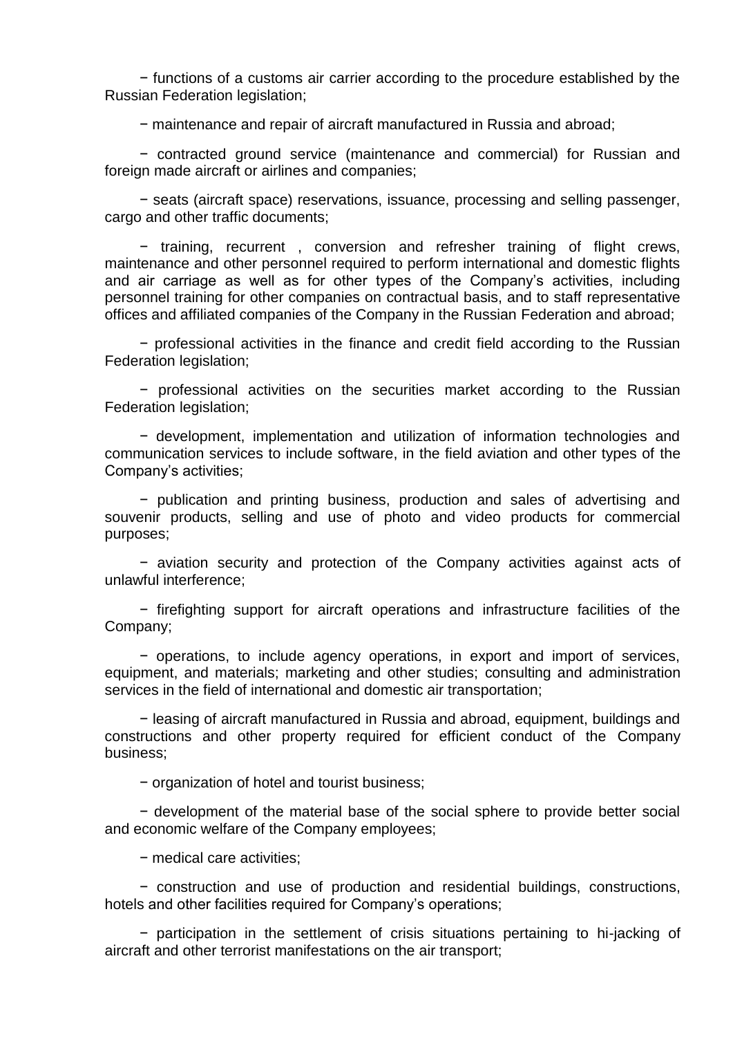− functions of a customs air carrier according to the procedure established by the Russian Federation legislation;

− maintenance and repair of aircraft manufactured in Russia and abroad;

− contracted ground service (maintenance and commercial) for Russian and foreign made aircraft or airlines and companies;

− seats (aircraft space) reservations, issuance, processing and selling passenger, cargo and other traffic documents;

− training, recurrent , conversion and refresher training of flight crews, maintenance and other personnel required to perform international and domestic flights and air carriage as well as for other types of the Company's activities, including personnel training for other companies on contractual basis, and to staff representative offices and affiliated companies of the Company in the Russian Federation and abroad;

− professional activities in the finance and credit field according to the Russian Federation legislation;

− professional activities on the securities market according to the Russian Federation legislation;

− development, implementation and utilization of information technologies and communication services to include software, in the field aviation and other types of the Company's activities;

− publication and printing business, production and sales of advertising and souvenir products, selling and use of photo and video products for commercial purposes;

− aviation security and protection of the Company activities against acts of unlawful interference;

− firefighting support for aircraft operations and infrastructure facilities of the Company;

− operations, to include agency operations, in export and import of services, equipment, and materials; marketing and other studies; consulting and administration services in the field of international and domestic air transportation;

− leasing of aircraft manufactured in Russia and abroad, equipment, buildings and constructions and other property required for efficient conduct of the Company business;

− organization of hotel and tourist business;

− development of the material base of the social sphere to provide better social and economic welfare of the Company employees;

− medical care activities;

− construction and use of production and residential buildings, constructions, hotels and other facilities required for Company's operations;

− participation in the settlement of crisis situations pertaining to hi-jacking of aircraft and other terrorist manifestations on the air transport;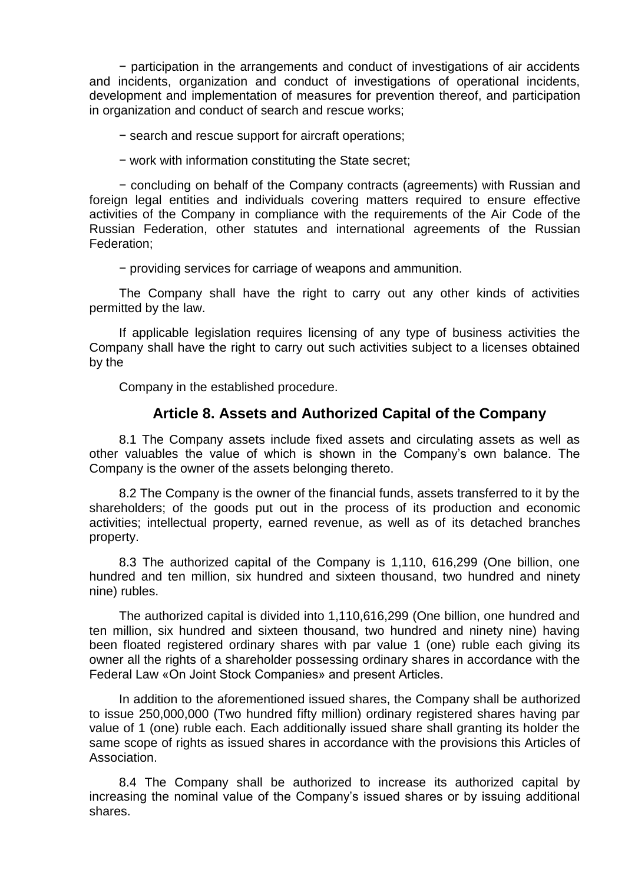− participation in the arrangements and conduct of investigations of air accidents and incidents, organization and conduct of investigations of operational incidents, development and implementation of measures for prevention thereof, and participation in organization and conduct of search and rescue works;

− search and rescue support for aircraft operations;

− work with information constituting the State secret;

− concluding on behalf of the Company contracts (agreements) with Russian and foreign legal entities and individuals covering matters required to ensure effective activities of the Company in compliance with the requirements of the Air Code of the Russian Federation, other statutes and international agreements of the Russian Federation;

− providing services for carriage of weapons and ammunition.

The Company shall have the right to carry out any other kinds of activities permitted by the law.

If applicable legislation requires licensing of any type of business activities the Company shall have the right to carry out such activities subject to a licenses obtained by the

Company in the established procedure.

## Article 8. Assets and Authorized Capital of the Company

8.1 The Company assets include fixed assets and circulating assets as well as other valuables the value of which is shown in the Company's own balance. The Company is the owner of the assets belonging thereto.

8.2 The Company is the owner of the financial funds, assets transferred to it by the shareholders; of the goods put out in the process of its production and economic activities; intellectual property, earned revenue, as well as of its detached branches property.

8.3 The authorized capital of the Company is 1,110, 616,299 (One billion, one hundred and ten million, six hundred and sixteen thousand, two hundred and ninety nine) rubles.

The authorized capital is divided into 1,110,616,299 (One billion, one hundred and ten million, six hundred and sixteen thousand, two hundred and ninety nine) having been floated registered ordinary shares with par value 1 (one) ruble each giving its owner all the rights of a shareholder possessing ordinary shares in accordance with the Federal Law «On Joint Stock Companies» and present Articles.

In addition to the aforementioned issued shares, the Company shall be authorized to issue 250,000,000 (Two hundred fifty million) ordinary registered shares having par value of 1 (one) ruble each. Each additionally issued share shall granting its holder the same scope of rights as issued shares in accordance with the provisions this Articles of Association.

8.4 The Company shall be authorized to increase its authorized capital by increasing the nominal value of the Company's issued shares or by issuing additional shares.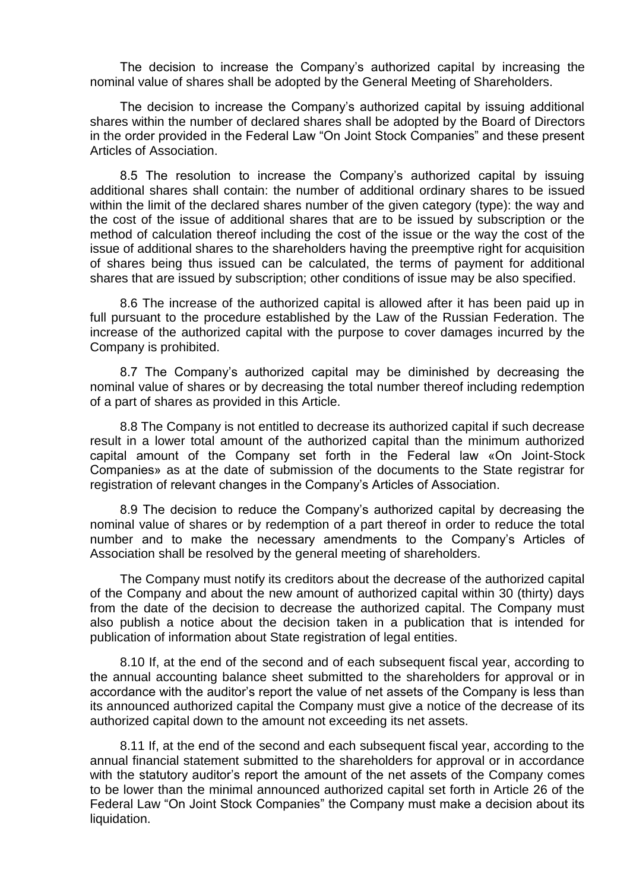The decision to increase the Company's authorized capital by increasing the nominal value of shares shall be adopted by the General Meeting of Shareholders.

The decision to increase the Company's authorized capital by issuing additional shares within the number of declared shares shall be adopted by the Board of Directors in the order provided in the Federal Law "On Joint Stock Companies" and these present Articles of Association.

8.5 The resolution to increase the Company's authorized capital by issuing additional shares shall contain: the number of additional ordinary shares to be issued within the limit of the declared shares number of the given category (type): the way and the cost of the issue of additional shares that are to be issued by subscription or the method of calculation thereof including the cost of the issue or the way the cost of the issue of additional shares to the shareholders having the preemptive right for acquisition of shares being thus issued can be calculated, the terms of payment for additional shares that are issued by subscription; other conditions of issue may be also specified.

8.6 The increase of the authorized capital is allowed after it has been paid up in full pursuant to the procedure established by the Law of the Russian Federation. The increase of the authorized capital with the purpose to cover damages incurred by the Company is prohibited.

8.7 The Company's authorized capital may be diminished by decreasing the nominal value of shares or by decreasing the total number thereof including redemption of a part of shares as provided in this Article.

8.8 The Company is not entitled to decrease its authorized capital if such decrease result in a lower total amount of the authorized capital than the minimum authorized capital amount of the Company set forth in the Federal law «On Joint-Stock Companies» as at the date of submission of the documents to the State registrar for registration of relevant changes in the Company's Articles of Association.

8.9 The decision to reduce the Company's authorized capital by decreasing the nominal value of shares or by redemption of a part thereof in order to reduce the total number and to make the necessary amendments to the Company's Articles of Association shall be resolved by the general meeting of shareholders.

The Company must notify its creditors about the decrease of the authorized capital of the Company and about the new amount of authorized capital within 30 (thirty) days from the date of the decision to decrease the authorized capital. The Company must also publish a notice about the decision taken in a publication that is intended for publication of information about State registration of legal entities.

8.10 If, at the end of the second and of each subsequent fiscal year, according to the annual accounting balance sheet submitted to the shareholders for approval or in accordance with the auditor's report the value of net assets of the Company is less than its announced authorized capital the Company must give a notice of the decrease of its authorized capital down to the amount not exceeding its net assets.

8.11 If, at the end of the second and each subsequent fiscal year, according to the annual financial statement submitted to the shareholders for approval or in accordance with the statutory auditor's report the amount of the net assets of the Company comes to be lower than the minimal announced authorized capital set forth in Article 26 of the Federal Law "On Joint Stock Companies" the Company must make a decision about its liquidation.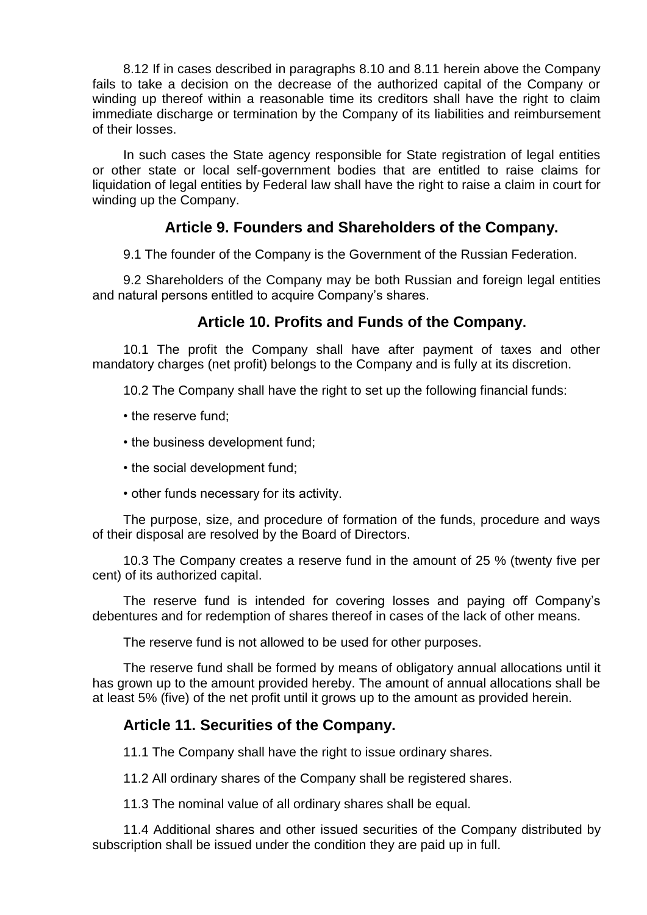8.12 If in cases described in paragraphs 8.10 and 8.11 herein above the Company fails to take a decision on the decrease of the authorized capital of the Company or winding up thereof within a reasonable time its creditors shall have the right to claim immediate discharge or termination by the Company of its liabilities and reimbursement of their losses.

In such cases the State agency responsible for State registration of legal entities or other state or local self-government bodies that are entitled to raise claims for liquidation of legal entities by Federal law shall have the right to raise a claim in court for winding up the Company.

## Article 9. Founders and Shareholders of the Company.

9.1 The founder of the Company is the Government of the Russian Federation.

9.2 Shareholders of the Company may be both Russian and foreign legal entities and natural persons entitled to acquire Company's shares.

## Article 10. Profits and Funds of the Company.

10.1 The profit the Company shall have after payment of taxes and other mandatory charges (net profit) belongs to the Company and is fully at its discretion.

10.2 The Company shall have the right to set up the following financial funds:

- the reserve fund;
- the business development fund;
- the social development fund;
- other funds necessary for its activity.

The purpose, size, and procedure of formation of the funds, procedure and ways of their disposal are resolved by the Board of Directors.

10.3 The Company creates a reserve fund in the amount of 25 % (twenty five per cent) of its authorized capital.

The reserve fund is intended for covering losses and paying off Company's debentures and for redemption of shares thereof in cases of the lack of other means.

The reserve fund is not allowed to be used for other purposes.

The reserve fund shall be formed by means of obligatory annual allocations until it has grown up to the amount provided hereby. The amount of annual allocations shall be at least 5% (five) of the net profit until it grows up to the amount as provided herein.

## Article 11. Securities of the Company.

11.1 The Company shall have the right to issue ordinary shares.

11.2 All ordinary shares of the Company shall be registered shares.

11.3 The nominal value of all ordinary shares shall be equal.

11.4 Additional shares and other issued securities of the Company distributed by subscription shall be issued under the condition they are paid up in full.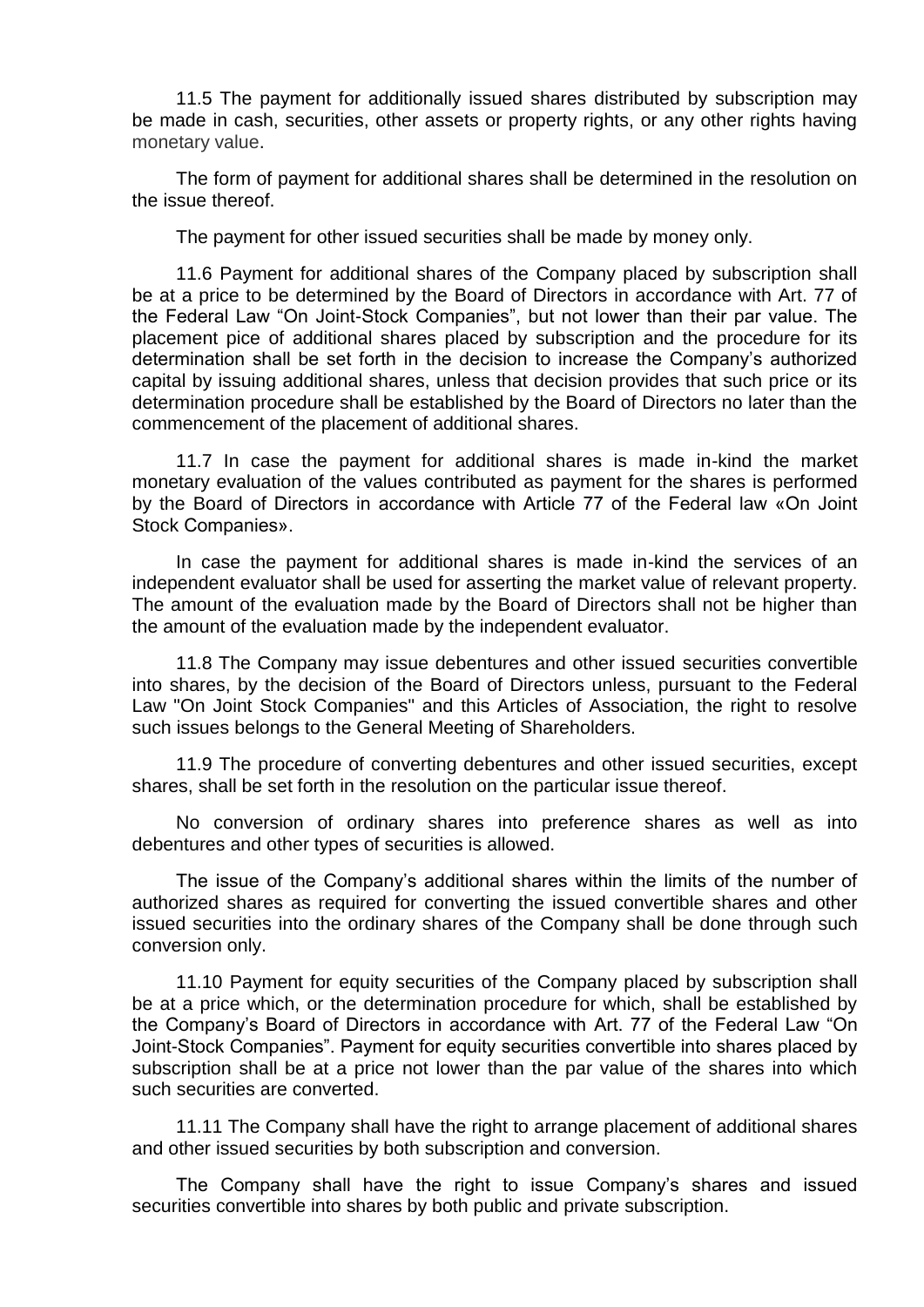11.5 The payment for additionally issued shares distributed by subscription may be made in cash, securities, other assets or property rights, or any other rights having monetary value.

The form of payment for additional shares shall be determined in the resolution on the issue thereof.

The payment for other issued securities shall be made by money only.

11.6 Payment for additional shares of the Company placed by subscription shall be at a price to be determined by the Board of Directors in accordance with Art. 77 of the Federal Law "On Joint-Stock Companies", but not lower than their par value. The placement pice of additional shares placed by subscription and the procedure for its determination shall be set forth in the decision to increase the Company's authorized capital by issuing additional shares, unless that decision provides that such price or its determination procedure shall be established by the Board of Directors no later than the commencement of the placement of additional shares.

11.7 In case the payment for additional shares is made in-kind the market monetary evaluation of the values contributed as payment for the shares is performed by the Board of Directors in accordance with Article 77 of the Federal law «On Joint Stock Companies».

In case the payment for additional shares is made in-kind the services of an independent evaluator shall be used for asserting the market value of relevant property. The amount of the evaluation made by the Board of Directors shall not be higher than the amount of the evaluation made by the independent evaluator.

11.8 The Company may issue debentures and other issued securities convertible into shares, by the decision of the Board of Directors unless, pursuant to the Federal Law "On Joint Stock Companies" and this Articles of Association, the right to resolve such issues belongs to the General Meeting of Shareholders.

11.9 The procedure of converting debentures and other issued securities, except shares, shall be set forth in the resolution on the particular issue thereof.

No conversion of ordinary shares into preference shares as well as into debentures and other types of securities is allowed.

The issue of the Company's additional shares within the limits of the number of authorized shares as required for converting the issued convertible shares and other issued securities into the ordinary shares of the Company shall be done through such conversion only.

11.10 Payment for equity securities of the Company placed by subscription shall be at a price which, or the determination procedure for which, shall be established by the Company's Board of Directors in accordance with Art. 77 of the Federal Law "On Joint-Stock Companies". Payment for equity securities convertible into shares placed by subscription shall be at a price not lower than the par value of the shares into which such securities are converted.

11.11 The Company shall have the right to arrange placement of additional shares and other issued securities by both subscription and conversion.

The Company shall have the right to issue Company's shares and issued securities convertible into shares by both public and private subscription.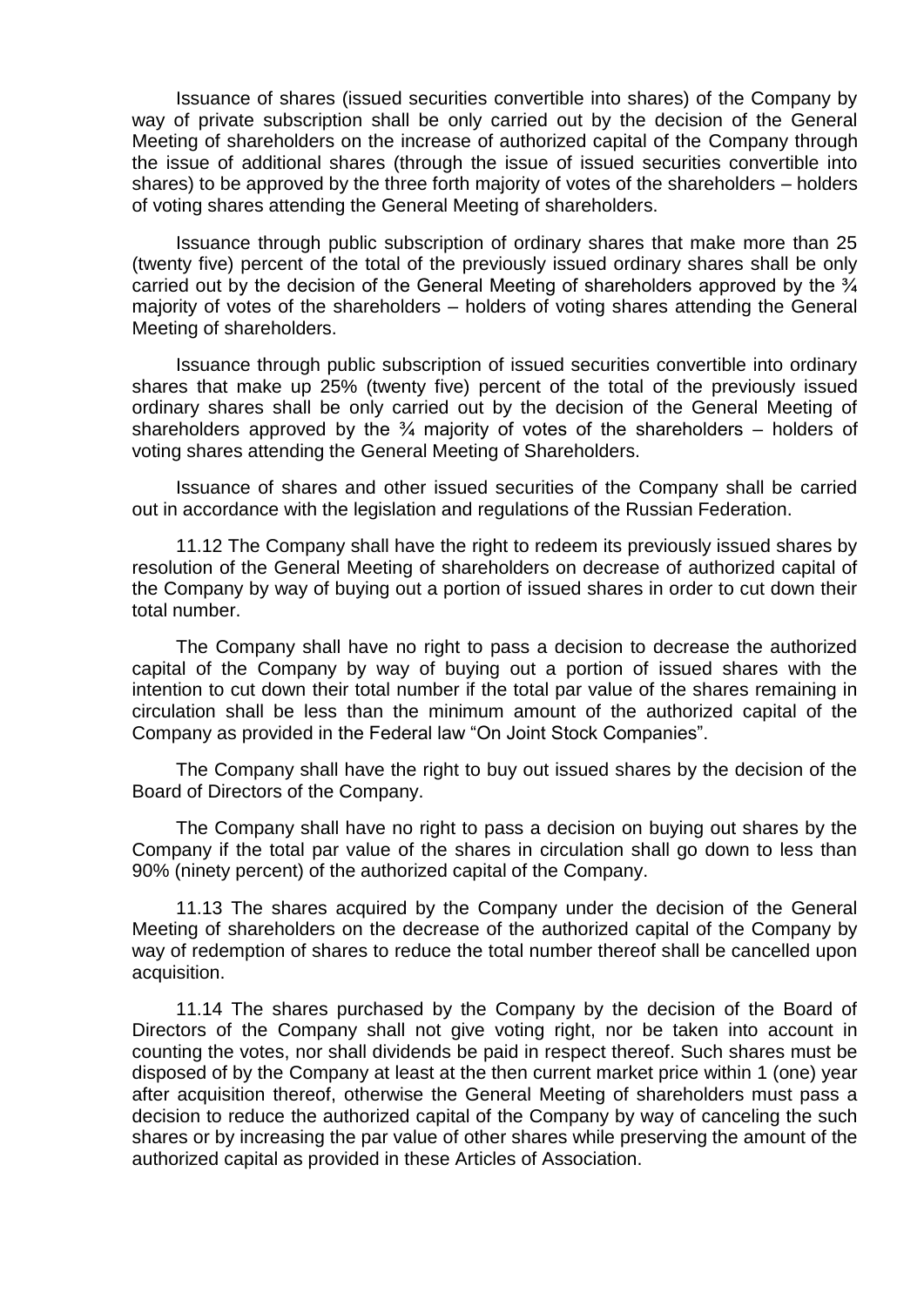Issuance of shares (issued securities convertible into shares) of the Company by way of private subscription shall be only carried out by the decision of the General Meeting of shareholders on the increase of authorized capital of the Company through the issue of additional shares (through the issue of issued securities convertible into shares) to be approved by the three forth majority of votes of the shareholders – holders of voting shares attending the General Meeting of shareholders.

Issuance through public subscription of ordinary shares that make more than 25 (twenty five) percent of the total of the previously issued ordinary shares shall be only carried out by the decision of the General Meeting of shareholders approved by the ¾ majority of votes of the shareholders – holders of voting shares attending the General Meeting of shareholders.

Issuance through public subscription of issued securities convertible into ordinary shares that make up 25% (twenty five) percent of the total of the previously issued ordinary shares shall be only carried out by the decision of the General Meeting of shareholders approved by the ¾ majority of votes of the shareholders – holders of voting shares attending the General Meeting of Shareholders.

Issuance of shares and other issued securities of the Company shall be carried out in accordance with the legislation and regulations of the Russian Federation.

11.12 The Company shall have the right to redeem its previously issued shares by resolution of the General Meeting of shareholders on decrease of authorized capital of the Company by way of buying out a portion of issued shares in order to cut down their total number.

The Company shall have no right to pass a decision to decrease the authorized capital of the Company by way of buying out a portion of issued shares with the intention to cut down their total number if the total par value of the shares remaining in circulation shall be less than the minimum amount of the authorized capital of the Company as provided in the Federal law "On Joint Stock Companies".

The Company shall have the right to buy out issued shares by the decision of the Board of Directors of the Company.

The Company shall have no right to pass a decision on buying out shares by the Company if the total par value of the shares in circulation shall go down to less than 90% (ninety percent) of the authorized capital of the Company.

11.13 The shares acquired by the Company under the decision of the General Meeting of shareholders on the decrease of the authorized capital of the Company by way of redemption of shares to reduce the total number thereof shall be cancelled upon acquisition.

11.14 The shares purchased by the Company by the decision of the Board of Directors of the Company shall not give voting right, nor be taken into account in counting the votes, nor shall dividends be paid in respect thereof. Such shares must be disposed of by the Company at least at the then current market price within 1 (one) year after acquisition thereof, otherwise the General Meeting of shareholders must pass a decision to reduce the authorized capital of the Company by way of canceling the such shares or by increasing the par value of other shares while preserving the amount of the authorized capital as provided in these Articles of Association.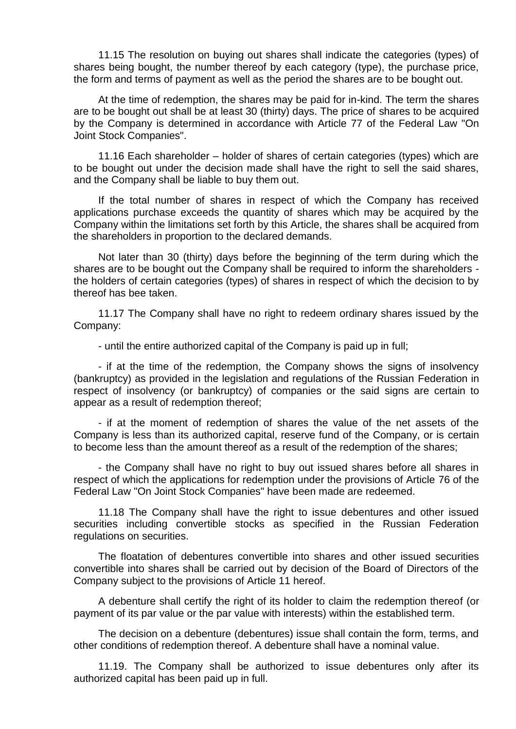11.15 The resolution on buying out shares shall indicate the categories (types) of shares being bought, the number thereof by each category (type), the purchase price, the form and terms of payment as well as the period the shares are to be bought out.

At the time of redemption, the shares may be paid for in-kind. The term the shares are to be bought out shall be at least 30 (thirty) days. The price of shares to be acquired by the Company is determined in accordance with Article 77 of the Federal Law "On Joint Stock Companies".

11.16 Each shareholder – holder of shares of certain categories (types) which are to be bought out under the decision made shall have the right to sell the said shares, and the Company shall be liable to buy them out.

If the total number of shares in respect of which the Company has received applications purchase exceeds the quantity of shares which may be acquired by the Company within the limitations set forth by this Article, the shares shall be acquired from the shareholders in proportion to the declared demands.

Not later than 30 (thirty) days before the beginning of the term during which the shares are to be bought out the Company shall be required to inform the shareholders - the holders of certain categories (types) of shares in respect of which the decision to by thereof has bee taken.

11.17 The Company shall have no right to redeem ordinary shares issued by the Company:

- until the entire authorized capital of the Company is paid up in full;

- if at the time of the redemption, the Company shows the signs of insolvency (bankruptcy) as provided in the legislation and regulations of the Russian Federation in respect of insolvency (or bankruptcy) of companies or the said signs are certain to appear as a result of redemption thereof;

- if at the moment of redemption of shares the value of the net assets of the Company is less than its authorized capital, reserve fund of the Company, or is certain to become less than the amount thereof as a result of the redemption of the shares;

- the Company shall have no right to buy out issued shares before all shares in respect of which the applications for redemption under the provisions of Article 76 of the Federal Law "On Joint Stock Companies" have been made are redeemed.

11.18 The Company shall have the right to issue debentures and other issued securities including convertible stocks as specified in the Russian Federation regulations on securities.

The floatation of debentures convertible into shares and other issued securities convertible into shares shall be carried out by decision of the Board of Directors of the Company subject to the provisions of Article 11 hereof.

A debenture shall certify the right of its holder to claim the redemption thereof (or payment of its par value or the par value with interests) within the established term.

The decision on a debenture (debentures) issue shall contain the form, terms, and other conditions of redemption thereof. A debenture shall have a nominal value.

11.19. The Company shall be authorized to issue debentures only after its authorized capital has been paid up in full.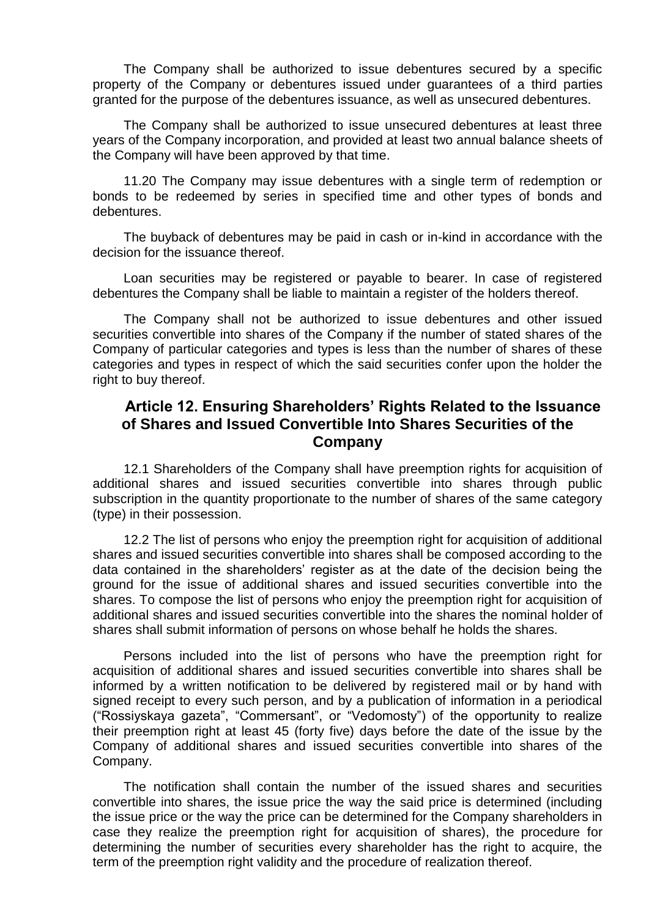The Company shall be authorized to issue debentures secured by a specific property of the Company or debentures issued under guarantees of a third parties granted for the purpose of the debentures issuance, as well as unsecured debentures.

The Company shall be authorized to issue unsecured debentures at least three years of the Company incorporation, and provided at least two annual balance sheets of the Company will have been approved by that time.

11.20 The Company may issue debentures with a single term of redemption or bonds to be redeemed by series in specified time and other types of bonds and debentures.

The buyback of debentures may be paid in cash or in-kind in accordance with the decision for the issuance thereof.

Loan securities may be registered or payable to bearer. In case of registered debentures the Company shall be liable to maintain a register of the holders thereof.

The Company shall not be authorized to issue debentures and other issued securities convertible into shares of the Company if the number of stated shares of the Company of particular categories and types is less than the number of shares of these categories and types in respect of which the said securities confer upon the holder the right to buy thereof.

## Article 12. Ensuring Shareholders' Rights Related to the Issuance of Shares and Issued Convertible Into Shares Securities of the Company

12.1 Shareholders of the Company shall have preemption rights for acquisition of additional shares and issued securities convertible into shares through public subscription in the quantity proportionate to the number of shares of the same category (type) in their possession.

12.2 The list of persons who enjoy the preemption right for acquisition of additional shares and issued securities convertible into shares shall be composed according to the data contained in the shareholders' register as at the date of the decision being the ground for the issue of additional shares and issued securities convertible into the shares. To compose the list of persons who enjoy the preemption right for acquisition of additional shares and issued securities convertible into the shares the nominal holder of shares shall submit information of persons on whose behalf he holds the shares.

Persons included into the list of persons who have the preemption right for acquisition of additional shares and issued securities convertible into shares shall be informed by a written notification to be delivered by registered mail or by hand with signed receipt to every such person, and by a publication of information in a periodical ("Rossiyskaya gazeta", "Commersant", or "Vedomosty") of the opportunity to realize their preemption right at least 45 (forty five) days before the date of the issue by the Company of additional shares and issued securities convertible into shares of the Company.

The notification shall contain the number of the issued shares and securities convertible into shares, the issue price the way the said price is determined (including the issue price or the way the price can be determined for the Company shareholders in case they realize the preemption right for acquisition of shares), the procedure for determining the number of securities every shareholder has the right to acquire, the term of the preemption right validity and the procedure of realization thereof.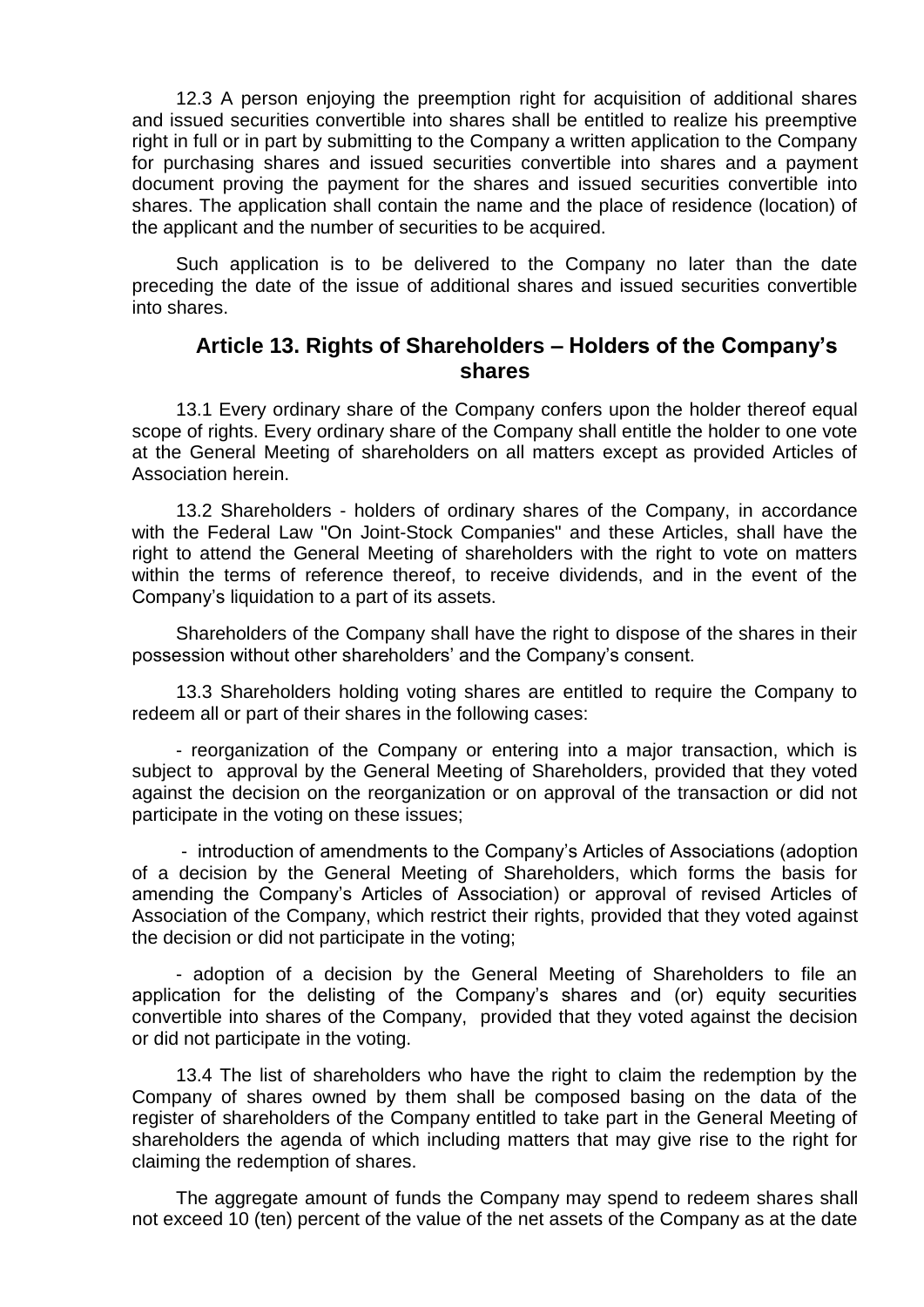12.3 A person enjoying the preemption right for acquisition of additional shares and issued securities convertible into shares shall be entitled to realize his preemptive right in full or in part by submitting to the Company a written application to the Company for purchasing shares and issued securities convertible into shares and a payment document proving the payment for the shares and issued securities convertible into shares. The application shall contain the name and the place of residence (location) of the applicant and the number of securities to be acquired.

Such application is to be delivered to the Company no later than the date preceding the date of the issue of additional shares and issued securities convertible into shares.

## Article 13. Rights of Shareholders – Holders of the Company's shares

13.1 Every ordinary share of the Company confers upon the holder thereof equal scope of rights. Every ordinary share of the Company shall entitle the holder to one vote at the General Meeting of shareholders on all matters except as provided Articles of Association herein.

13.2 Shareholders - holders of ordinary shares of the Company, in accordance with the Federal Law "On Joint-Stock Companies" and these Articles, shall have the right to attend the General Meeting of shareholders with the right to vote on matters within the terms of reference thereof, to receive dividends, and in the event of the Company's liquidation to a part of its assets.

Shareholders of the Company shall have the right to dispose of the shares in their possession without other shareholders' and the Company's consent.

13.3 Shareholders holding voting shares are entitled to require the Company to redeem all or part of their shares in the following cases:

- reorganization of the Company or entering into a major transaction, which is subject to approval by the General Meeting of Shareholders, provided that they voted against the decision on the reorganization or on approval of the transaction or did not participate in the voting on these issues;

- introduction of amendments to the Company's Articles of Associations (adoption of a decision by the General Meeting of Shareholders, which forms the basis for amending the Company's Articles of Association) or approval of revised Articles of Association of the Company, which restrict their rights, provided that they voted against the decision or did not participate in the voting;

- adoption of a decision by the General Meeting of Shareholders to file an application for the delisting of the Company's shares and (or) equity securities convertible into shares of the Company, provided that they voted against the decision or did not participate in the voting.

13.4 The list of shareholders who have the right to claim the redemption by the Company of shares owned by them shall be composed basing on the data of the register of shareholders of the Company entitled to take part in the General Meeting of shareholders the agenda of which including matters that may give rise to the right for claiming the redemption of shares.

The aggregate amount of funds the Company may spend to redeem shares shall not exceed 10 (ten) percent of the value of the net assets of the Company as at the date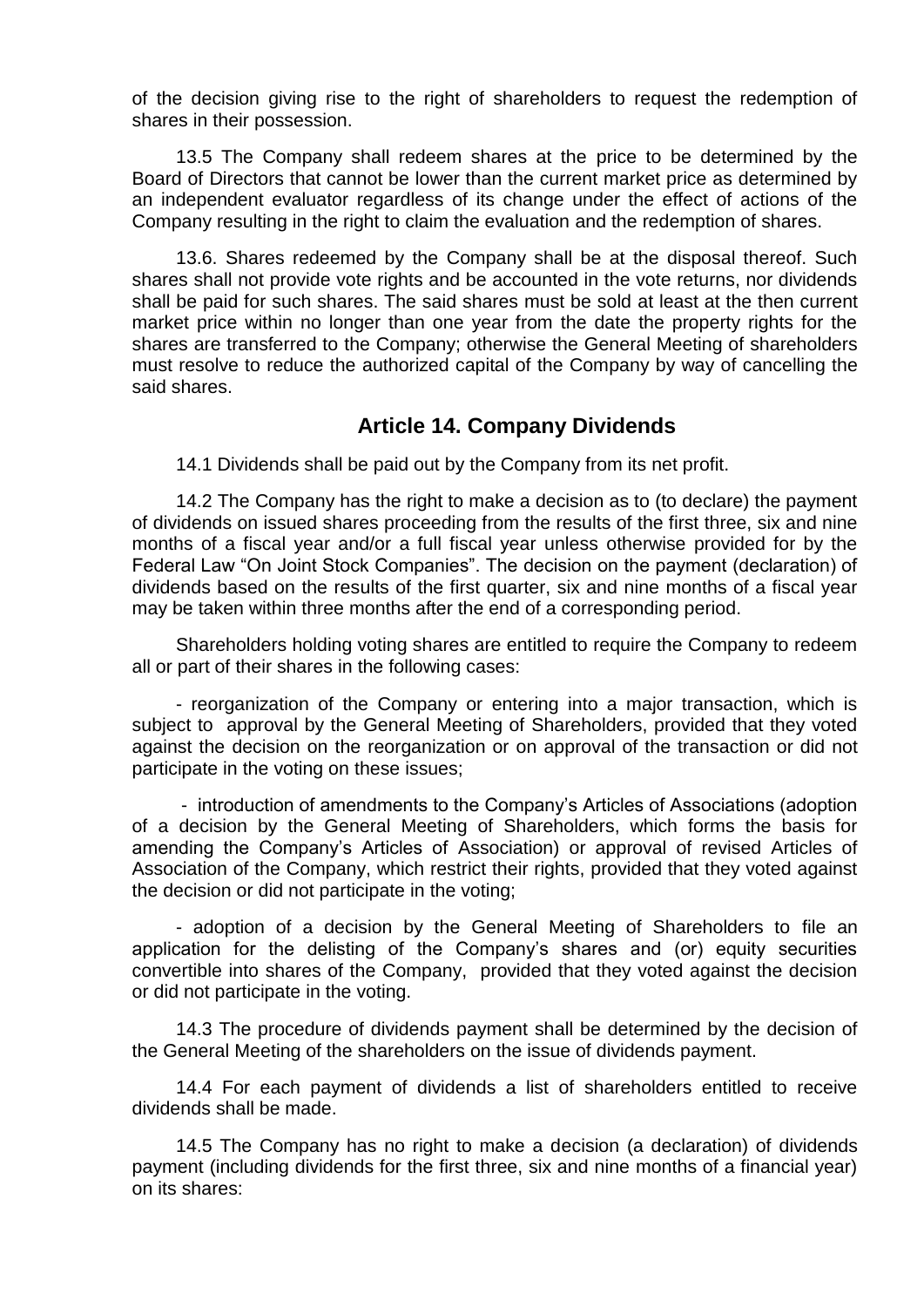of the decision giving rise to the right of shareholders to request the redemption of shares in their possession.

13.5 The Company shall redeem shares at the price to be determined by the Board of Directors that cannot be lower than the current market price as determined by an independent evaluator regardless of its change under the effect of actions of the Company resulting in the right to claim the evaluation and the redemption of shares.

13.6. Shares redeemed by the Company shall be at the disposal thereof. Such shares shall not provide vote rights and be accounted in the vote returns, nor dividends shall be paid for such shares. The said shares must be sold at least at the then current market price within no longer than one year from the date the property rights for the shares are transferred to the Company; otherwise the General Meeting of shareholders must resolve to reduce the authorized capital of the Company by way of cancelling the said shares.

## Article 14. Company Dividends

14.1 Dividends shall be paid out by the Company from its net profit.

14.2 The Company has the right to make a decision as to (to declare) the payment of dividends on issued shares proceeding from the results of the first three, six and nine months of a fiscal year and/or a full fiscal year unless otherwise provided for by the Federal Law "On Joint Stock Companies". The decision on the payment (declaration) of dividends based on the results of the first quarter, six and nine months of a fiscal year may be taken within three months after the end of a corresponding period.

Shareholders holding voting shares are entitled to require the Company to redeem all or part of their shares in the following cases:

- reorganization of the Company or entering into a major transaction, which is subject to approval by the General Meeting of Shareholders, provided that they voted against the decision on the reorganization or on approval of the transaction or did not participate in the voting on these issues;

- introduction of amendments to the Company's Articles of Associations (adoption of a decision by the General Meeting of Shareholders, which forms the basis for amending the Company's Articles of Association) or approval of revised Articles of Association of the Company, which restrict their rights, provided that they voted against the decision or did not participate in the voting;

- adoption of a decision by the General Meeting of Shareholders to file an application for the delisting of the Company's shares and (or) equity securities convertible into shares of the Company, provided that they voted against the decision or did not participate in the voting.

14.3 The procedure of dividends payment shall be determined by the decision of the General Meeting of the shareholders on the issue of dividends payment.

14.4 For each payment of dividends a list of shareholders entitled to receive dividends shall be made.

14.5 The Company has no right to make a decision (a declaration) of dividends payment (including dividends for the first three, six and nine months of a financial year) on its shares: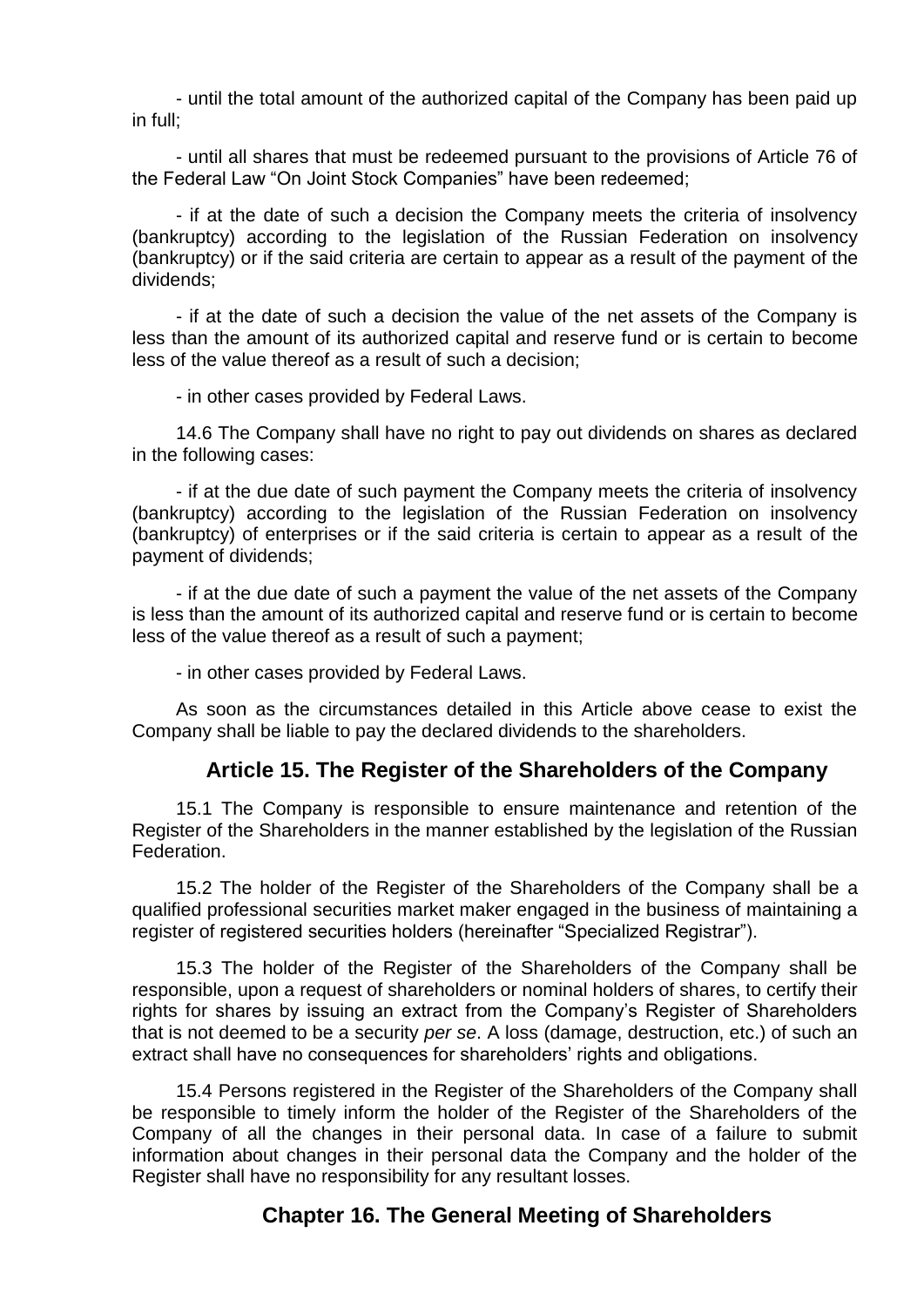- until the total amount of the authorized capital of the Company has been paid up in full;

- until all shares that must be redeemed pursuant to the provisions of Article 76 of the Federal Law "On Joint Stock Companies" have been redeemed;

- if at the date of such a decision the Company meets the criteria of insolvency (bankruptcy) according to the legislation of the Russian Federation on insolvency (bankruptcy) or if the said criteria are certain to appear as a result of the payment of the dividends;

- if at the date of such a decision the value of the net assets of the Company is less than the amount of its authorized capital and reserve fund or is certain to become less of the value thereof as a result of such a decision;

- in other cases provided by Federal Laws.

14.6 The Company shall have no right to pay out dividends on shares as declared in the following cases:

- if at the due date of such payment the Company meets the criteria of insolvency (bankruptcy) according to the legislation of the Russian Federation on insolvency (bankruptcy) of enterprises or if the said criteria is certain to appear as a result of the payment of dividends;

- if at the due date of such a payment the value of the net assets of the Company is less than the amount of its authorized capital and reserve fund or is certain to become less of the value thereof as a result of such a payment;

- in other cases provided by Federal Laws.

As soon as the circumstances detailed in this Article above cease to exist the Company shall be liable to pay the declared dividends to the shareholders.

## Article 15. The Register of the Shareholders of the Company

15.1 The Company is responsible to ensure maintenance and retention of the Register of the Shareholders in the manner established by the legislation of the Russian Federation.

15.2 The holder of the Register of the Shareholders of the Company shall be a qualified professional securities market maker engaged in the business of maintaining a register of registered securities holders (hereinafter "Specialized Registrar").

15.3 The holder of the Register of the Shareholders of the Company shall be responsible, upon a request of shareholders or nominal holders of shares, to certify their rights for shares by issuing an extract from the Company's Register of Shareholders that is not deemed to be a security *per se*. A loss (damage, destruction, etc.) of such an extract shall have no consequences for shareholders' rights and obligations.

15.4 Persons registered in the Register of the Shareholders of the Company shall be responsible to timely inform the holder of the Register of the Shareholders of the Company of all the changes in their personal data. In case of a failure to submit information about changes in their personal data the Company and the holder of the Register shall have no responsibility for any resultant losses.

## Chapter 16. The General Meeting of Shareholders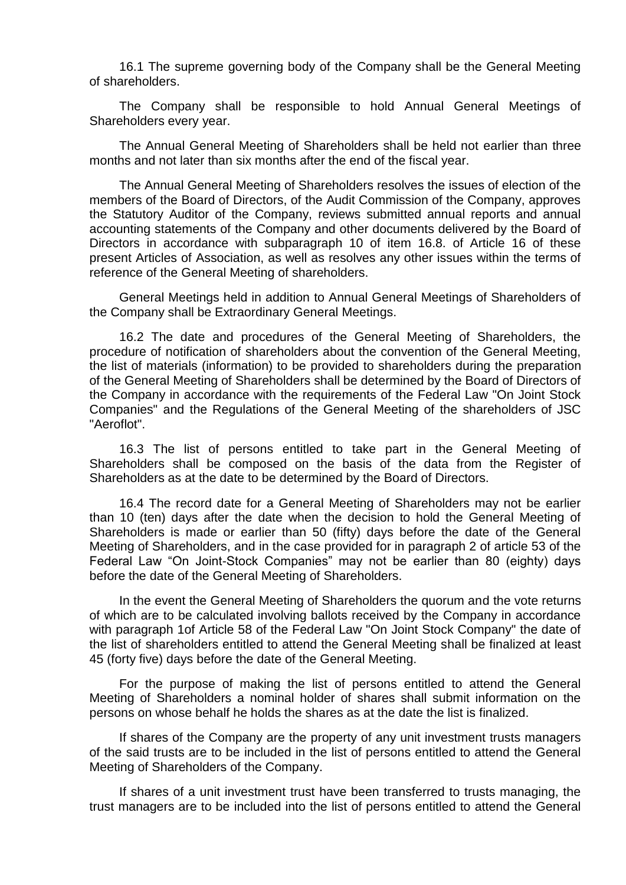16.1 The supreme governing body of the Company shall be the General Meeting of shareholders.

The Company shall be responsible to hold Annual General Meetings of Shareholders every year.

The Annual General Meeting of Shareholders shall be held not earlier than three months and not later than six months after the end of the fiscal year.

The Annual General Meeting of Shareholders resolves the issues of election of the members of the Board of Directors, of the Audit Commission of the Company, approves the Statutory Auditor of the Company, reviews submitted annual reports and annual accounting statements of the Company and other documents delivered by the Board of Directors in accordance with subparagraph 10 of item 16.8. of Article 16 of these present Articles of Association, as well as resolves any other issues within the terms of reference of the General Meeting of shareholders.

General Meetings held in addition to Annual General Meetings of Shareholders of the Company shall be Extraordinary General Meetings.

16.2 The date and procedures of the General Meeting of Shareholders, the procedure of notification of shareholders about the convention of the General Meeting, the list of materials (information) to be provided to shareholders during the preparation of the General Meeting of Shareholders shall be determined by the Board of Directors of the Company in accordance with the requirements of the Federal Law "On Joint Stock Companies" and the Regulations of the General Meeting of the shareholders of JSC "Aeroflot".

16.3 The list of persons entitled to take part in the General Meeting of Shareholders shall be composed on the basis of the data from the Register of Shareholders as at the date to be determined by the Board of Directors.

16.4 The record date for a General Meeting of Shareholders may not be earlier than 10 (ten) days after the date when the decision to hold the General Meeting of Shareholders is made or earlier than 50 (fifty) days before the date of the General Meeting of Shareholders, and in the case provided for in paragraph 2 of article 53 of the Federal Law "On Joint-Stock Companies" may not be earlier than 80 (eighty) days before the date of the General Meeting of Shareholders.

In the event the General Meeting of Shareholders the quorum and the vote returns of which are to be calculated involving ballots received by the Company in accordance with paragraph 1of Article 58 of the Federal Law "On Joint Stock Company" the date of the list of shareholders entitled to attend the General Meeting shall be finalized at least 45 (forty five) days before the date of the General Meeting.

For the purpose of making the list of persons entitled to attend the General Meeting of Shareholders a nominal holder of shares shall submit information on the persons on whose behalf he holds the shares as at the date the list is finalized.

If shares of the Company are the property of any unit investment trusts managers of the said trusts are to be included in the list of persons entitled to attend the General Meeting of Shareholders of the Company.

If shares of a unit investment trust have been transferred to trusts managing, the trust managers are to be included into the list of persons entitled to attend the General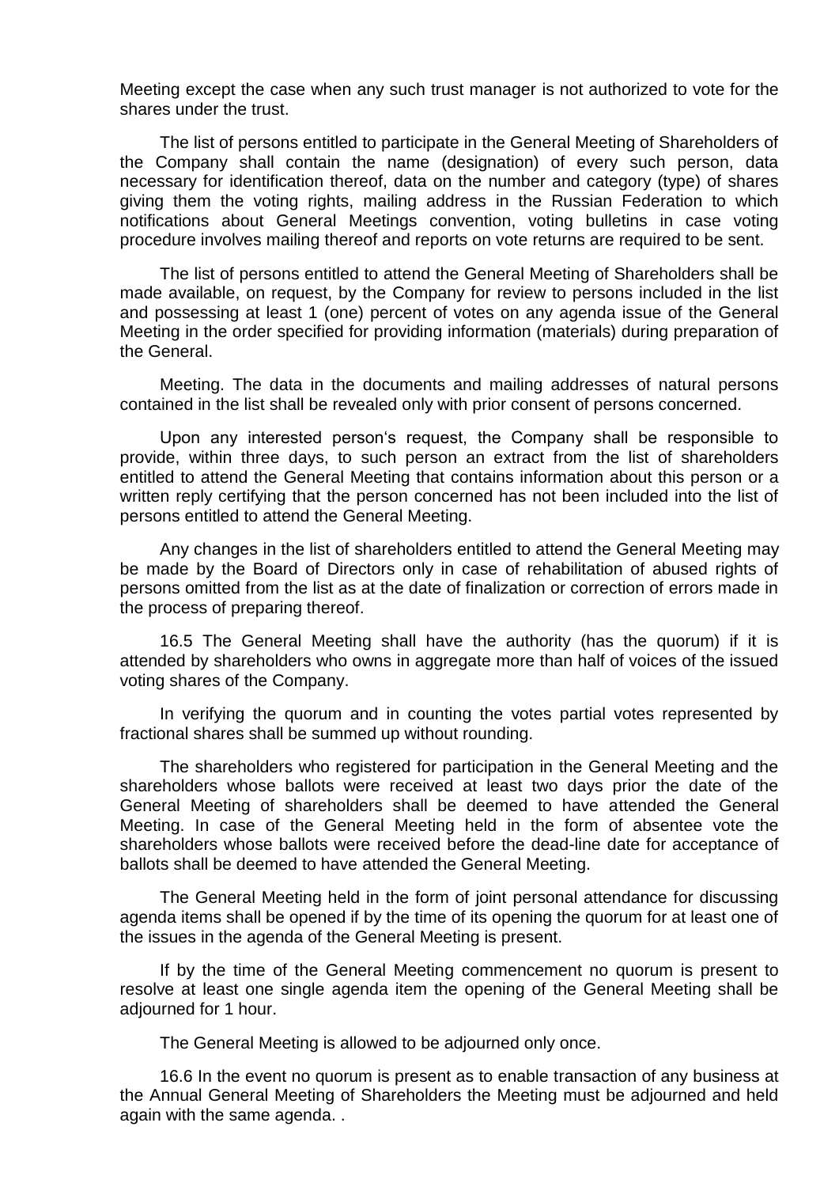Meeting except the case when any such trust manager is not authorized to vote for the shares under the trust.

The list of persons entitled to participate in the General Meeting of Shareholders of the Company shall contain the name (designation) of every such person, data necessary for identification thereof, data on the number and category (type) of shares giving them the voting rights, mailing address in the Russian Federation to which notifications about General Meetings convention, voting bulletins in case voting procedure involves mailing thereof and reports on vote returns are required to be sent.

The list of persons entitled to attend the General Meeting of Shareholders shall be made available, on request, by the Company for review to persons included in the list and possessing at least 1 (one) percent of votes on any agenda issue of the General Meeting in the order specified for providing information (materials) during preparation of the General.

Meeting. The data in the documents and mailing addresses of natural persons contained in the list shall be revealed only with prior consent of persons concerned.

Upon any interested person's request, the Company shall be responsible to provide, within three days, to such person an extract from the list of shareholders entitled to attend the General Meeting that contains information about this person or a written reply certifying that the person concerned has not been included into the list of persons entitled to attend the General Meeting.

Any changes in the list of shareholders entitled to attend the General Meeting may be made by the Board of Directors only in case of rehabilitation of abused rights of persons omitted from the list as at the date of finalization or correction of errors made in the process of preparing thereof.

16.5 The General Meeting shall have the authority (has the quorum) if it is attended by shareholders who owns in aggregate more than half of voices of the issued voting shares of the Company.

In verifying the quorum and in counting the votes partial votes represented by fractional shares shall be summed up without rounding.

The shareholders who registered for participation in the General Meeting and the shareholders whose ballots were received at least two days prior the date of the General Meeting of shareholders shall be deemed to have attended the General Meeting. In case of the General Meeting held in the form of absentee vote the shareholders whose ballots were received before the dead-line date for acceptance of ballots shall be deemed to have attended the General Meeting.

The General Meeting held in the form of joint personal attendance for discussing agenda items shall be opened if by the time of its opening the quorum for at least one of the issues in the agenda of the General Meeting is present.

If by the time of the General Meeting commencement no quorum is present to resolve at least one single agenda item the opening of the General Meeting shall be adjourned for 1 hour.

The General Meeting is allowed to be adjourned only once.

16.6 In the event no quorum is present as to enable transaction of any business at the Annual General Meeting of Shareholders the Meeting must be adjourned and held again with the same agenda. .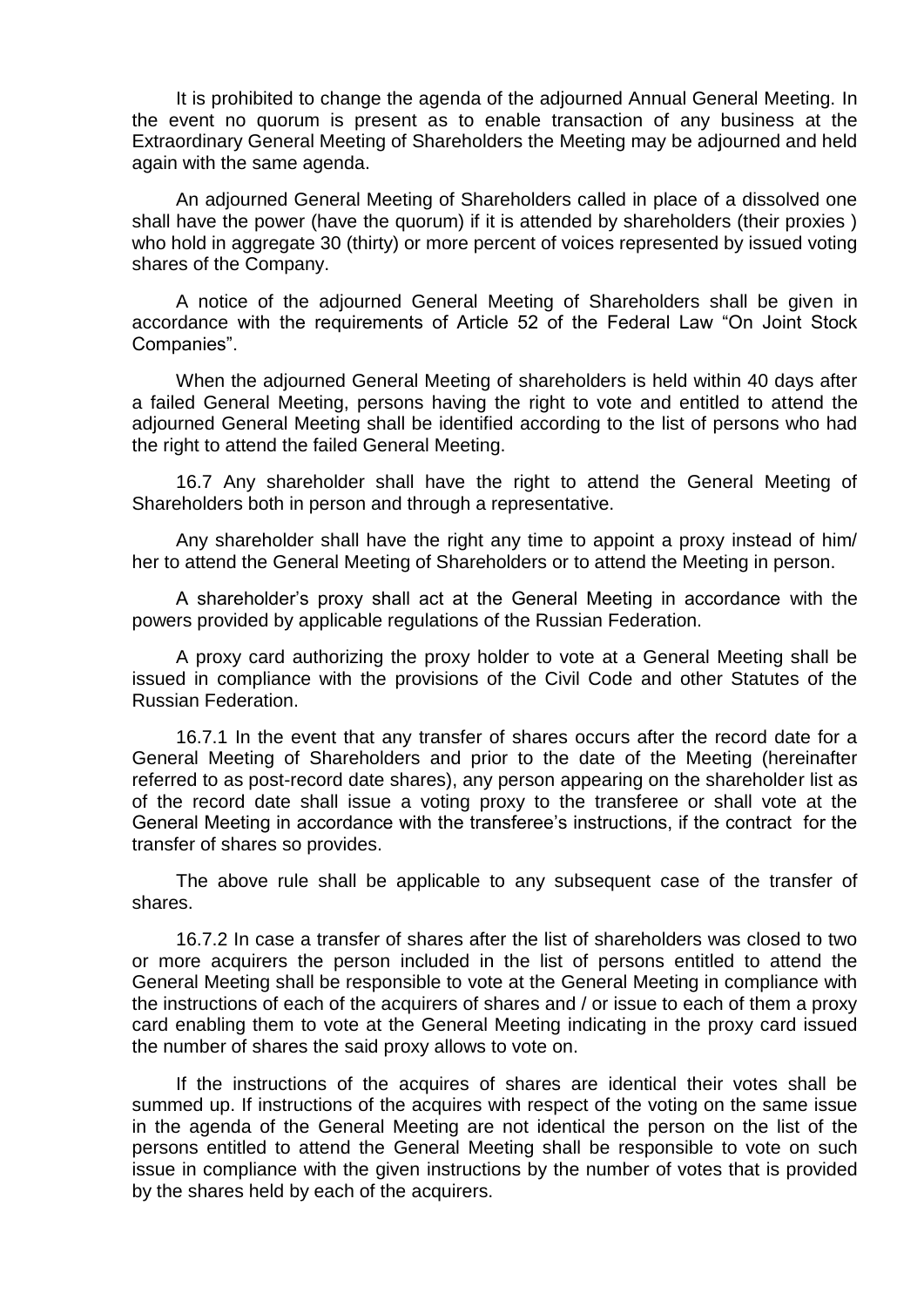It is prohibited to change the agenda of the adjourned Annual General Meeting. In the event no quorum is present as to enable transaction of any business at the Extraordinary General Meeting of Shareholders the Meeting may be adjourned and held again with the same agenda.

An adjourned General Meeting of Shareholders called in place of a dissolved one shall have the power (have the quorum) if it is attended by shareholders (their proxies ) who hold in aggregate 30 (thirty) or more percent of voices represented by issued voting shares of the Company.

A notice of the adjourned General Meeting of Shareholders shall be given in accordance with the requirements of Article 52 of the Federal Law "On Joint Stock Companies".

When the adjourned General Meeting of shareholders is held within 40 days after a failed General Meeting, persons having the right to vote and entitled to attend the adjourned General Meeting shall be identified according to the list of persons who had the right to attend the failed General Meeting.

16.7 Any shareholder shall have the right to attend the General Meeting of Shareholders both in person and through a representative.

Any shareholder shall have the right any time to appoint a proxy instead of him/ her to attend the General Meeting of Shareholders or to attend the Meeting in person.

A shareholder's proxy shall act at the General Meeting in accordance with the powers provided by applicable regulations of the Russian Federation.

A proxy card authorizing the proxy holder to vote at a General Meeting shall be issued in compliance with the provisions of the Civil Code and other Statutes of the Russian Federation.

16.7.1 In the event that any transfer of shares occurs after the record date for a General Meeting of Shareholders and prior to the date of the Meeting (hereinafter referred to as post-record date shares), any person appearing on the shareholder list as of the record date shall issue a voting proxy to the transferee or shall vote at the General Meeting in accordance with the transferee's instructions, if the contract for the transfer of shares so provides.

The above rule shall be applicable to any subsequent case of the transfer of shares.

16.7.2 In case a transfer of shares after the list of shareholders was closed to two or more acquirers the person included in the list of persons entitled to attend the General Meeting shall be responsible to vote at the General Meeting in compliance with the instructions of each of the acquirers of shares and / or issue to each of them a proxy card enabling them to vote at the General Meeting indicating in the proxy card issued the number of shares the said proxy allows to vote on.

If the instructions of the acquires of shares are identical their votes shall be summed up. If instructions of the acquires with respect of the voting on the same issue in the agenda of the General Meeting are not identical the person on the list of the persons entitled to attend the General Meeting shall be responsible to vote on such issue in compliance with the given instructions by the number of votes that is provided by the shares held by each of the acquirers.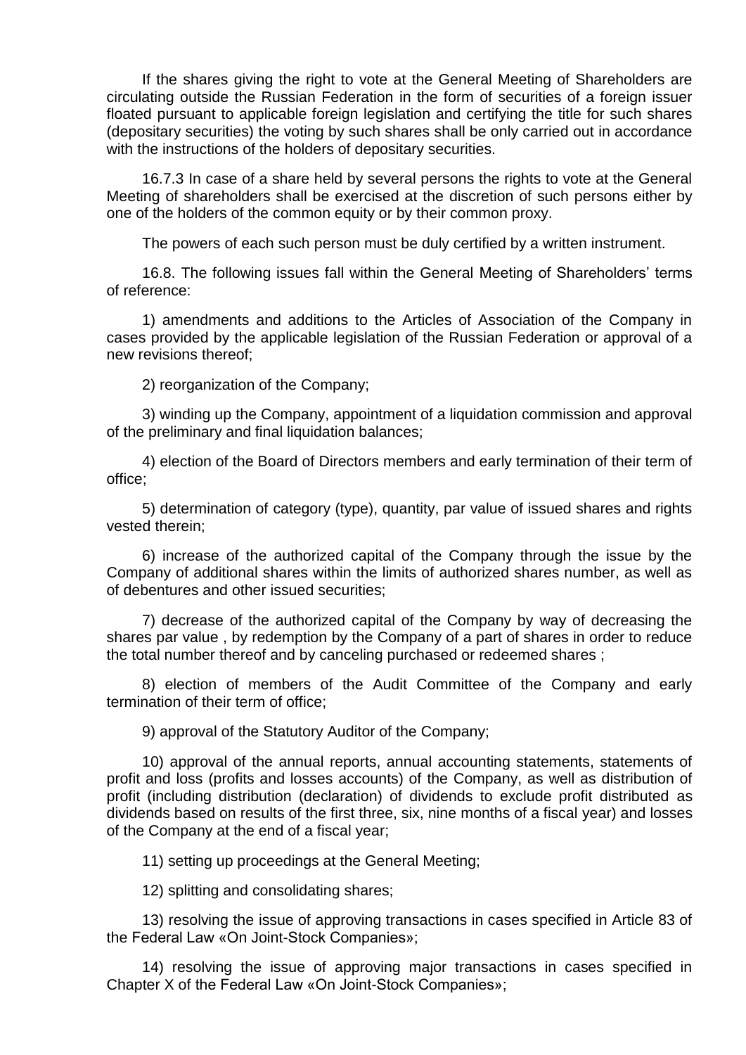If the shares giving the right to vote at the General Meeting of Shareholders are circulating outside the Russian Federation in the form of securities of a foreign issuer floated pursuant to applicable foreign legislation and certifying the title for such shares (depositary securities) the voting by such shares shall be only carried out in accordance with the instructions of the holders of depositary securities.

16.7.3 In case of a share held by several persons the rights to vote at the General Meeting of shareholders shall be exercised at the discretion of such persons either by one of the holders of the common equity or by their common proxy.

The powers of each such person must be duly certified by a written instrument.

16.8. The following issues fall within the General Meeting of Shareholders' terms of reference:

1) amendments and additions to the Articles of Association of the Company in cases provided by the applicable legislation of the Russian Federation or approval of a new revisions thereof;

2) reorganization of the Company;

3) winding up the Company, appointment of a liquidation commission and approval of the preliminary and final liquidation balances;

4) election of the Board of Directors members and early termination of their term of office;

5) determination of category (type), quantity, par value of issued shares and rights vested therein;

6) increase of the authorized capital of the Company through the issue by the Company of additional shares within the limits of authorized shares number, as well as of debentures and other issued securities;

7) decrease of the authorized capital of the Company by way of decreasing the shares par value , by redemption by the Company of a part of shares in order to reduce the total number thereof and by canceling purchased or redeemed shares ;

8) election of members of the Audit Committee of the Company and early termination of their term of office;

9) approval of the Statutory Auditor of the Company;

10) approval of the annual reports, annual accounting statements, statements of profit and loss (profits and losses accounts) of the Company, as well as distribution of profit (including distribution (declaration) of dividends to exclude profit distributed as dividends based on results of the first three, six, nine months of a fiscal year) and losses of the Company at the end of a fiscal year;

11) setting up proceedings at the General Meeting;

12) splitting and consolidating shares;

13) resolving the issue of approving transactions in cases specified in Article 83 of the Federal Law «On Joint-Stock Companies»;

14) resolving the issue of approving major transactions in cases specified in Chapter X of the Federal Law «On Joint-Stock Companies»;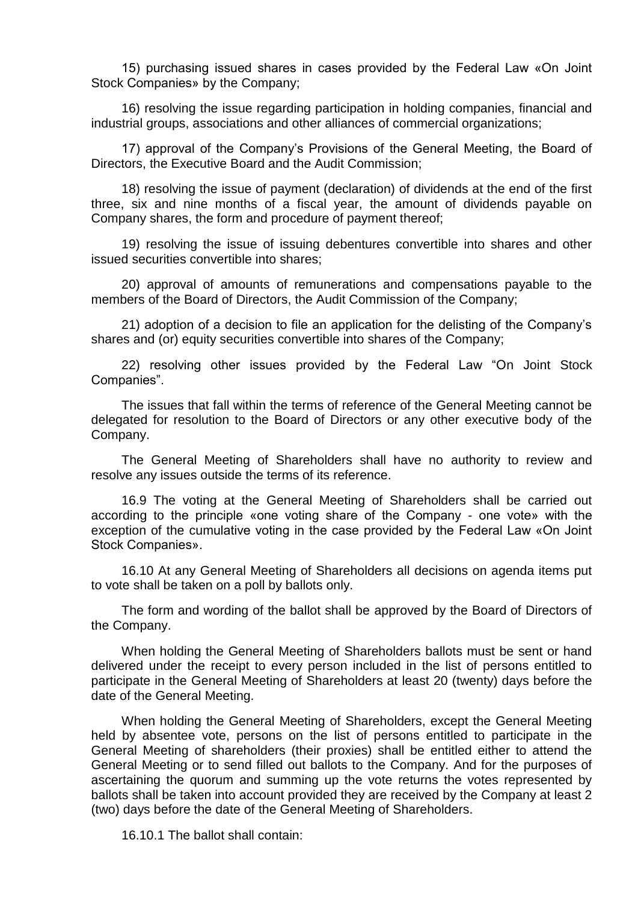15) purchasing issued shares in cases provided by the Federal Law «On Joint Stock Companies» by the Company;

16) resolving the issue regarding participation in holding companies, financial and industrial groups, associations and other alliances of commercial organizations;

17) approval of the Company's Provisions of the General Meeting, the Board of Directors, the Executive Board and the Audit Commission;

18) resolving the issue of payment (declaration) of dividends at the end of the first three, six and nine months of a fiscal year, the amount of dividends payable on Company shares, the form and procedure of payment thereof;

19) resolving the issue of issuing debentures convertible into shares and other issued securities convertible into shares;

20) approval of amounts of remunerations and compensations payable to the members of the Board of Directors, the Audit Commission of the Company;

21) adoption of a decision to file an application for the delisting of the Company's shares and (or) equity securities convertible into shares of the Company;

22) resolving other issues provided by the Federal Law "On Joint Stock Companies".

The issues that fall within the terms of reference of the General Meeting cannot be delegated for resolution to the Board of Directors or any other executive body of the Company.

The General Meeting of Shareholders shall have no authority to review and resolve any issues outside the terms of its reference.

16.9 The voting at the General Meeting of Shareholders shall be carried out according to the principle «one voting share of the Company - one vote» with the exception of the cumulative voting in the case provided by the Federal Law «On Joint Stock Companies».

16.10 At any General Meeting of Shareholders all decisions on agenda items put to vote shall be taken on a poll by ballots only.

The form and wording of the ballot shall be approved by the Board of Directors of the Company.

When holding the General Meeting of Shareholders ballots must be sent or hand delivered under the receipt to every person included in the list of persons entitled to participate in the General Meeting of Shareholders at least 20 (twenty) days before the date of the General Meeting.

When holding the General Meeting of Shareholders, except the General Meeting held by absentee vote, persons on the list of persons entitled to participate in the General Meeting of shareholders (their proxies) shall be entitled either to attend the General Meeting or to send filled out ballots to the Company. And for the purposes of ascertaining the quorum and summing up the vote returns the votes represented by ballots shall be taken into account provided they are received by the Company at least 2 (two) days before the date of the General Meeting of Shareholders.

16.10.1 The ballot shall contain: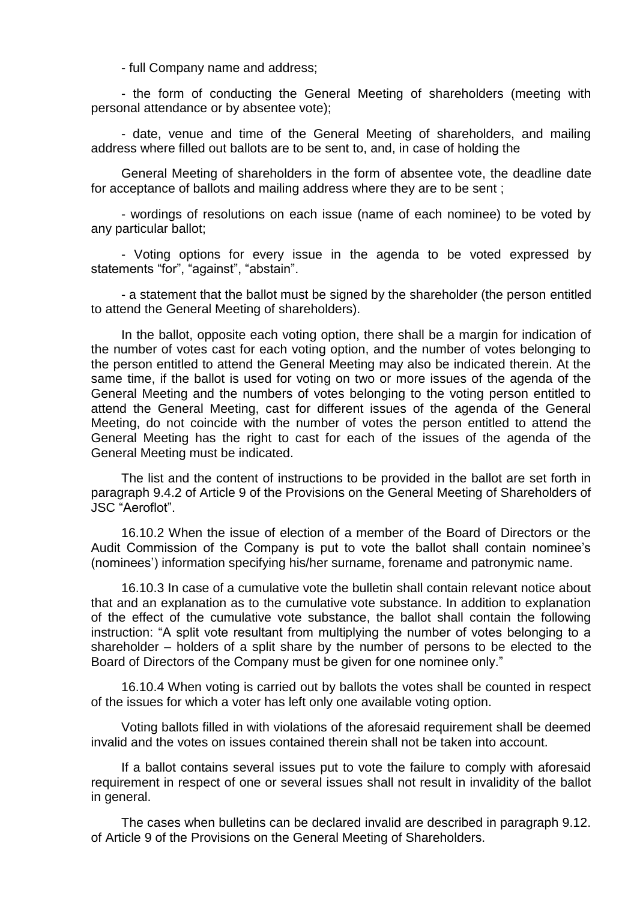- full Company name and address;

- the form of conducting the General Meeting of shareholders (meeting with personal attendance or by absentee vote);

- date, venue and time of the General Meeting of shareholders, and mailing address where filled out ballots are to be sent to, and, in case of holding the

General Meeting of shareholders in the form of absentee vote, the deadline date for acceptance of ballots and mailing address where they are to be sent ;

- wordings of resolutions on each issue (name of each nominee) to be voted by any particular ballot;

- Voting options for every issue in the agenda to be voted expressed by statements "for", "against", "abstain".

- a statement that the ballot must be signed by the shareholder (the person entitled to attend the General Meeting of shareholders).

In the ballot, opposite each voting option, there shall be a margin for indication of the number of votes cast for each voting option, and the number of votes belonging to the person entitled to attend the General Meeting may also be indicated therein. At the same time, if the ballot is used for voting on two or more issues of the agenda of the General Meeting and the numbers of votes belonging to the voting person entitled to attend the General Meeting, cast for different issues of the agenda of the General Meeting, do not coincide with the number of votes the person entitled to attend the General Meeting has the right to cast for each of the issues of the agenda of the General Meeting must be indicated.

The list and the content of instructions to be provided in the ballot are set forth in paragraph 9.4.2 of Article 9 of the Provisions on the General Meeting of Shareholders of JSC "Aeroflot".

16.10.2 When the issue of election of a member of the Board of Directors or the Audit Commission of the Company is put to vote the ballot shall contain nominee's (nominees') information specifying his/her surname, forename and patronymic name.

16.10.3 In case of a cumulative vote the bulletin shall contain relevant notice about that and an explanation as to the cumulative vote substance. In addition to explanation of the effect of the cumulative vote substance, the ballot shall contain the following instruction: "A split vote resultant from multiplying the number of votes belonging to a shareholder – holders of a split share by the number of persons to be elected to the Board of Directors of the Company must be given for one nominee only."

16.10.4 When voting is carried out by ballots the votes shall be counted in respect of the issues for which a voter has left only one available voting option.

Voting ballots filled in with violations of the aforesaid requirement shall be deemed invalid and the votes on issues contained therein shall not be taken into account.

If a ballot contains several issues put to vote the failure to comply with aforesaid requirement in respect of one or several issues shall not result in invalidity of the ballot in general.

The cases when bulletins can be declared invalid are described in paragraph 9.12. of Article 9 of the Provisions on the General Meeting of Shareholders.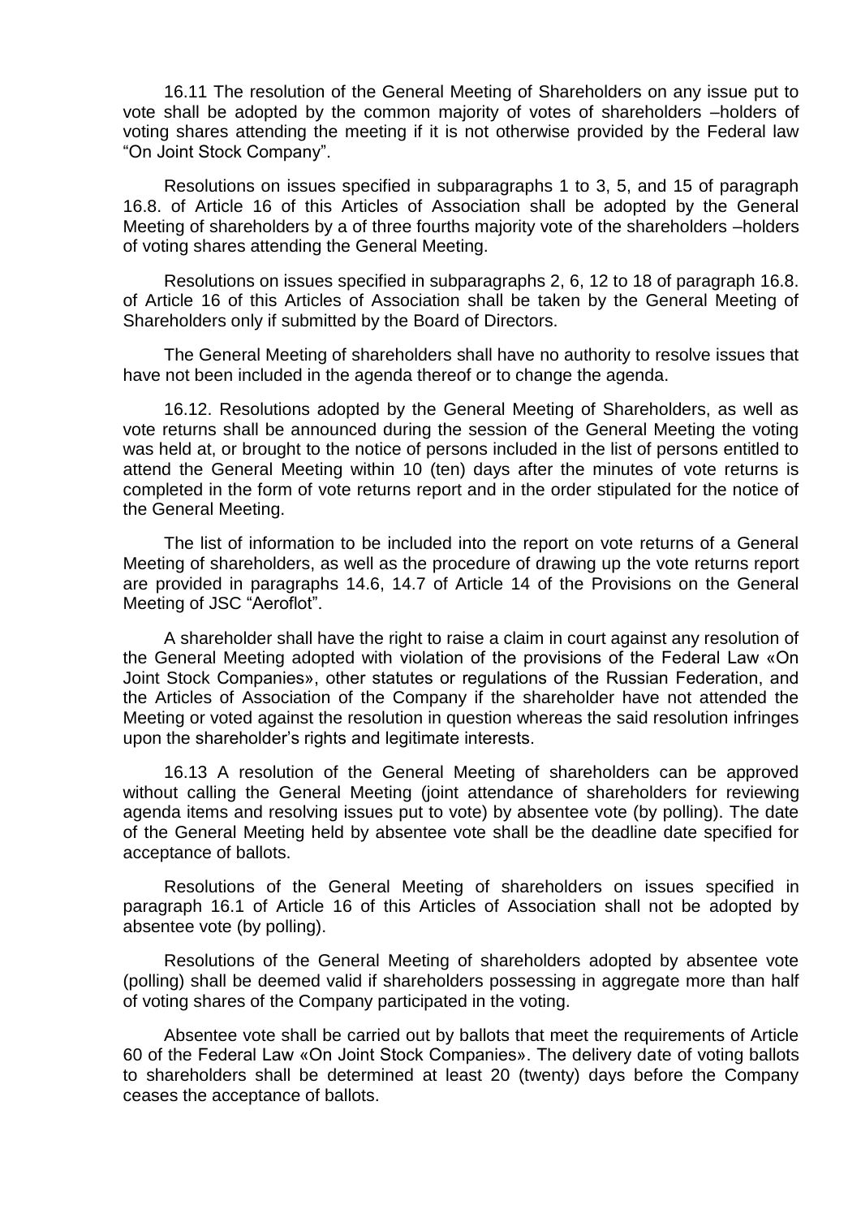16.11 The resolution of the General Meeting of Shareholders on any issue put to vote shall be adopted by the common majority of votes of shareholders –holders of voting shares attending the meeting if it is not otherwise provided by the Federal law "On Joint Stock Company".

Resolutions on issues specified in subparagraphs 1 to 3, 5, and 15 of paragraph 16.8. of Article 16 of this Articles of Association shall be adopted by the General Meeting of shareholders by a of three fourths majority vote of the shareholders –holders of voting shares attending the General Meeting.

Resolutions on issues specified in subparagraphs 2, 6, 12 to 18 of paragraph 16.8. of Article 16 of this Articles of Association shall be taken by the General Meeting of Shareholders only if submitted by the Board of Directors.

The General Meeting of shareholders shall have no authority to resolve issues that have not been included in the agenda thereof or to change the agenda.

16.12. Resolutions adopted by the General Meeting of Shareholders, as well as vote returns shall be announced during the session of the General Meeting the voting was held at, or brought to the notice of persons included in the list of persons entitled to attend the General Meeting within 10 (ten) days after the minutes of vote returns is completed in the form of vote returns report and in the order stipulated for the notice of the General Meeting.

The list of information to be included into the report on vote returns of a General Meeting of shareholders, as well as the procedure of drawing up the vote returns report are provided in paragraphs 14.6, 14.7 of Article 14 of the Provisions on the General Meeting of JSC "Aeroflot".

A shareholder shall have the right to raise a claim in court against any resolution of the General Meeting adopted with violation of the provisions of the Federal Law «On Joint Stock Companies», other statutes or regulations of the Russian Federation, and the Articles of Association of the Company if the shareholder have not attended the Meeting or voted against the resolution in question whereas the said resolution infringes upon the shareholder's rights and legitimate interests.

16.13 A resolution of the General Meeting of shareholders can be approved without calling the General Meeting (joint attendance of shareholders for reviewing agenda items and resolving issues put to vote) by absentee vote (by polling). The date of the General Meeting held by absentee vote shall be the deadline date specified for acceptance of ballots.

Resolutions of the General Meeting of shareholders on issues specified in paragraph 16.1 of Article 16 of this Articles of Association shall not be adopted by absentee vote (by polling).

Resolutions of the General Meeting of shareholders adopted by absentee vote (polling) shall be deemed valid if shareholders possessing in aggregate more than half of voting shares of the Company participated in the voting.

Absentee vote shall be carried out by ballots that meet the requirements of Article 60 of the Federal Law «On Joint Stock Companies». The delivery date of voting ballots to shareholders shall be determined at least 20 (twenty) days before the Company ceases the acceptance of ballots.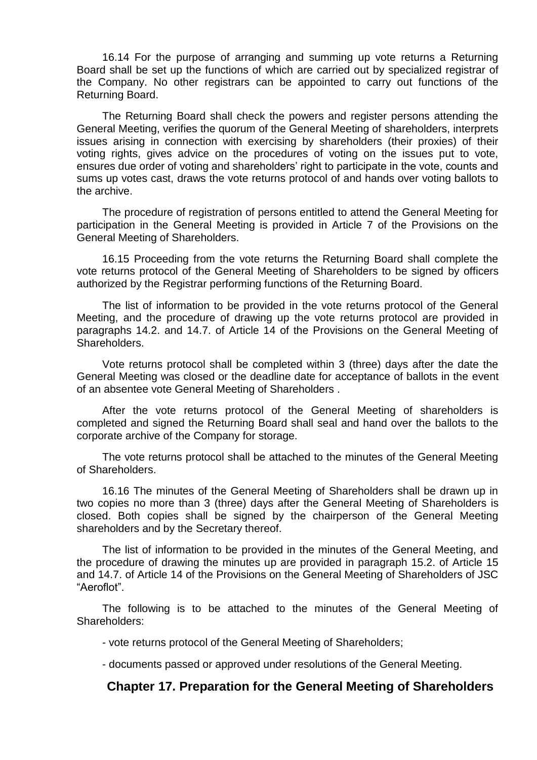16.14 For the purpose of arranging and summing up vote returns a Returning Board shall be set up the functions of which are carried out by specialized registrar of the Company. No other registrars can be appointed to carry out functions of the Returning Board.

The Returning Board shall check the powers and register persons attending the General Meeting, verifies the quorum of the General Meeting of shareholders, interprets issues arising in connection with exercising by shareholders (their proxies) of their voting rights, gives advice on the procedures of voting on the issues put to vote, ensures due order of voting and shareholders' right to participate in the vote, counts and sums up votes cast, draws the vote returns protocol of and hands over voting ballots to the archive.

The procedure of registration of persons entitled to attend the General Meeting for participation in the General Meeting is provided in Article 7 of the Provisions on the General Meeting of Shareholders.

16.15 Proceeding from the vote returns the Returning Board shall complete the vote returns protocol of the General Meeting of Shareholders to be signed by officers authorized by the Registrar performing functions of the Returning Board.

The list of information to be provided in the vote returns protocol of the General Meeting, and the procedure of drawing up the vote returns protocol are provided in paragraphs 14.2. and 14.7. of Article 14 of the Provisions on the General Meeting of Shareholders.

Vote returns protocol shall be completed within 3 (three) days after the date the General Meeting was closed or the deadline date for acceptance of ballots in the event of an absentee vote General Meeting of Shareholders .

After the vote returns protocol of the General Meeting of shareholders is completed and signed the Returning Board shall seal and hand over the ballots to the corporate archive of the Company for storage.

The vote returns protocol shall be attached to the minutes of the General Meeting of Shareholders.

16.16 The minutes of the General Meeting of Shareholders shall be drawn up in two copies no more than 3 (three) days after the General Meeting of Shareholders is closed. Both copies shall be signed by the chairperson of the General Meeting shareholders and by the Secretary thereof.

The list of information to be provided in the minutes of the General Meeting, and the procedure of drawing the minutes up are provided in paragraph 15.2. of Article 15 and 14.7. of Article 14 of the Provisions on the General Meeting of Shareholders of JSC "Aeroflot".

The following is to be attached to the minutes of the General Meeting of Shareholders:

- vote returns protocol of the General Meeting of Shareholders;

- documents passed or approved under resolutions of the General Meeting.

## Chapter 17. Preparation for the General Meeting of Shareholders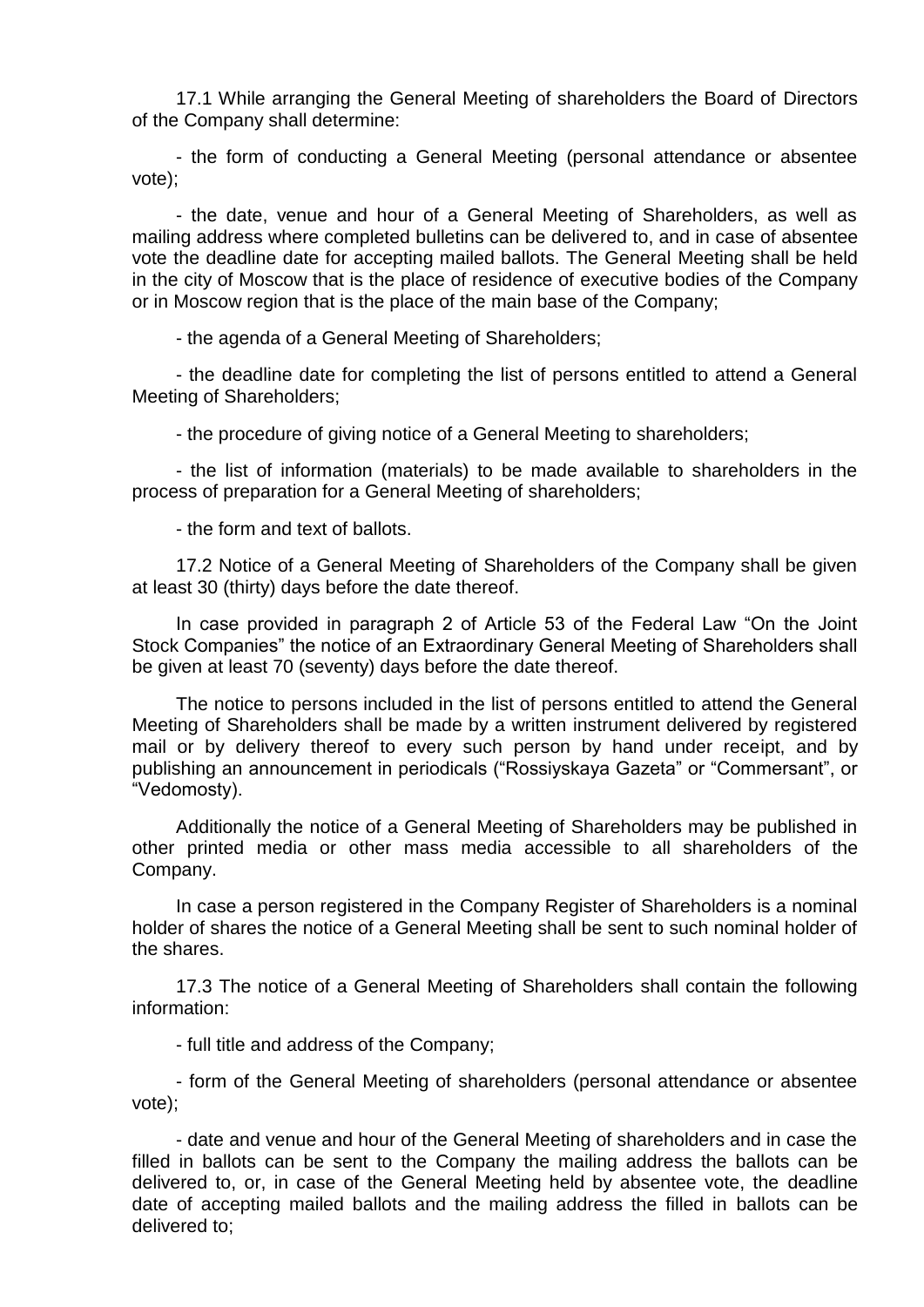17.1 While arranging the General Meeting of shareholders the Board of Directors of the Company shall determine:

- the form of conducting a General Meeting (personal attendance or absentee vote);

- the date, venue and hour of a General Meeting of Shareholders, as well as mailing address where completed bulletins can be delivered to, and in case of absentee vote the deadline date for accepting mailed ballots. The General Meeting shall be held in the city of Moscow that is the place of residence of executive bodies of the Company or in Moscow region that is the place of the main base of the Company;

- the agenda of a General Meeting of Shareholders;

- the deadline date for completing the list of persons entitled to attend a General Meeting of Shareholders;

- the procedure of giving notice of a General Meeting to shareholders;

- the list of information (materials) to be made available to shareholders in the process of preparation for a General Meeting of shareholders;

- the form and text of ballots.

17.2 Notice of a General Meeting of Shareholders of the Company shall be given at least 30 (thirty) days before the date thereof.

In case provided in paragraph 2 of Article 53 of the Federal Law "On the Joint Stock Companies" the notice of an Extraordinary General Meeting of Shareholders shall be given at least 70 (seventy) days before the date thereof.

The notice to persons included in the list of persons entitled to attend the General Meeting of Shareholders shall be made by a written instrument delivered by registered mail or by delivery thereof to every such person by hand under receipt, and by publishing an announcement in periodicals ("Rossiyskaya Gazeta" or "Commersant", or "Vedomosty).

Additionally the notice of a General Meeting of Shareholders may be published in other printed media or other mass media accessible to all shareholders of the Company.

In case a person registered in the Company Register of Shareholders is a nominal holder of shares the notice of a General Meeting shall be sent to such nominal holder of the shares.

17.3 The notice of a General Meeting of Shareholders shall contain the following information:

- full title and address of the Company;

- form of the General Meeting of shareholders (personal attendance or absentee vote);

- date and venue and hour of the General Meeting of shareholders and in case the filled in ballots can be sent to the Company the mailing address the ballots can be delivered to, or, in case of the General Meeting held by absentee vote, the deadline date of accepting mailed ballots and the mailing address the filled in ballots can be delivered to;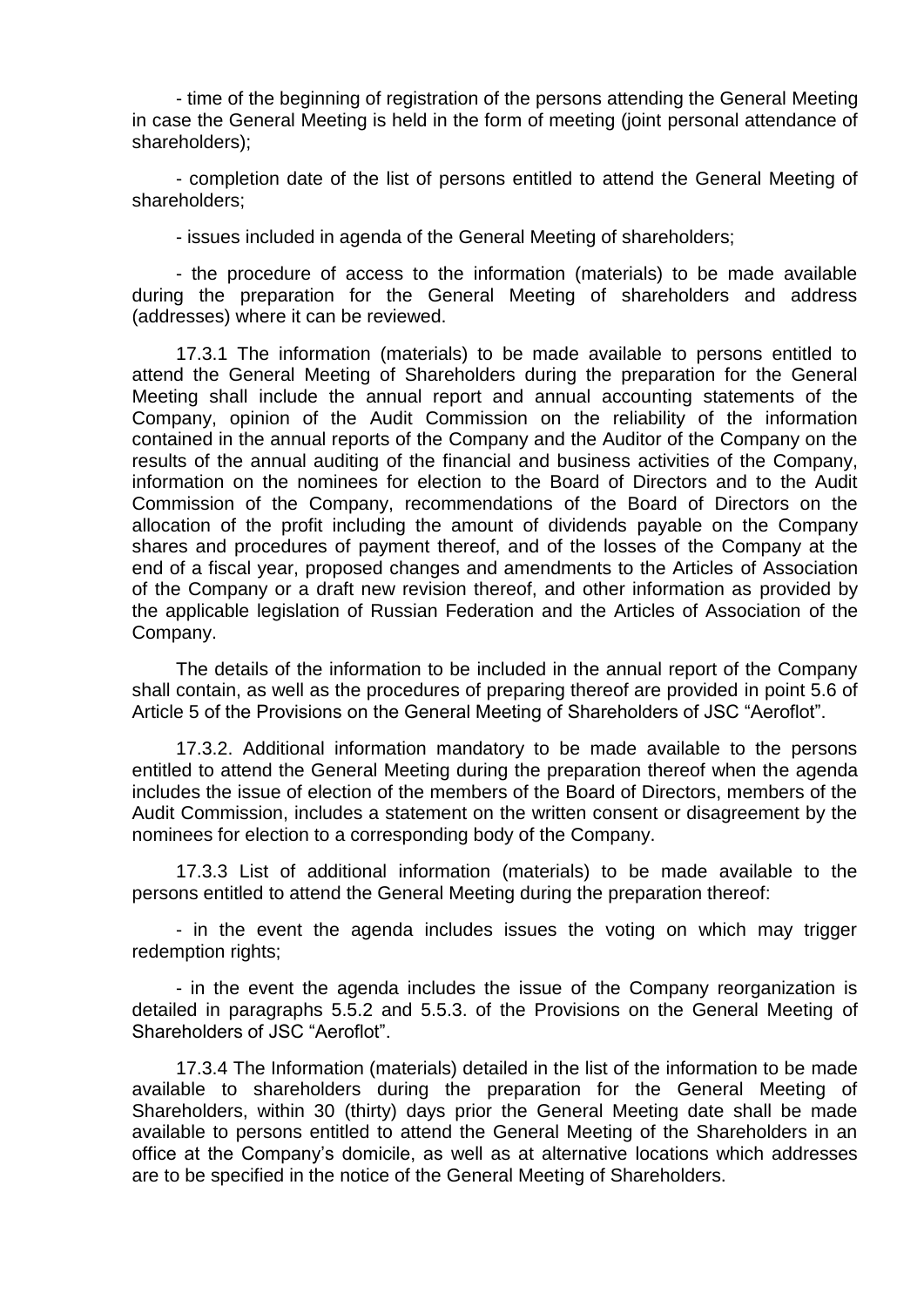- time of the beginning of registration of the persons attending the General Meeting in case the General Meeting is held in the form of meeting (joint personal attendance of shareholders);

- completion date of the list of persons entitled to attend the General Meeting of shareholders;

- issues included in agenda of the General Meeting of shareholders;

- the procedure of access to the information (materials) to be made available during the preparation for the General Meeting of shareholders and address (addresses) where it can be reviewed.

17.3.1 The information (materials) to be made available to persons entitled to attend the General Meeting of Shareholders during the preparation for the General Meeting shall include the annual report and annual accounting statements of the Company, opinion of the Audit Commission on the reliability of the information contained in the annual reports of the Company and the Auditor of the Company on the results of the annual auditing of the financial and business activities of the Company, information on the nominees for election to the Board of Directors and to the Audit Commission of the Company, recommendations of the Board of Directors on the allocation of the profit including the amount of dividends payable on the Company shares and procedures of payment thereof, and of the losses of the Company at the end of a fiscal year, proposed changes and amendments to the Articles of Association of the Company or a draft new revision thereof, and other information as provided by the applicable legislation of Russian Federation and the Articles of Association of the Company.

The details of the information to be included in the annual report of the Company shall contain, as well as the procedures of preparing thereof are provided in point 5.6 of Article 5 of the Provisions on the General Meeting of Shareholders of JSC "Aeroflot".

17.3.2. Additional information mandatory to be made available to the persons entitled to attend the General Meeting during the preparation thereof when the agenda includes the issue of election of the members of the Board of Directors, members of the Audit Commission, includes a statement on the written consent or disagreement by the nominees for election to a corresponding body of the Company.

17.3.3 List of additional information (materials) to be made available to the persons entitled to attend the General Meeting during the preparation thereof:

- in the event the agenda includes issues the voting on which may trigger redemption rights;

- in the event the agenda includes the issue of the Company reorganization is detailed in paragraphs 5.5.2 and 5.5.3. of the Provisions on the General Meeting of Shareholders of JSC "Aeroflot".

17.3.4 The Information (materials) detailed in the list of the information to be made available to shareholders during the preparation for the General Meeting of Shareholders, within 30 (thirty) days prior the General Meeting date shall be made available to persons entitled to attend the General Meeting of the Shareholders in an office at the Company's domicile, as well as at alternative locations which addresses are to be specified in the notice of the General Meeting of Shareholders.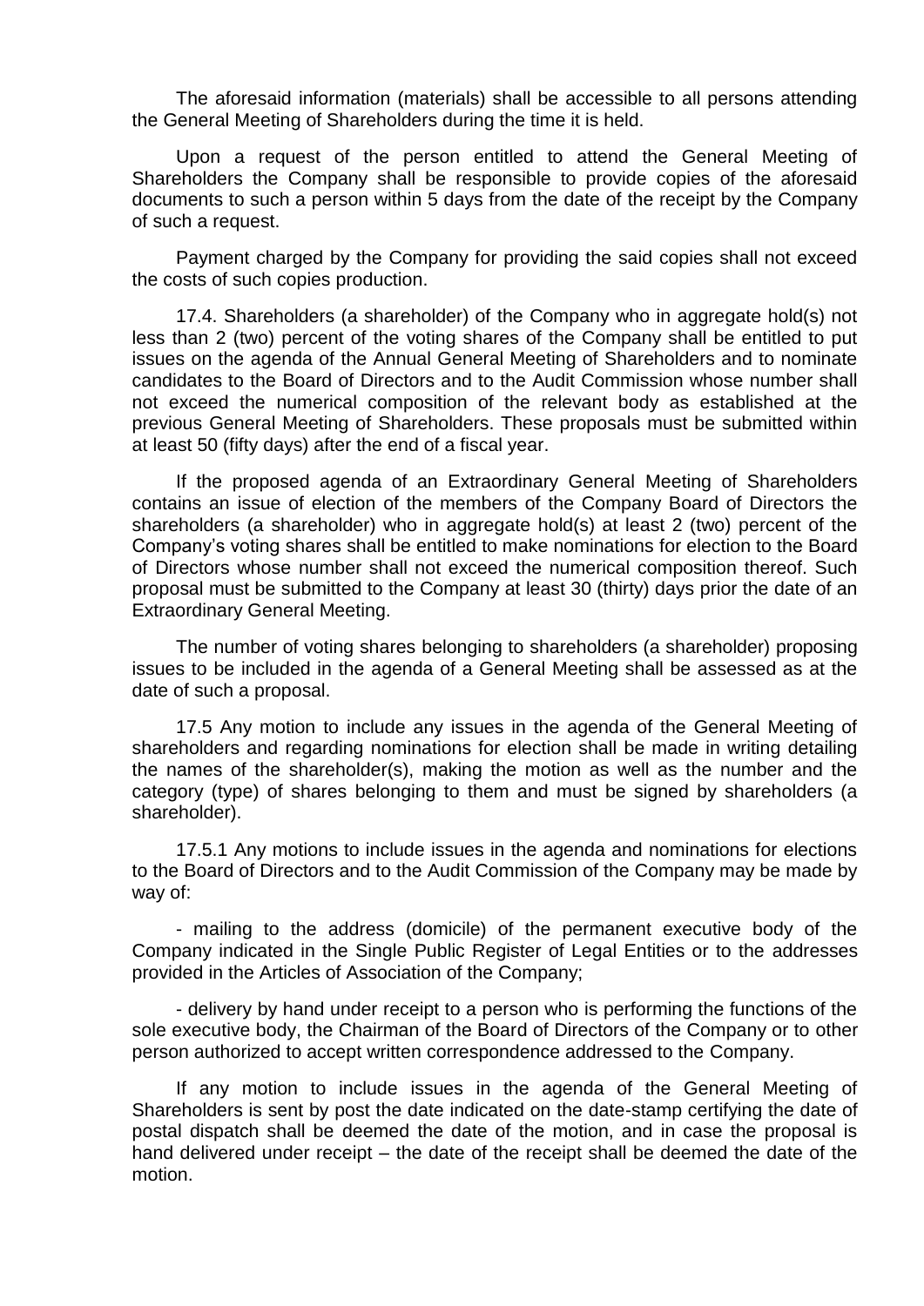The aforesaid information (materials) shall be accessible to all persons attending the General Meeting of Shareholders during the time it is held.

Upon a request of the person entitled to attend the General Meeting of Shareholders the Company shall be responsible to provide copies of the aforesaid documents to such a person within 5 days from the date of the receipt by the Company of such a request.

Payment charged by the Company for providing the said copies shall not exceed the costs of such copies production.

17.4. Shareholders (a shareholder) of the Company who in aggregate hold(s) not less than 2 (two) percent of the voting shares of the Company shall be entitled to put issues on the agenda of the Annual General Meeting of Shareholders and to nominate candidates to the Board of Directors and to the Audit Commission whose number shall not exceed the numerical composition of the relevant body as established at the previous General Meeting of Shareholders. These proposals must be submitted within at least 50 (fifty days) after the end of a fiscal year.

If the proposed agenda of an Extraordinary General Meeting of Shareholders contains an issue of election of the members of the Company Board of Directors the shareholders (a shareholder) who in aggregate hold(s) at least 2 (two) percent of the Company's voting shares shall be entitled to make nominations for election to the Board of Directors whose number shall not exceed the numerical composition thereof. Such proposal must be submitted to the Company at least 30 (thirty) days prior the date of an Extraordinary General Meeting.

The number of voting shares belonging to shareholders (a shareholder) proposing issues to be included in the agenda of a General Meeting shall be assessed as at the date of such a proposal.

17.5 Any motion to include any issues in the agenda of the General Meeting of shareholders and regarding nominations for election shall be made in writing detailing the names of the shareholder(s), making the motion as well as the number and the category (type) of shares belonging to them and must be signed by shareholders (a shareholder).

17.5.1 Any motions to include issues in the agenda and nominations for elections to the Board of Directors and to the Audit Commission of the Company may be made by way of:

- mailing to the address (domicile) of the permanent executive body of the Company indicated in the Single Public Register of Legal Entities or to the addresses provided in the Articles of Association of the Company;

- delivery by hand under receipt to a person who is performing the functions of the sole executive body, the Chairman of the Board of Directors of the Company or to other person authorized to accept written correspondence addressed to the Company.

If any motion to include issues in the agenda of the General Meeting of Shareholders is sent by post the date indicated on the date-stamp certifying the date of postal dispatch shall be deemed the date of the motion, and in case the proposal is hand delivered under receipt – the date of the receipt shall be deemed the date of the motion.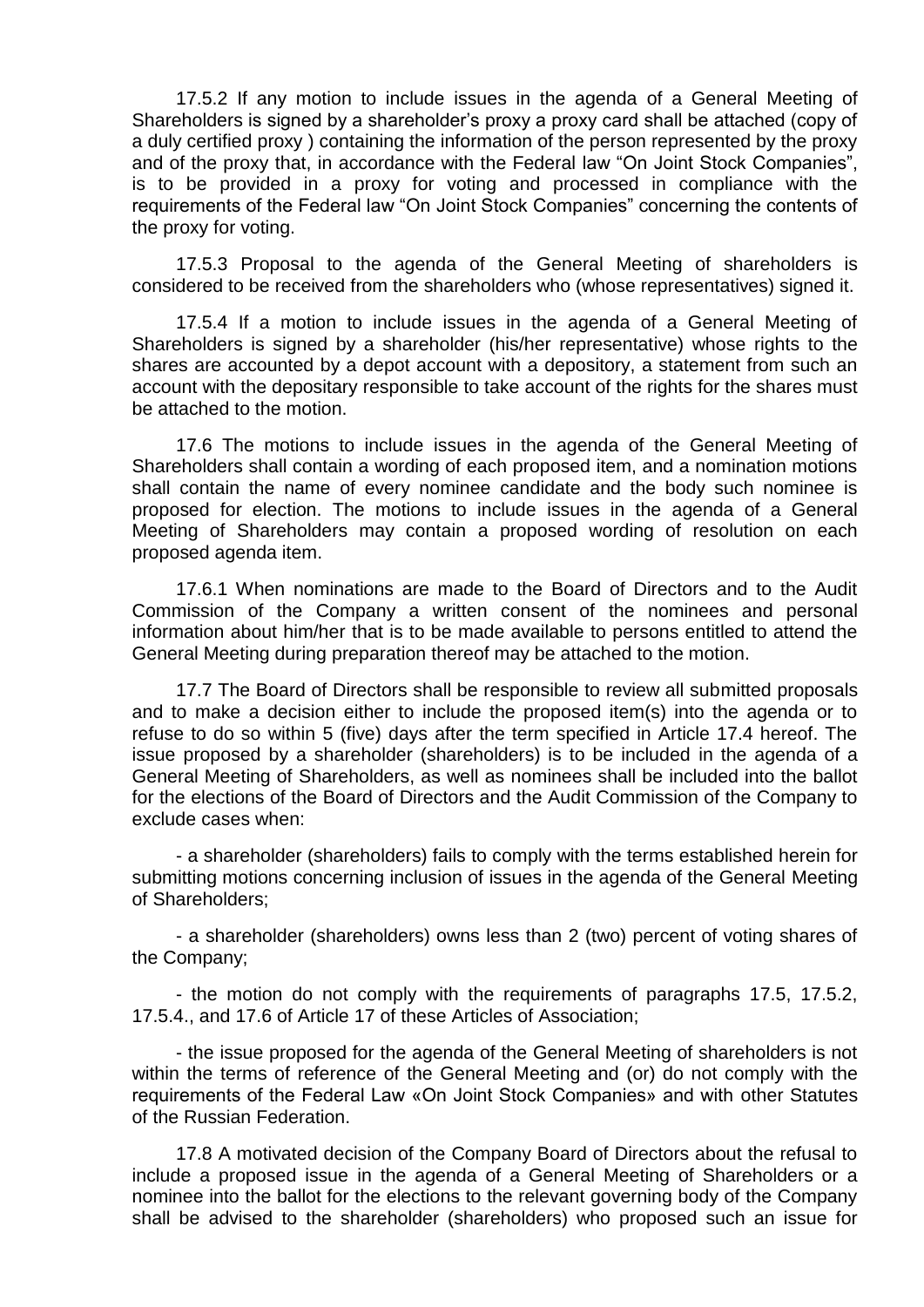17.5.2 If any motion to include issues in the agenda of a General Meeting of Shareholders is signed by a shareholder's proxy a proxy card shall be attached (copy of a duly certified proxy ) containing the information of the person represented by the proxy and of the proxy that, in accordance with the Federal law "On Joint Stock Companies", is to be provided in a proxy for voting and processed in compliance with the requirements of the Federal law "On Joint Stock Companies" concerning the contents of the proxy for voting.

17.5.3 Proposal to the agenda of the General Meeting of shareholders is considered to be received from the shareholders who (whose representatives) signed it.

17.5.4 If a motion to include issues in the agenda of a General Meeting of Shareholders is signed by a shareholder (his/her representative) whose rights to the shares are accounted by a depot account with a depository, a statement from such an account with the depositary responsible to take account of the rights for the shares must be attached to the motion.

17.6 The motions to include issues in the agenda of the General Meeting of Shareholders shall contain a wording of each proposed item, and a nomination motions shall contain the name of every nominee candidate and the body such nominee is proposed for election. The motions to include issues in the agenda of a General Meeting of Shareholders may contain a proposed wording of resolution on each proposed agenda item.

17.6.1 When nominations are made to the Board of Directors and to the Audit Commission of the Company a written consent of the nominees and personal information about him/her that is to be made available to persons entitled to attend the General Meeting during preparation thereof may be attached to the motion.

17.7 The Board of Directors shall be responsible to review all submitted proposals and to make a decision either to include the proposed item(s) into the agenda or to refuse to do so within 5 (five) days after the term specified in Article 17.4 hereof. The issue proposed by a shareholder (shareholders) is to be included in the agenda of a General Meeting of Shareholders, as well as nominees shall be included into the ballot for the elections of the Board of Directors and the Audit Commission of the Company to exclude cases when:

- a shareholder (shareholders) fails to comply with the terms established herein for submitting motions concerning inclusion of issues in the agenda of the General Meeting of Shareholders;

- a shareholder (shareholders) owns less than 2 (two) percent of voting shares of the Company;

- the motion do not comply with the requirements of paragraphs 17.5, 17.5.2, 17.5.4., and 17.6 of Article 17 of these Articles of Association;

- the issue proposed for the agenda of the General Meeting of shareholders is not within the terms of reference of the General Meeting and (or) do not comply with the requirements of the Federal Law «On Joint Stock Companies» and with other Statutes of the Russian Federation.

17.8 A motivated decision of the Company Board of Directors about the refusal to include a proposed issue in the agenda of a General Meeting of Shareholders or a nominee into the ballot for the elections to the relevant governing body of the Company shall be advised to the shareholder (shareholders) who proposed such an issue for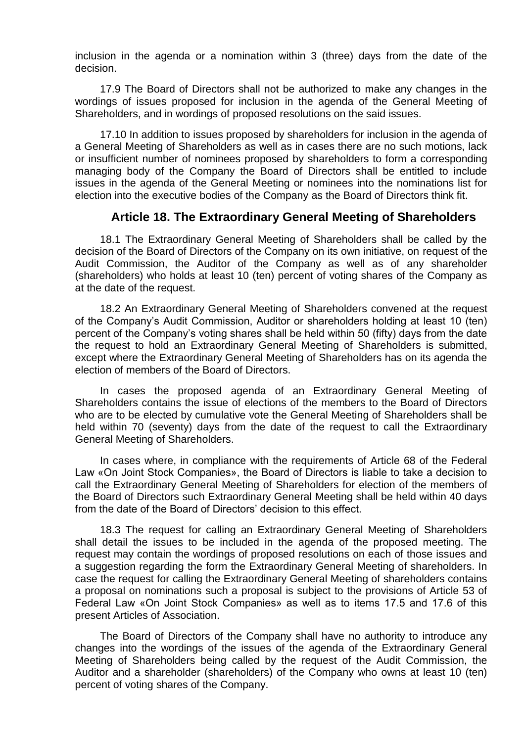inclusion in the agenda or a nomination within 3 (three) days from the date of the decision.

17.9 The Board of Directors shall not be authorized to make any changes in the wordings of issues proposed for inclusion in the agenda of the General Meeting of Shareholders, and in wordings of proposed resolutions on the said issues.

17.10 In addition to issues proposed by shareholders for inclusion in the agenda of a General Meeting of Shareholders as well as in cases there are no such motions, lack or insufficient number of nominees proposed by shareholders to form a corresponding managing body of the Company the Board of Directors shall be entitled to include issues in the agenda of the General Meeting or nominees into the nominations list for election into the executive bodies of the Company as the Board of Directors think fit.

## Article 18. The Extraordinary General Meeting of Shareholders

18.1 The Extraordinary General Meeting of Shareholders shall be called by the decision of the Board of Directors of the Company on its own initiative, on request of the Audit Commission, the Auditor of the Company as well as of any shareholder (shareholders) who holds at least 10 (ten) percent of voting shares of the Company as at the date of the request.

18.2 An Extraordinary General Meeting of Shareholders convened at the request of the Company's Audit Commission, Auditor or shareholders holding at least 10 (ten) percent of the Company's voting shares shall be held within 50 (fifty) days from the date the request to hold an Extraordinary General Meeting of Shareholders is submitted, except where the Extraordinary General Meeting of Shareholders has on its agenda the election of members of the Board of Directors.

In cases the proposed agenda of an Extraordinary General Meeting of Shareholders contains the issue of elections of the members to the Board of Directors who are to be elected by cumulative vote the General Meeting of Shareholders shall be held within 70 (seventy) days from the date of the request to call the Extraordinary General Meeting of Shareholders.

In cases where, in compliance with the requirements of Article 68 of the Federal Law «On Joint Stock Companies», the Board of Directors is liable to take a decision to call the Extraordinary General Meeting of Shareholders for election of the members of the Board of Directors such Extraordinary General Meeting shall be held within 40 days from the date of the Board of Directors' decision to this effect.

18.3 The request for calling an Extraordinary General Meeting of Shareholders shall detail the issues to be included in the agenda of the proposed meeting. The request may contain the wordings of proposed resolutions on each of those issues and a suggestion regarding the form the Extraordinary General Meeting of shareholders. In case the request for calling the Extraordinary General Meeting of shareholders contains a proposal on nominations such a proposal is subject to the provisions of Article 53 of Federal Law «On Joint Stock Companies» as well as to items 17.5 and 17.6 of this present Articles of Association.

The Board of Directors of the Company shall have no authority to introduce any changes into the wordings of the issues of the agenda of the Extraordinary General Meeting of Shareholders being called by the request of the Audit Commission, the Auditor and a shareholder (shareholders) of the Company who owns at least 10 (ten) percent of voting shares of the Company.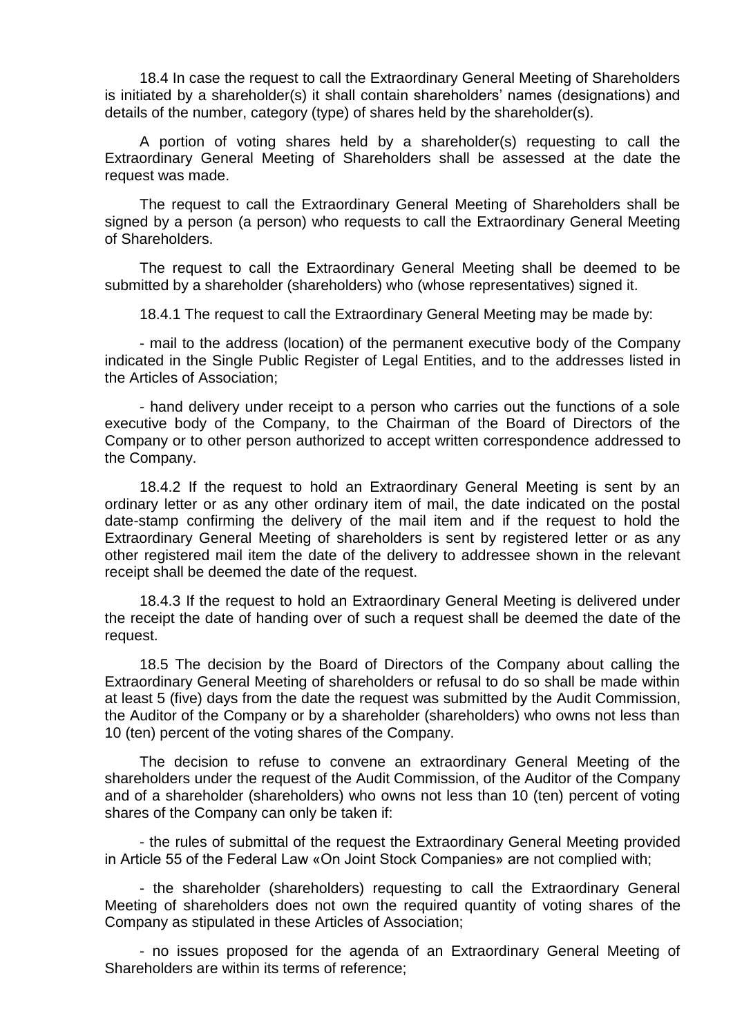18.4 In case the request to call the Extraordinary General Meeting of Shareholders is initiated by a shareholder(s) it shall contain shareholders' names (designations) and details of the number, category (type) of shares held by the shareholder(s).

A portion of voting shares held by a shareholder(s) requesting to call the Extraordinary General Meeting of Shareholders shall be assessed at the date the request was made.

The request to call the Extraordinary General Meeting of Shareholders shall be signed by a person (a person) who requests to call the Extraordinary General Meeting of Shareholders.

The request to call the Extraordinary General Meeting shall be deemed to be submitted by a shareholder (shareholders) who (whose representatives) signed it.

18.4.1 The request to call the Extraordinary General Meeting may be made by:

- mail to the address (location) of the permanent executive body of the Company indicated in the Single Public Register of Legal Entities, and to the addresses listed in the Articles of Association;

- hand delivery under receipt to a person who carries out the functions of a sole executive body of the Company, to the Chairman of the Board of Directors of the Company or to other person authorized to accept written correspondence addressed to the Company.

18.4.2 If the request to hold an Extraordinary General Meeting is sent by an ordinary letter or as any other ordinary item of mail, the date indicated on the postal date-stamp confirming the delivery of the mail item and if the request to hold the Extraordinary General Meeting of shareholders is sent by registered letter or as any other registered mail item the date of the delivery to addressee shown in the relevant receipt shall be deemed the date of the request.

18.4.3 If the request to hold an Extraordinary General Meeting is delivered under the receipt the date of handing over of such a request shall be deemed the date of the request.

18.5 The decision by the Board of Directors of the Company about calling the Extraordinary General Meeting of shareholders or refusal to do so shall be made within at least 5 (five) days from the date the request was submitted by the Audit Commission, the Auditor of the Company or by a shareholder (shareholders) who owns not less than 10 (ten) percent of the voting shares of the Company.

The decision to refuse to convene an extraordinary General Meeting of the shareholders under the request of the Audit Commission, of the Auditor of the Company and of a shareholder (shareholders) who owns not less than 10 (ten) percent of voting shares of the Company can only be taken if:

- the rules of submittal of the request the Extraordinary General Meeting provided in Article 55 of the Federal Law «On Joint Stock Companies» are not complied with;

- the shareholder (shareholders) requesting to call the Extraordinary General Meeting of shareholders does not own the required quantity of voting shares of the Company as stipulated in these Articles of Association;

- no issues proposed for the agenda of an Extraordinary General Meeting of Shareholders are within its terms of reference;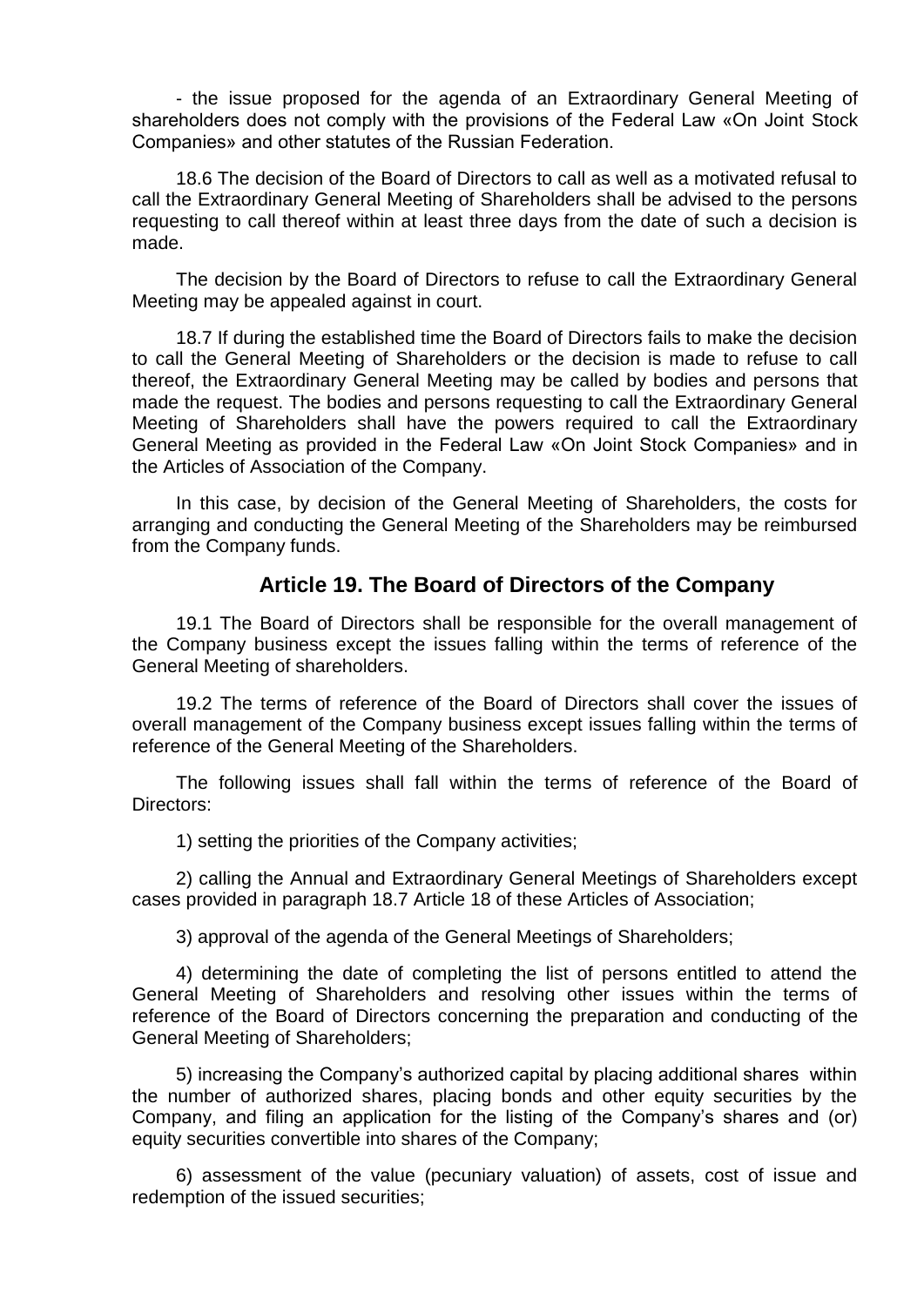- the issue proposed for the agenda of an Extraordinary General Meeting of shareholders does not comply with the provisions of the Federal Law «On Joint Stock Companies» and other statutes of the Russian Federation.

18.6 The decision of the Board of Directors to call as well as a motivated refusal to call the Extraordinary General Meeting of Shareholders shall be advised to the persons requesting to call thereof within at least three days from the date of such a decision is made.

The decision by the Board of Directors to refuse to call the Extraordinary General Meeting may be appealed against in court.

18.7 If during the established time the Board of Directors fails to make the decision to call the General Meeting of Shareholders or the decision is made to refuse to call thereof, the Extraordinary General Meeting may be called by bodies and persons that made the request. The bodies and persons requesting to call the Extraordinary General Meeting of Shareholders shall have the powers required to call the Extraordinary General Meeting as provided in the Federal Law «On Joint Stock Companies» and in the Articles of Association of the Company.

In this case, by decision of the General Meeting of Shareholders, the costs for arranging and conducting the General Meeting of the Shareholders may be reimbursed from the Company funds.

## Article 19. The Board of Directors of the Company

19.1 The Board of Directors shall be responsible for the overall management of the Company business except the issues falling within the terms of reference of the General Meeting of shareholders.

19.2 The terms of reference of the Board of Directors shall cover the issues of overall management of the Company business except issues falling within the terms of reference of the General Meeting of the Shareholders.

The following issues shall fall within the terms of reference of the Board of Directors:

1) setting the priorities of the Company activities;

2) calling the Annual and Extraordinary General Meetings of Shareholders except cases provided in paragraph 18.7 Article 18 of these Articles of Association;

3) approval of the agenda of the General Meetings of Shareholders;

4) determining the date of completing the list of persons entitled to attend the General Meeting of Shareholders and resolving other issues within the terms of reference of the Board of Directors concerning the preparation and conducting of the General Meeting of Shareholders;

5) increasing the Company's authorized capital by placing additional shares within the number of authorized shares, placing bonds and other equity securities by the Company, and filing an application for the listing of the Company's shares and (or) equity securities convertible into shares of the Company;

6) assessment of the value (pecuniary valuation) of assets, cost of issue and redemption of the issued securities;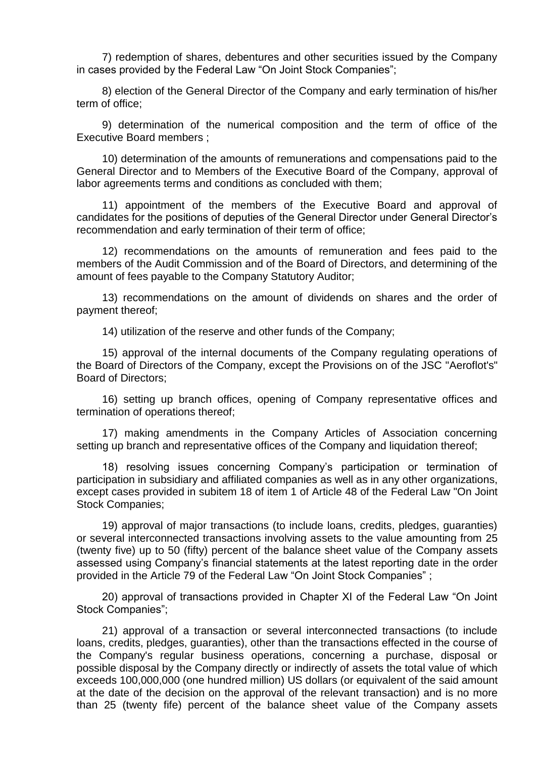7) redemption of shares, debentures and other securities issued by the Company in cases provided by the Federal Law “On Joint Stock Companies”;

8) election of the General Director of the Company and early termination of his/her term of office;

9) determination of the numerical composition and the term of office of the Executive Board members ;

10) determination of the amounts of remunerations and compensations paid to the General Director and to Members of the Executive Board of the Company, approval of labor agreements terms and conditions as concluded with them;

11) appointment of the members of the Executive Board and approval of candidates for the positions of deputies of the General Director under General Director’s recommendation and early termination of their term of office;

12) recommendations on the amounts of remuneration and fees paid to the members of the Audit Commission and of the Board of Directors, and determining of the amount of fees payable to the Company Statutory Auditor;

13) recommendations on the amount of dividends on shares and the order of payment thereof;

14) utilization of the reserve and other funds of the Company;

15) approval of the internal documents of the Company regulating operations of the Board of Directors of the Company, except the Provisions on of the JSC "Aeroflot's" Board of Directors;

16) setting up branch offices, opening of Company representative offices and termination of operations thereof;

17) making amendments in the Company Articles of Association concerning setting up branch and representative offices of the Company and liquidation thereof;

18) resolving issues concerning Company’s participation or termination of participation in subsidiary and affiliated companies as well as in any other organizations, except cases provided in subitem 18 of item 1 of Article 48 of the Federal Law "On Joint Stock Companies;

19) approval of major transactions (to include loans, credits, pledges, guaranties) or several interconnected transactions involving assets to the value amounting from 25 (twenty five) up to 50 (fifty) percent of the balance sheet value of the Company assets assessed using Company’s financial statements at the latest reporting date in the order provided in the Article 79 of the Federal Law “On Joint Stock Companies” ;

20) approval of transactions provided in Chapter XI of the Federal Law “On Joint Stock Companies”;

21) approval of a transaction or several interconnected transactions (to include loans, credits, pledges, guaranties), other than the transactions effected in the course of the Company's regular business operations, concerning a purchase, disposal or possible disposal by the Company directly or indirectly of assets the total value of which exceeds 100,000,000 (one hundred million) US dollars (or equivalent of the said amount at the date of the decision on the approval of the relevant transaction) and is no more than 25 (twenty fife) percent of the balance sheet value of the Company assets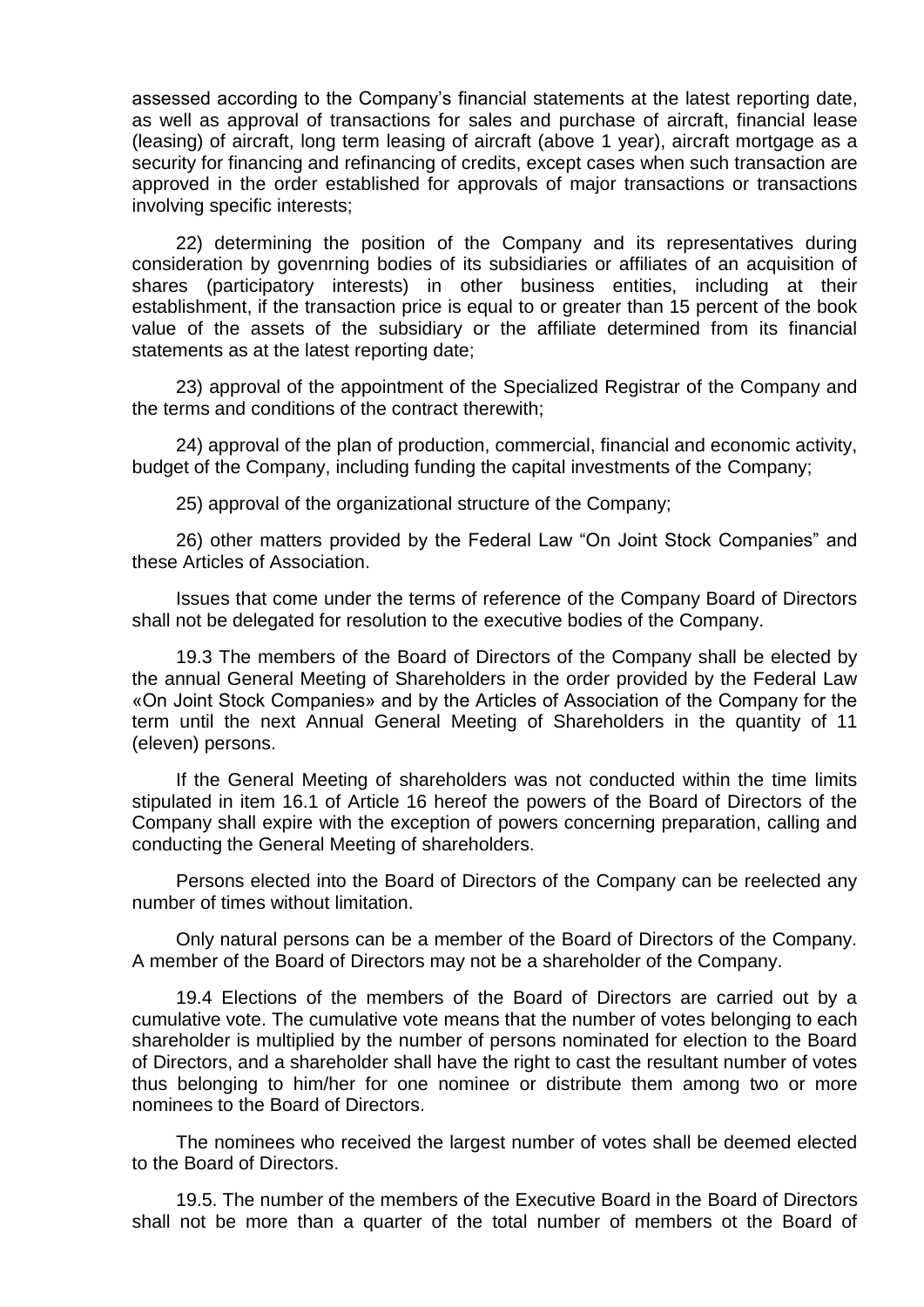assessed according to the Company's financial statements at the latest reporting date, as well as approval of transactions for sales and purchase of aircraft, financial lease (leasing) of aircraft, long term leasing of aircraft (above 1 year), aircraft mortgage as a security for financing and refinancing of credits, except cases when such transaction are approved in the order established for approvals of major transactions or transactions involving specific interests;

22) determining the position of the Company and its representatives during consideration by govenrning bodies of its subsidiaries or affiliates of an acquisition of shares (participatory interests) in other business entities, including at their establishment, if the transaction price is equal to or greater than 15 percent of the book value of the assets of the subsidiary or the affiliate determined from its financial statements as at the latest reporting date;

23) approval of the appointment of the Specialized Registrar of the Company and the terms and conditions of the contract therewith;

24) approval of the plan of production, commercial, financial and economic activity, budget of the Company, including funding the capital investments of the Company;

25) approval of the organizational structure of the Company;

26) other matters provided by the Federal Law "On Joint Stock Companies" and these Articles of Association.

Issues that come under the terms of reference of the Company Board of Directors shall not be delegated for resolution to the executive bodies of the Company.

19.3 The members of the Board of Directors of the Company shall be elected by the annual General Meeting of Shareholders in the order provided by the Federal Law «On Joint Stock Companies» and by the Articles of Association of the Company for the term until the next Annual General Meeting of Shareholders in the quantity of 11 (eleven) persons.

If the General Meeting of shareholders was not conducted within the time limits stipulated in item 16.1 of Article 16 hereof the powers of the Board of Directors of the Company shall expire with the exception of powers concerning preparation, calling and conducting the General Meeting of shareholders.

Persons elected into the Board of Directors of the Company can be reelected any number of times without limitation.

Only natural persons can be a member of the Board of Directors of the Company. A member of the Board of Directors may not be a shareholder of the Company.

19.4 Elections of the members of the Board of Directors are carried out by a cumulative vote. The cumulative vote means that the number of votes belonging to each shareholder is multiplied by the number of persons nominated for election to the Board of Directors, and a shareholder shall have the right to cast the resultant number of votes thus belonging to him/her for one nominee or distribute them among two or more nominees to the Board of Directors.

The nominees who received the largest number of votes shall be deemed elected to the Board of Directors.

19.5. The number of the members of the Executive Board in the Board of Directors shall not be more than a quarter of the total number of members ot the Board of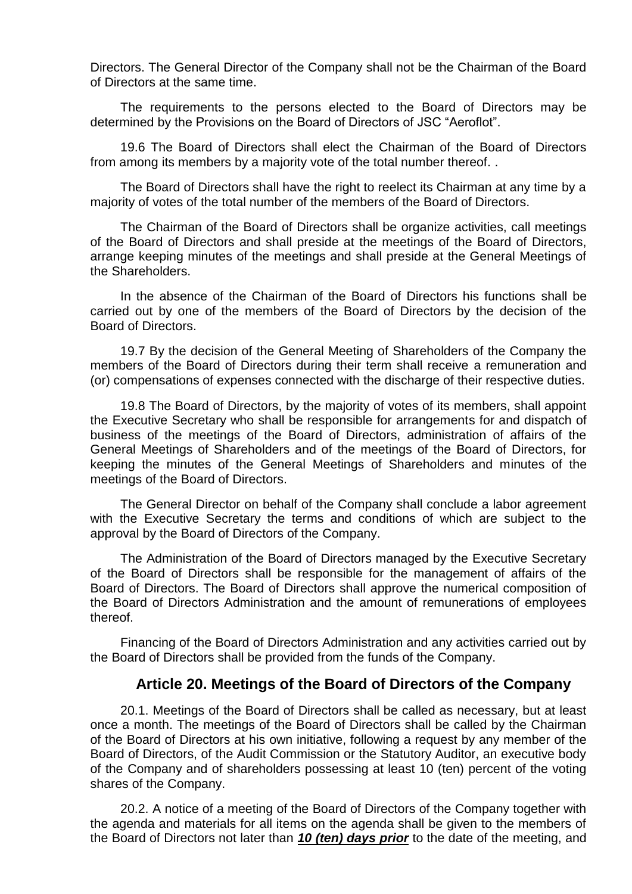Directors. The General Director of the Company shall not be the Chairman of the Board of Directors at the same time.

The requirements to the persons elected to the Board of Directors may be determined by the Provisions on the Board of Directors of JSC "Aeroflot".

19.6 The Board of Directors shall elect the Chairman of the Board of Directors from among its members by a majority vote of the total number thereof. .

The Board of Directors shall have the right to reelect its Chairman at any time by a majority of votes of the total number of the members of the Board of Directors.

The Chairman of the Board of Directors shall be organize activities, call meetings of the Board of Directors and shall preside at the meetings of the Board of Directors, arrange keeping minutes of the meetings and shall preside at the General Meetings of the Shareholders.

In the absence of the Chairman of the Board of Directors his functions shall be carried out by one of the members of the Board of Directors by the decision of the Board of Directors.

19.7 By the decision of the General Meeting of Shareholders of the Company the members of the Board of Directors during their term shall receive a remuneration and (or) compensations of expenses connected with the discharge of their respective duties.

19.8 The Board of Directors, by the majority of votes of its members, shall appoint the Executive Secretary who shall be responsible for arrangements for and dispatch of business of the meetings of the Board of Directors, administration of affairs of the General Meetings of Shareholders and of the meetings of the Board of Directors, for keeping the minutes of the General Meetings of Shareholders and minutes of the meetings of the Board of Directors.

The General Director on behalf of the Company shall conclude a labor agreement with the Executive Secretary the terms and conditions of which are subject to the approval by the Board of Directors of the Company.

The Administration of the Board of Directors managed by the Executive Secretary of the Board of Directors shall be responsible for the management of affairs of the Board of Directors. The Board of Directors shall approve the numerical composition of the Board of Directors Administration and the amount of remunerations of employees thereof.

Financing of the Board of Directors Administration and any activities carried out by the Board of Directors shall be provided from the funds of the Company.

## Article 20. Meetings of the Board of Directors of the Company

20.1. Meetings of the Board of Directors shall be called as necessary, but at least once a month. The meetings of the Board of Directors shall be called by the Chairman of the Board of Directors at his own initiative, following a request by any member of the Board of Directors, of the Audit Commission or the Statutory Auditor, an executive body of the Company and of shareholders possessing at least 10 (ten) percent of the voting shares of the Company.

20.2. A notice of a meeting of the Board of Directors of the Company together with the agenda and materials for all items on the agenda shall be given to the members of the Board of Directors not later than ***10 (ten) days prior*** to the date of the meeting, and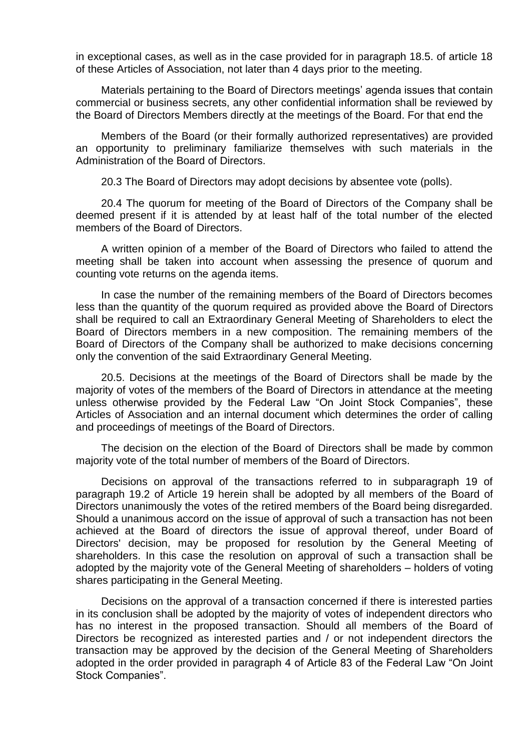in exceptional cases, as well as in the case provided for in paragraph 18.5. of article 18 of these Articles of Association, not later than 4 days prior to the meeting.

Materials pertaining to the Board of Directors meetings' agenda issues that contain commercial or business secrets, any other confidential information shall be reviewed by the Board of Directors Members directly at the meetings of the Board. For that end the

Members of the Board (or their formally authorized representatives) are provided an opportunity to preliminary familiarize themselves with such materials in the Administration of the Board of Directors.

20.3 The Board of Directors may adopt decisions by absentee vote (polls).

20.4 The quorum for meeting of the Board of Directors of the Company shall be deemed present if it is attended by at least half of the total number of the elected members of the Board of Directors.

A written opinion of a member of the Board of Directors who failed to attend the meeting shall be taken into account when assessing the presence of quorum and counting vote returns on the agenda items.

In case the number of the remaining members of the Board of Directors becomes less than the quantity of the quorum required as provided above the Board of Directors shall be required to call an Extraordinary General Meeting of Shareholders to elect the Board of Directors members in a new composition. The remaining members of the Board of Directors of the Company shall be authorized to make decisions concerning only the convention of the said Extraordinary General Meeting.

20.5. Decisions at the meetings of the Board of Directors shall be made by the majority of votes of the members of the Board of Directors in attendance at the meeting unless otherwise provided by the Federal Law "On Joint Stock Companies", these Articles of Association and an internal document which determines the order of calling and proceedings of meetings of the Board of Directors.

The decision on the election of the Board of Directors shall be made by common majority vote of the total number of members of the Board of Directors.

Decisions on approval of the transactions referred to in subparagraph 19 of paragraph 19.2 of Article 19 herein shall be adopted by all members of the Board of Directors unanimously the votes of the retired members of the Board being disregarded. Should a unanimous accord on the issue of approval of such a transaction has not been achieved at the Board of directors the issue of approval thereof, under Board of Directors' decision, may be proposed for resolution by the General Meeting of shareholders. In this case the resolution on approval of such a transaction shall be adopted by the majority vote of the General Meeting of shareholders – holders of voting shares participating in the General Meeting.

Decisions on the approval of a transaction concerned if there is interested parties in its conclusion shall be adopted by the majority of votes of independent directors who has no interest in the proposed transaction. Should all members of the Board of Directors be recognized as interested parties and / or not independent directors the transaction may be approved by the decision of the General Meeting of Shareholders adopted in the order provided in paragraph 4 of Article 83 of the Federal Law "On Joint Stock Companies".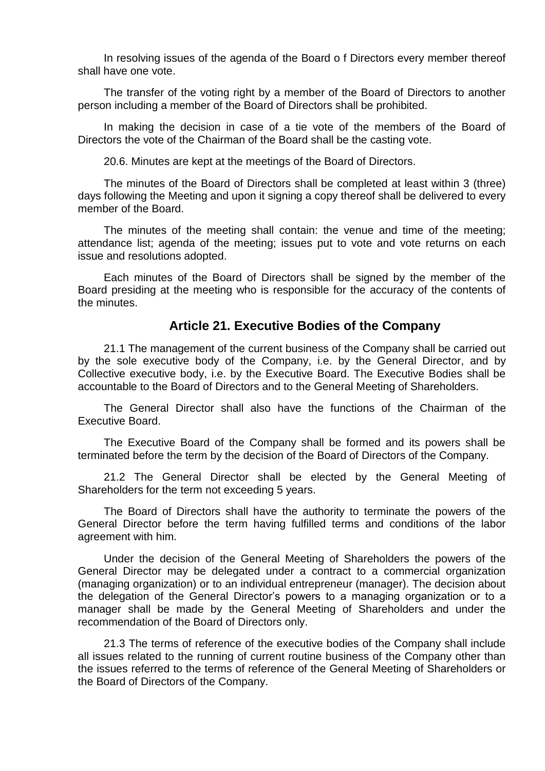In resolving issues of the agenda of the Board o f Directors every member thereof shall have one vote.

The transfer of the voting right by a member of the Board of Directors to another person including a member of the Board of Directors shall be prohibited.

In making the decision in case of a tie vote of the members of the Board of Directors the vote of the Chairman of the Board shall be the casting vote.

20.6. Minutes are kept at the meetings of the Board of Directors.

The minutes of the Board of Directors shall be completed at least within 3 (three) days following the Meeting and upon it signing a copy thereof shall be delivered to every member of the Board.

The minutes of the meeting shall contain: the venue and time of the meeting; attendance list; agenda of the meeting; issues put to vote and vote returns on each issue and resolutions adopted.

Each minutes of the Board of Directors shall be signed by the member of the Board presiding at the meeting who is responsible for the accuracy of the contents of the minutes.

## Article 21. Executive Bodies of the Company

21.1 The management of the current business of the Company shall be carried out by the sole executive body of the Company, i.e. by the General Director, and by Collective executive body, i.e. by the Executive Board. The Executive Bodies shall be accountable to the Board of Directors and to the General Meeting of Shareholders.

The General Director shall also have the functions of the Chairman of the Executive Board.

The Executive Board of the Company shall be formed and its powers shall be terminated before the term by the decision of the Board of Directors of the Company.

21.2 The General Director shall be elected by the General Meeting of Shareholders for the term not exceeding 5 years.

The Board of Directors shall have the authority to terminate the powers of the General Director before the term having fulfilled terms and conditions of the labor agreement with him.

Under the decision of the General Meeting of Shareholders the powers of the General Director may be delegated under a contract to a commercial organization (managing organization) or to an individual entrepreneur (manager). The decision about the delegation of the General Director's powers to a managing organization or to a manager shall be made by the General Meeting of Shareholders and under the recommendation of the Board of Directors only.

21.3 The terms of reference of the executive bodies of the Company shall include all issues related to the running of current routine business of the Company other than the issues referred to the terms of reference of the General Meeting of Shareholders or the Board of Directors of the Company.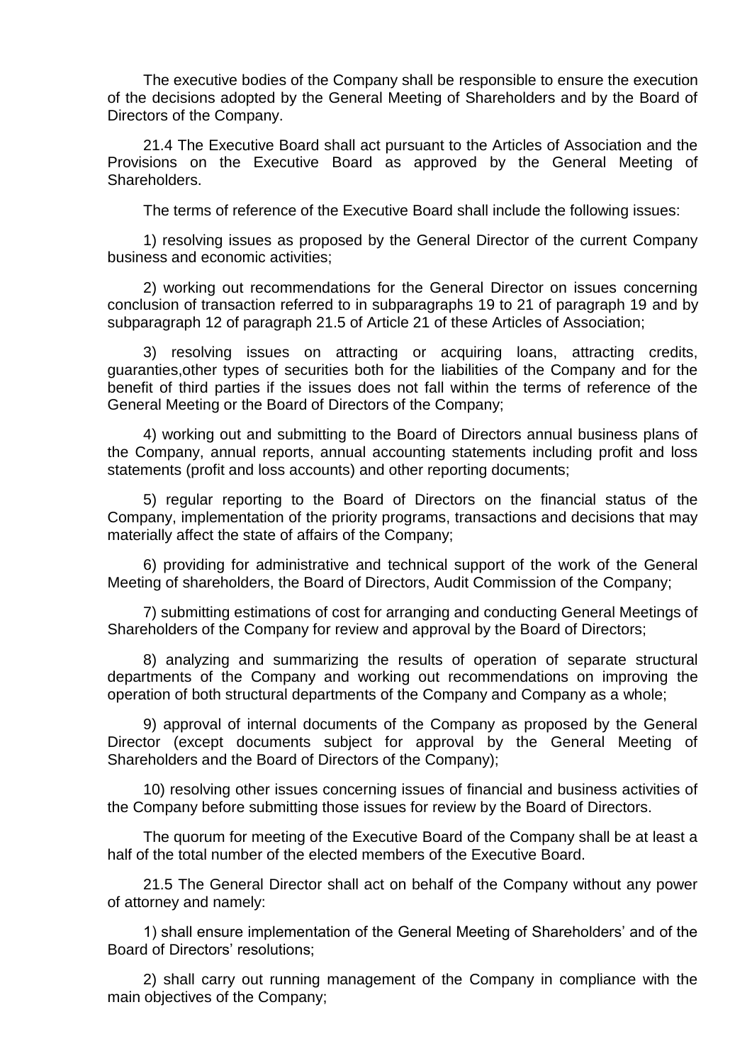The executive bodies of the Company shall be responsible to ensure the execution of the decisions adopted by the General Meeting of Shareholders and by the Board of Directors of the Company.

21.4 The Executive Board shall act pursuant to the Articles of Association and the Provisions on the Executive Board as approved by the General Meeting of Shareholders.

The terms of reference of the Executive Board shall include the following issues:

1) resolving issues as proposed by the General Director of the current Company business and economic activities;

2) working out recommendations for the General Director on issues concerning conclusion of transaction referred to in subparagraphs 19 to 21 of paragraph 19 and by subparagraph 12 of paragraph 21.5 of Article 21 of these Articles of Association;

3) resolving issues on attracting or acquiring loans, attracting credits, guaranties,other types of securities both for the liabilities of the Company and for the benefit of third parties if the issues does not fall within the terms of reference of the General Meeting or the Board of Directors of the Company;

4) working out and submitting to the Board of Directors annual business plans of the Company, annual reports, annual accounting statements including profit and loss statements (profit and loss accounts) and other reporting documents;

5) regular reporting to the Board of Directors on the financial status of the Company, implementation of the priority programs, transactions and decisions that may materially affect the state of affairs of the Company;

6) providing for administrative and technical support of the work of the General Meeting of shareholders, the Board of Directors, Audit Commission of the Company;

7) submitting estimations of cost for arranging and conducting General Meetings of Shareholders of the Company for review and approval by the Board of Directors;

8) analyzing and summarizing the results of operation of separate structural departments of the Company and working out recommendations on improving the operation of both structural departments of the Company and Company as a whole;

9) approval of internal documents of the Company as proposed by the General Director (except documents subject for approval by the General Meeting of Shareholders and the Board of Directors of the Company);

10) resolving other issues concerning issues of financial and business activities of the Company before submitting those issues for review by the Board of Directors.

The quorum for meeting of the Executive Board of the Company shall be at least a half of the total number of the elected members of the Executive Board.

21.5 The General Director shall act on behalf of the Company without any power of attorney and namely:

1) shall ensure implementation of the General Meeting of Shareholders' and of the Board of Directors' resolutions;

2) shall carry out running management of the Company in compliance with the main objectives of the Company;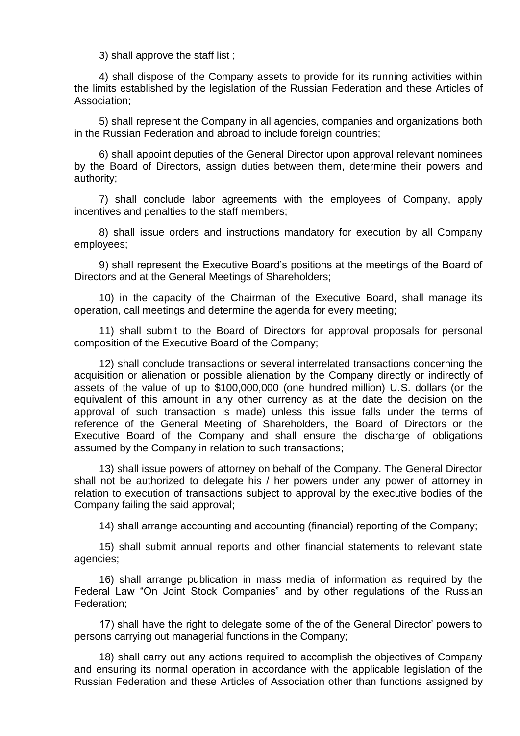3) shall approve the staff list ;

4) shall dispose of the Company assets to provide for its running activities within the limits established by the legislation of the Russian Federation and these Articles of Association;

5) shall represent the Company in all agencies, companies and organizations both in the Russian Federation and abroad to include foreign countries;

6) shall appoint deputies of the General Director upon approval relevant nominees by the Board of Directors, assign duties between them, determine their powers and authority;

7) shall conclude labor agreements with the employees of Company, apply incentives and penalties to the staff members;

8) shall issue orders and instructions mandatory for execution by all Company employees;

9) shall represent the Executive Board's positions at the meetings of the Board of Directors and at the General Meetings of Shareholders;

10) in the capacity of the Chairman of the Executive Board, shall manage its operation, call meetings and determine the agenda for every meeting;

11) shall submit to the Board of Directors for approval proposals for personal composition of the Executive Board of the Company;

12) shall conclude transactions or several interrelated transactions concerning the acquisition or alienation or possible alienation by the Company directly or indirectly of assets of the value of up to $100,000,000 (one hundred million) U.S. dollars (or the equivalent of this amount in any other currency as at the date the decision on the approval of such transaction is made) unless this issue falls under the terms of reference of the General Meeting of Shareholders, the Board of Directors or the Executive Board of the Company and shall ensure the discharge of obligations assumed by the Company in relation to such transactions;

13) shall issue powers of attorney on behalf of the Company. The General Director shall not be authorized to delegate his / her powers under any power of attorney in relation to execution of transactions subject to approval by the executive bodies of the Company failing the said approval;

14) shall arrange accounting and accounting (financial) reporting of the Company;

15) shall submit annual reports and other financial statements to relevant state agencies;

16) shall arrange publication in mass media of information as required by the Federal Law "On Joint Stock Companies" and by other regulations of the Russian Federation;

17) shall have the right to delegate some of the of the General Director' powers to persons carrying out managerial functions in the Company;

18) shall carry out any actions required to accomplish the objectives of Company and ensuring its normal operation in accordance with the applicable legislation of the Russian Federation and these Articles of Association other than functions assigned by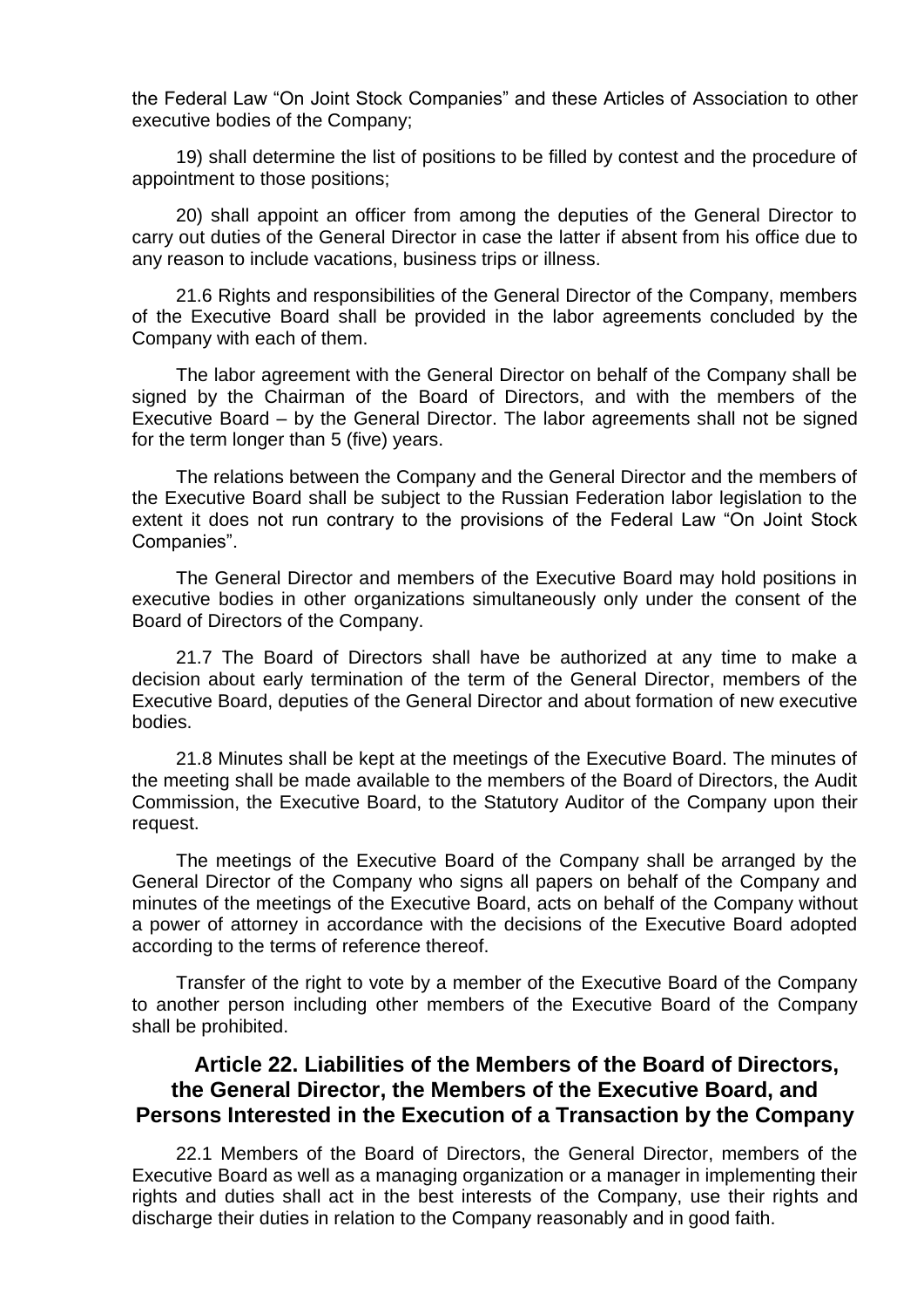the Federal Law "On Joint Stock Companies" and these Articles of Association to other executive bodies of the Company;

19) shall determine the list of positions to be filled by contest and the procedure of appointment to those positions;

20) shall appoint an officer from among the deputies of the General Director to carry out duties of the General Director in case the latter if absent from his office due to any reason to include vacations, business trips or illness.

21.6 Rights and responsibilities of the General Director of the Company, members of the Executive Board shall be provided in the labor agreements concluded by the Company with each of them.

The labor agreement with the General Director on behalf of the Company shall be signed by the Chairman of the Board of Directors, and with the members of the Executive Board – by the General Director. The labor agreements shall not be signed for the term longer than 5 (five) years.

The relations between the Company and the General Director and the members of the Executive Board shall be subject to the Russian Federation labor legislation to the extent it does not run contrary to the provisions of the Federal Law "On Joint Stock Companies".

The General Director and members of the Executive Board may hold positions in executive bodies in other organizations simultaneously only under the consent of the Board of Directors of the Company.

21.7 The Board of Directors shall have be authorized at any time to make a decision about early termination of the term of the General Director, members of the Executive Board, deputies of the General Director and about formation of new executive bodies.

21.8 Minutes shall be kept at the meetings of the Executive Board. The minutes of the meeting shall be made available to the members of the Board of Directors, the Audit Commission, the Executive Board, to the Statutory Auditor of the Company upon their request.

The meetings of the Executive Board of the Company shall be arranged by the General Director of the Company who signs all papers on behalf of the Company and minutes of the meetings of the Executive Board, acts on behalf of the Company without a power of attorney in accordance with the decisions of the Executive Board adopted according to the terms of reference thereof.

Transfer of the right to vote by a member of the Executive Board of the Company to another person including other members of the Executive Board of the Company shall be prohibited.

## Article 22. Liabilities of the Members of the Board of Directors, the General Director, the Members of the Executive Board, and Persons Interested in the Execution of a Transaction by the Company

22.1 Members of the Board of Directors, the General Director, members of the Executive Board as well as a managing organization or a manager in implementing their rights and duties shall act in the best interests of the Company, use their rights and discharge their duties in relation to the Company reasonably and in good faith.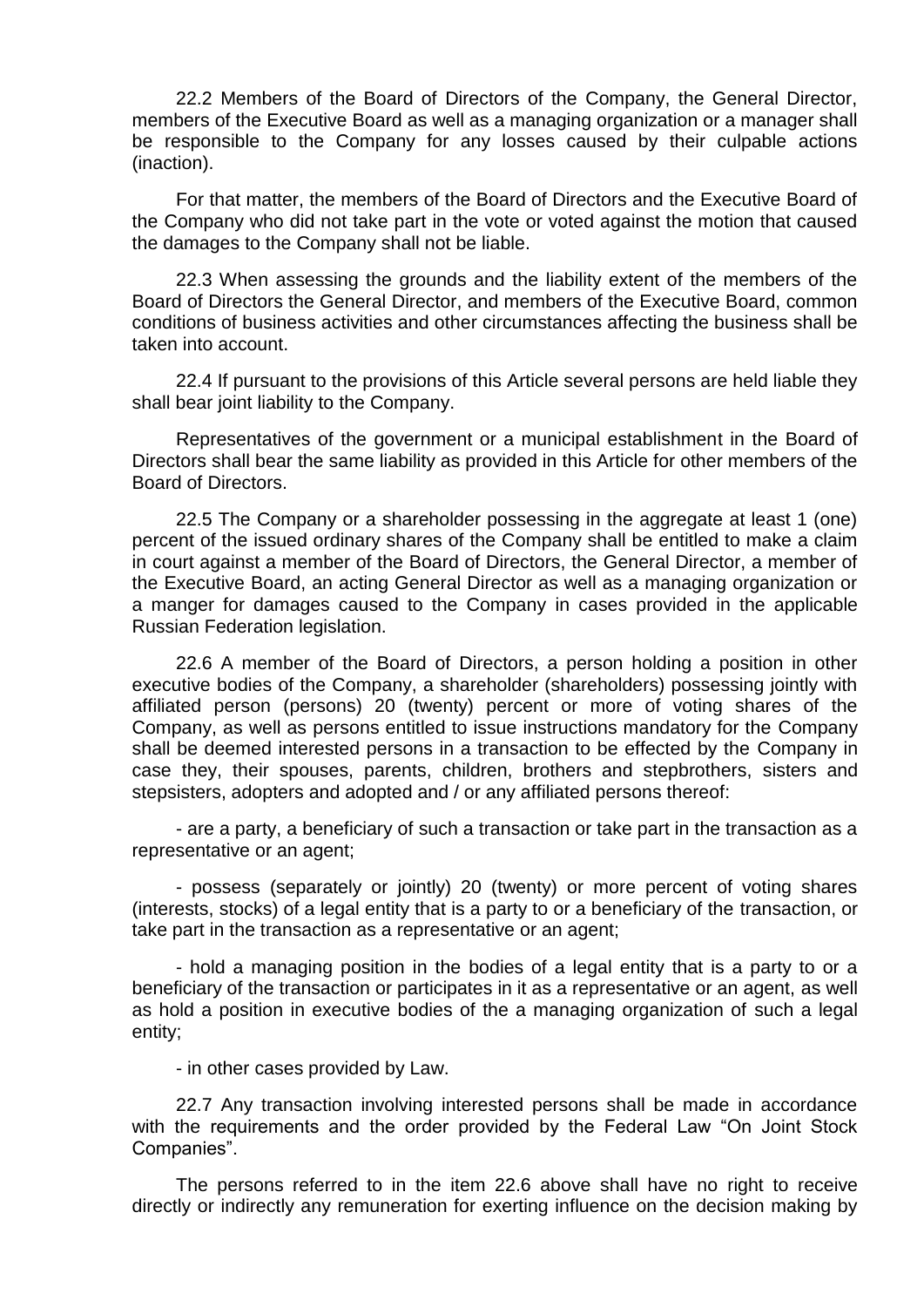22.2 Members of the Board of Directors of the Company, the General Director, members of the Executive Board as well as a managing organization or a manager shall be responsible to the Company for any losses caused by their culpable actions (inaction).

For that matter, the members of the Board of Directors and the Executive Board of the Company who did not take part in the vote or voted against the motion that caused the damages to the Company shall not be liable.

22.3 When assessing the grounds and the liability extent of the members of the Board of Directors the General Director, and members of the Executive Board, common conditions of business activities and other circumstances affecting the business shall be taken into account.

22.4 If pursuant to the provisions of this Article several persons are held liable they shall bear joint liability to the Company.

Representatives of the government or a municipal establishment in the Board of Directors shall bear the same liability as provided in this Article for other members of the Board of Directors.

22.5 The Company or a shareholder possessing in the aggregate at least 1 (one) percent of the issued ordinary shares of the Company shall be entitled to make a claim in court against a member of the Board of Directors, the General Director, a member of the Executive Board, an acting General Director as well as a managing organization or a manger for damages caused to the Company in cases provided in the applicable Russian Federation legislation.

22.6 A member of the Board of Directors, a person holding a position in other executive bodies of the Company, a shareholder (shareholders) possessing jointly with affiliated person (persons) 20 (twenty) percent or more of voting shares of the Company, as well as persons entitled to issue instructions mandatory for the Company shall be deemed interested persons in a transaction to be effected by the Company in case they, their spouses, parents, children, brothers and stepbrothers, sisters and stepsisters, adopters and adopted and / or any affiliated persons thereof:

- are a party, a beneficiary of such a transaction or take part in the transaction as a representative or an agent;

- possess (separately or jointly) 20 (twenty) or more percent of voting shares (interests, stocks) of a legal entity that is a party to or a beneficiary of the transaction, or take part in the transaction as a representative or an agent;

- hold a managing position in the bodies of a legal entity that is a party to or a beneficiary of the transaction or participates in it as a representative or an agent, as well as hold a position in executive bodies of the a managing organization of such a legal entity;

- in other cases provided by Law.

22.7 Any transaction involving interested persons shall be made in accordance with the requirements and the order provided by the Federal Law “On Joint Stock Companies”.

The persons referred to in the item 22.6 above shall have no right to receive directly or indirectly any remuneration for exerting influence on the decision making by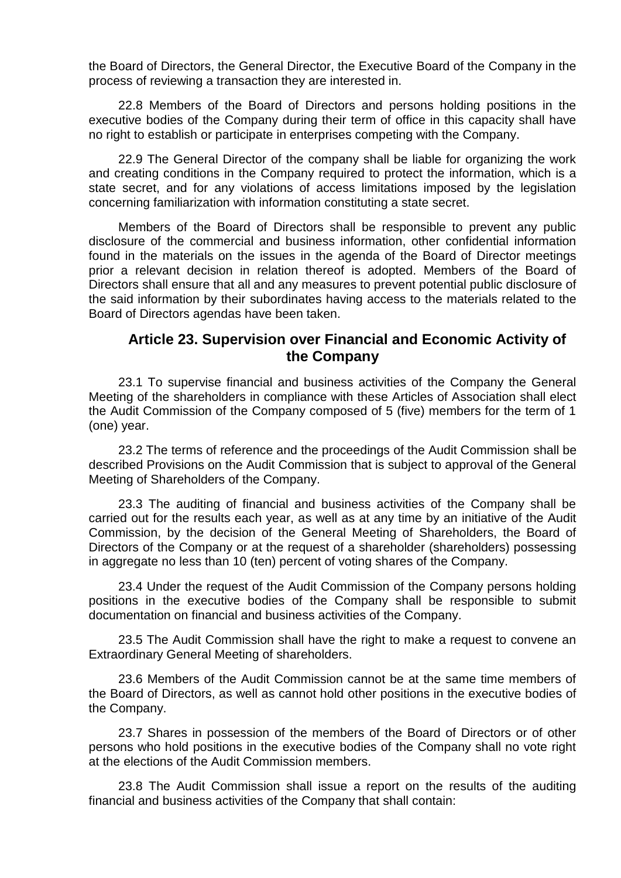the Board of Directors, the General Director, the Executive Board of the Company in the process of reviewing a transaction they are interested in.

22.8 Members of the Board of Directors and persons holding positions in the executive bodies of the Company during their term of office in this capacity shall have no right to establish or participate in enterprises competing with the Company.

22.9 The General Director of the company shall be liable for organizing the work and creating conditions in the Company required to protect the information, which is a state secret, and for any violations of access limitations imposed by the legislation concerning familiarization with information constituting a state secret.

Members of the Board of Directors shall be responsible to prevent any public disclosure of the commercial and business information, other confidential information found in the materials on the issues in the agenda of the Board of Director meetings prior a relevant decision in relation thereof is adopted. Members of the Board of Directors shall ensure that all and any measures to prevent potential public disclosure of the said information by their subordinates having access to the materials related to the Board of Directors agendas have been taken.

## Article 23. Supervision over Financial and Economic Activity of the Company

23.1 To supervise financial and business activities of the Company the General Meeting of the shareholders in compliance with these Articles of Association shall elect the Audit Commission of the Company composed of 5 (five) members for the term of 1 (one) year.

23.2 The terms of reference and the proceedings of the Audit Commission shall be described Provisions on the Audit Commission that is subject to approval of the General Meeting of Shareholders of the Company.

23.3 The auditing of financial and business activities of the Company shall be carried out for the results each year, as well as at any time by an initiative of the Audit Commission, by the decision of the General Meeting of Shareholders, the Board of Directors of the Company or at the request of a shareholder (shareholders) possessing in aggregate no less than 10 (ten) percent of voting shares of the Company.

23.4 Under the request of the Audit Commission of the Company persons holding positions in the executive bodies of the Company shall be responsible to submit documentation on financial and business activities of the Company.

23.5 The Audit Commission shall have the right to make a request to convene an Extraordinary General Meeting of shareholders.

23.6 Members of the Audit Commission cannot be at the same time members of the Board of Directors, as well as cannot hold other positions in the executive bodies of the Company.

23.7 Shares in possession of the members of the Board of Directors or of other persons who hold positions in the executive bodies of the Company shall no vote right at the elections of the Audit Commission members.

23.8 The Audit Commission shall issue a report on the results of the auditing financial and business activities of the Company that shall contain: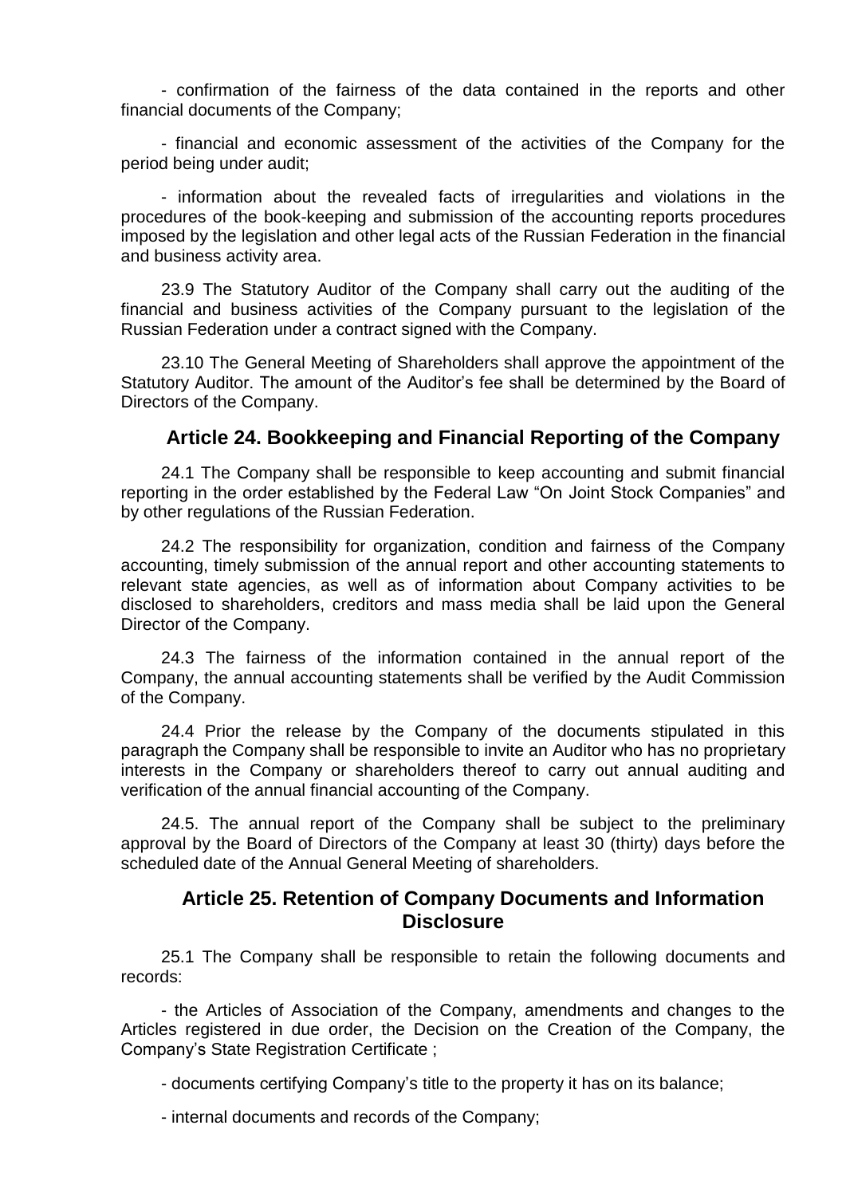- confirmation of the fairness of the data contained in the reports and other financial documents of the Company;

- financial and economic assessment of the activities of the Company for the period being under audit;

- information about the revealed facts of irregularities and violations in the procedures of the book-keeping and submission of the accounting reports procedures imposed by the legislation and other legal acts of the Russian Federation in the financial and business activity area.

23.9 The Statutory Auditor of the Company shall carry out the auditing of the financial and business activities of the Company pursuant to the legislation of the Russian Federation under a contract signed with the Company.

23.10 The General Meeting of Shareholders shall approve the appointment of the Statutory Auditor. The amount of the Auditor's fee shall be determined by the Board of Directors of the Company.

## Article 24. Bookkeeping and Financial Reporting of the Company

24.1 The Company shall be responsible to keep accounting and submit financial reporting in the order established by the Federal Law "On Joint Stock Companies" and by other regulations of the Russian Federation.

24.2 The responsibility for organization, condition and fairness of the Company accounting, timely submission of the annual report and other accounting statements to relevant state agencies, as well as of information about Company activities to be disclosed to shareholders, creditors and mass media shall be laid upon the General Director of the Company.

24.3 The fairness of the information contained in the annual report of the Company, the annual accounting statements shall be verified by the Audit Commission of the Company.

24.4 Prior the release by the Company of the documents stipulated in this paragraph the Company shall be responsible to invite an Auditor who has no proprietary interests in the Company or shareholders thereof to carry out annual auditing and verification of the annual financial accounting of the Company.

24.5. The annual report of the Company shall be subject to the preliminary approval by the Board of Directors of the Company at least 30 (thirty) days before the scheduled date of the Annual General Meeting of shareholders.

## Article 25. Retention of Company Documents and Information Disclosure

25.1 The Company shall be responsible to retain the following documents and records:

- the Articles of Association of the Company, amendments and changes to the Articles registered in due order, the Decision on the Creation of the Company, the Company's State Registration Certificate ;

- documents certifying Company's title to the property it has on its balance;

- internal documents and records of the Company;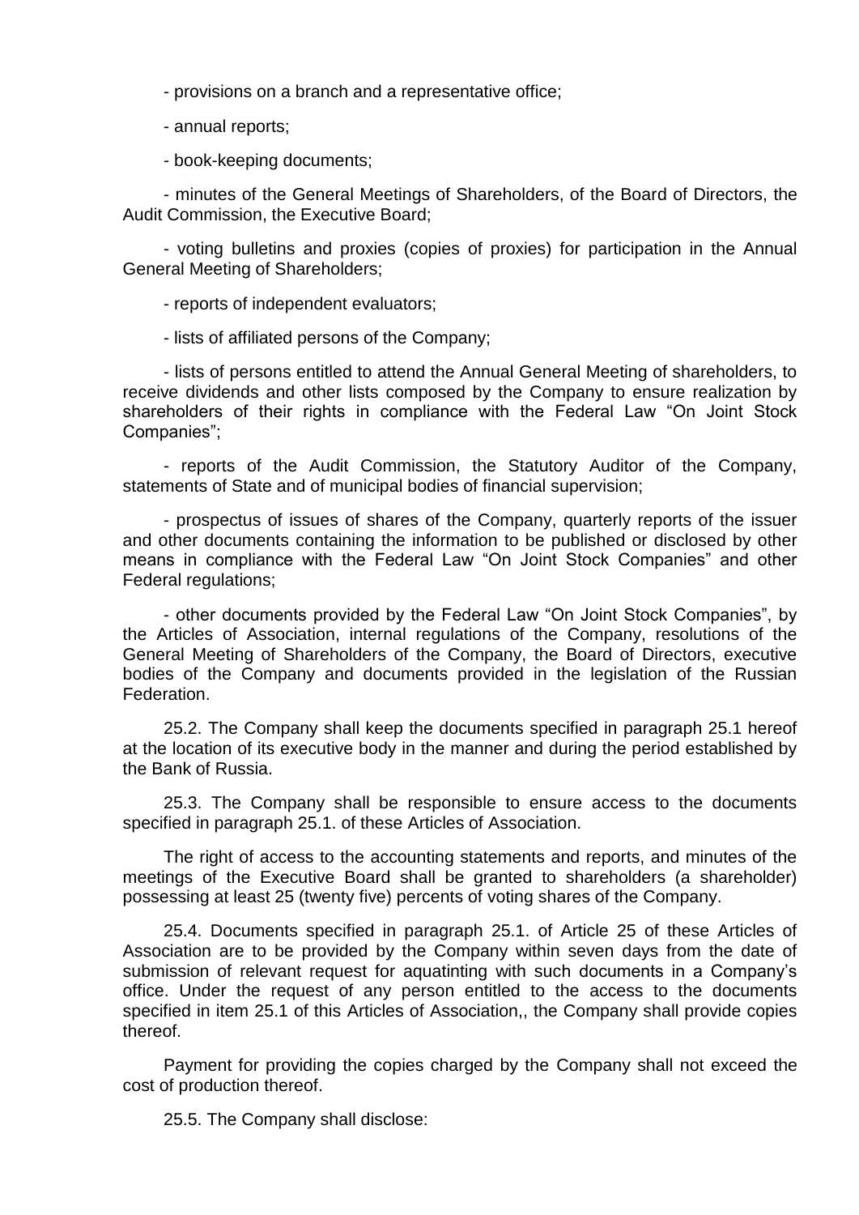- provisions on a branch and a representative office;

- annual reports;

- book-keeping documents;

- minutes of the General Meetings of Shareholders, of the Board of Directors, the Audit Commission, the Executive Board;

- voting bulletins and proxies (copies of proxies) for participation in the Annual General Meeting of Shareholders;

- reports of independent evaluators;

- lists of affiliated persons of the Company;

- lists of persons entitled to attend the Annual General Meeting of shareholders, to receive dividends and other lists composed by the Company to ensure realization by shareholders of their rights in compliance with the Federal Law "On Joint Stock Companies";

- reports of the Audit Commission, the Statutory Auditor of the Company, statements of State and of municipal bodies of financial supervision;

- prospectus of issues of shares of the Company, quarterly reports of the issuer and other documents containing the information to be published or disclosed by other means in compliance with the Federal Law "On Joint Stock Companies" and other Federal regulations;

- other documents provided by the Federal Law "On Joint Stock Companies", by the Articles of Association, internal regulations of the Company, resolutions of the General Meeting of Shareholders of the Company, the Board of Directors, executive bodies of the Company and documents provided in the legislation of the Russian Federation.

25.2. The Company shall keep the documents specified in paragraph 25.1 hereof at the location of its executive body in the manner and during the period established by the Bank of Russia.

25.3. The Company shall be responsible to ensure access to the documents specified in paragraph 25.1. of these Articles of Association.

The right of access to the accounting statements and reports, and minutes of the meetings of the Executive Board shall be granted to shareholders (a shareholder) possessing at least 25 (twenty five) percents of voting shares of the Company.

25.4. Documents specified in paragraph 25.1. of Article 25 of these Articles of Association are to be provided by the Company within seven days from the date of submission of relevant request for aquatinting with such documents in a Company's office. Under the request of any person entitled to the access to the documents specified in item 25.1 of this Articles of Association,, the Company shall provide copies thereof.

Payment for providing the copies charged by the Company shall not exceed the cost of production thereof.

25.5. The Company shall disclose: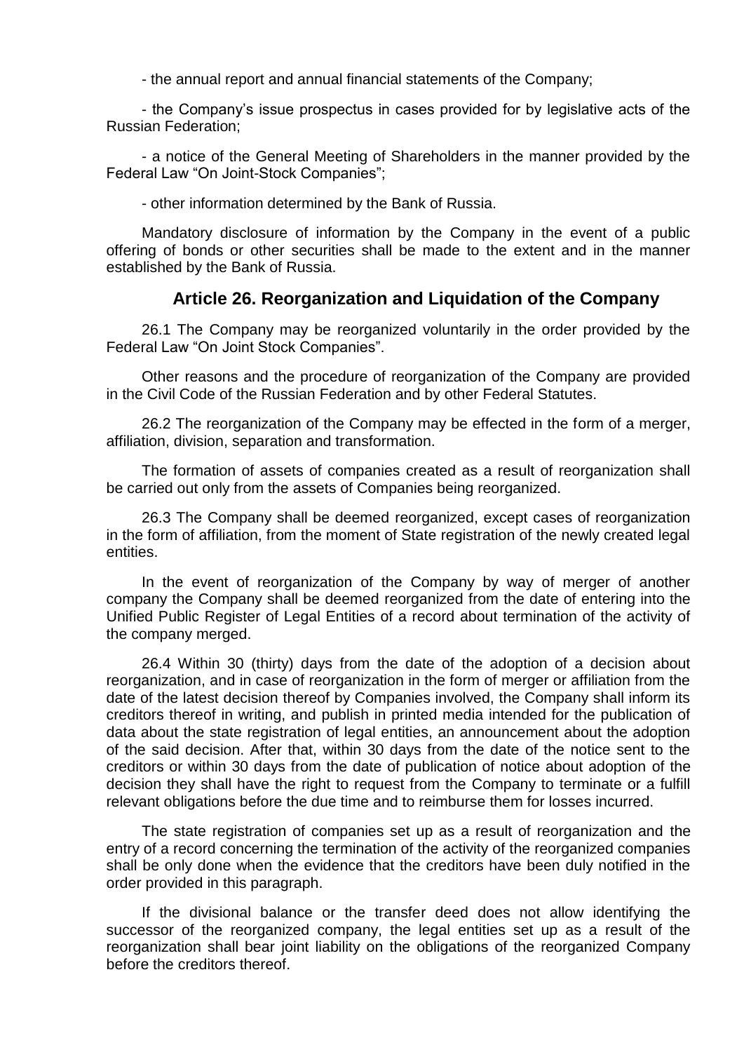- the annual report and annual financial statements of the Company;

- the Company's issue prospectus in cases provided for by legislative acts of the Russian Federation;

- a notice of the General Meeting of Shareholders in the manner provided by the Federal Law "On Joint-Stock Companies";

- other information determined by the Bank of Russia.

Mandatory disclosure of information by the Company in the event of a public offering of bonds or other securities shall be made to the extent and in the manner established by the Bank of Russia.

## Article 26. Reorganization and Liquidation of the Company

26.1 The Company may be reorganized voluntarily in the order provided by the Federal Law "On Joint Stock Companies".

Other reasons and the procedure of reorganization of the Company are provided in the Civil Code of the Russian Federation and by other Federal Statutes.

26.2 The reorganization of the Company may be effected in the form of a merger, affiliation, division, separation and transformation.

The formation of assets of companies created as a result of reorganization shall be carried out only from the assets of Companies being reorganized.

26.3 The Company shall be deemed reorganized, except cases of reorganization in the form of affiliation, from the moment of State registration of the newly created legal entities.

In the event of reorganization of the Company by way of merger of another company the Company shall be deemed reorganized from the date of entering into the Unified Public Register of Legal Entities of a record about termination of the activity of the company merged.

26.4 Within 30 (thirty) days from the date of the adoption of a decision about reorganization, and in case of reorganization in the form of merger or affiliation from the date of the latest decision thereof by Companies involved, the Company shall inform its creditors thereof in writing, and publish in printed media intended for the publication of data about the state registration of legal entities, an announcement about the adoption of the said decision. After that, within 30 days from the date of the notice sent to the creditors or within 30 days from the date of publication of notice about adoption of the decision they shall have the right to request from the Company to terminate or a fulfill relevant obligations before the due time and to reimburse them for losses incurred.

The state registration of companies set up as a result of reorganization and the entry of a record concerning the termination of the activity of the reorganized companies shall be only done when the evidence that the creditors have been duly notified in the order provided in this paragraph.

If the divisional balance or the transfer deed does not allow identifying the successor of the reorganized company, the legal entities set up as a result of the reorganization shall bear joint liability on the obligations of the reorganized Company before the creditors thereof.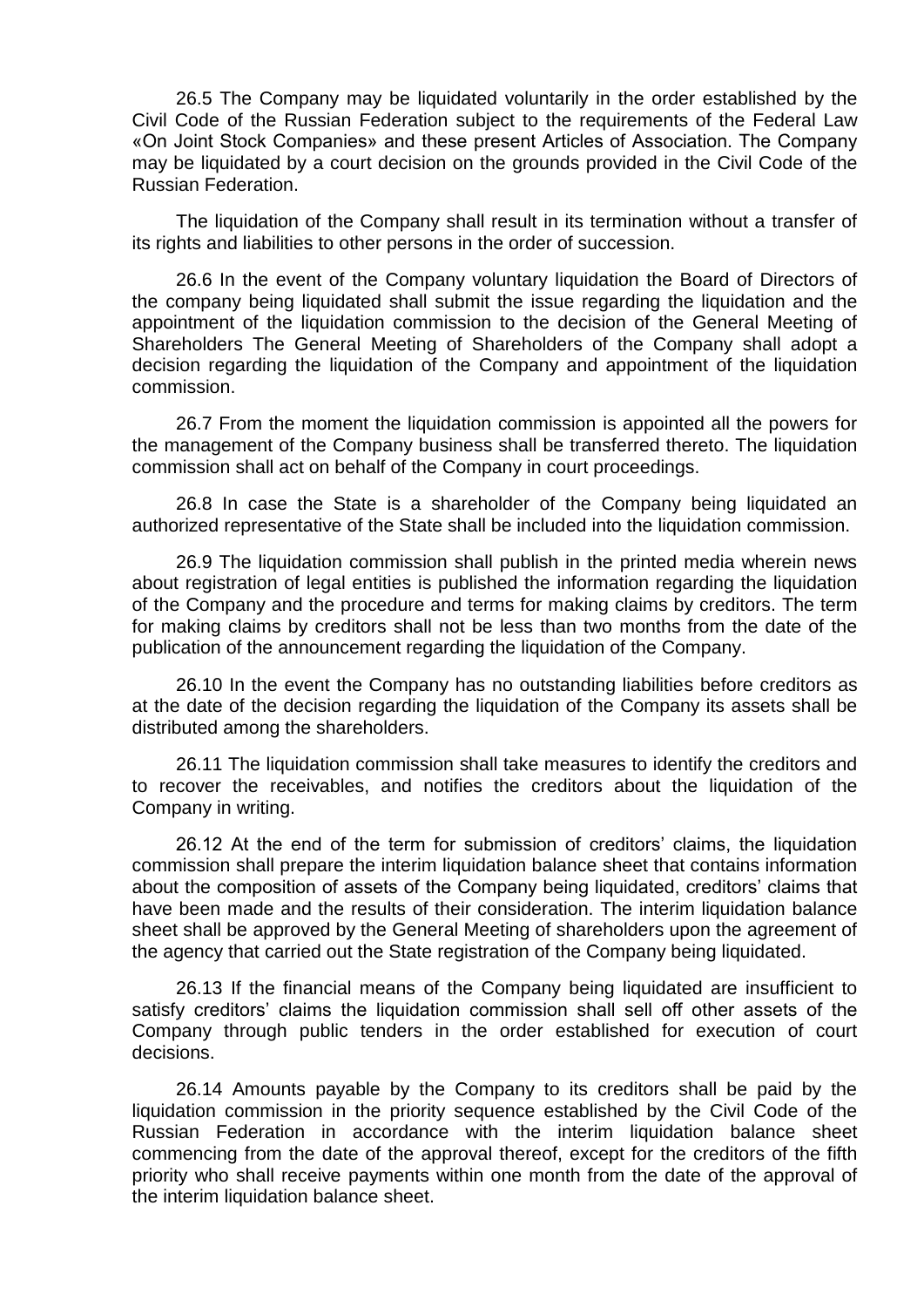26.5 The Company may be liquidated voluntarily in the order established by the Civil Code of the Russian Federation subject to the requirements of the Federal Law «On Joint Stock Companies» and these present Articles of Association. The Company may be liquidated by a court decision on the grounds provided in the Civil Code of the Russian Federation.

The liquidation of the Company shall result in its termination without a transfer of its rights and liabilities to other persons in the order of succession.

26.6 In the event of the Company voluntary liquidation the Board of Directors of the company being liquidated shall submit the issue regarding the liquidation and the appointment of the liquidation commission to the decision of the General Meeting of Shareholders The General Meeting of Shareholders of the Company shall adopt a decision regarding the liquidation of the Company and appointment of the liquidation commission.

26.7 From the moment the liquidation commission is appointed all the powers for the management of the Company business shall be transferred thereto. The liquidation commission shall act on behalf of the Company in court proceedings.

26.8 In case the State is a shareholder of the Company being liquidated an authorized representative of the State shall be included into the liquidation commission.

26.9 The liquidation commission shall publish in the printed media wherein news about registration of legal entities is published the information regarding the liquidation of the Company and the procedure and terms for making claims by creditors. The term for making claims by creditors shall not be less than two months from the date of the publication of the announcement regarding the liquidation of the Company.

26.10 In the event the Company has no outstanding liabilities before creditors as at the date of the decision regarding the liquidation of the Company its assets shall be distributed among the shareholders.

26.11 The liquidation commission shall take measures to identify the creditors and to recover the receivables, and notifies the creditors about the liquidation of the Company in writing.

26.12 At the end of the term for submission of creditors' claims, the liquidation commission shall prepare the interim liquidation balance sheet that contains information about the composition of assets of the Company being liquidated, creditors' claims that have been made and the results of their consideration. The interim liquidation balance sheet shall be approved by the General Meeting of shareholders upon the agreement of the agency that carried out the State registration of the Company being liquidated.

26.13 If the financial means of the Company being liquidated are insufficient to satisfy creditors' claims the liquidation commission shall sell off other assets of the Company through public tenders in the order established for execution of court decisions.

26.14 Amounts payable by the Company to its creditors shall be paid by the liquidation commission in the priority sequence established by the Civil Code of the Russian Federation in accordance with the interim liquidation balance sheet commencing from the date of the approval thereof, except for the creditors of the fifth priority who shall receive payments within one month from the date of the approval of the interim liquidation balance sheet.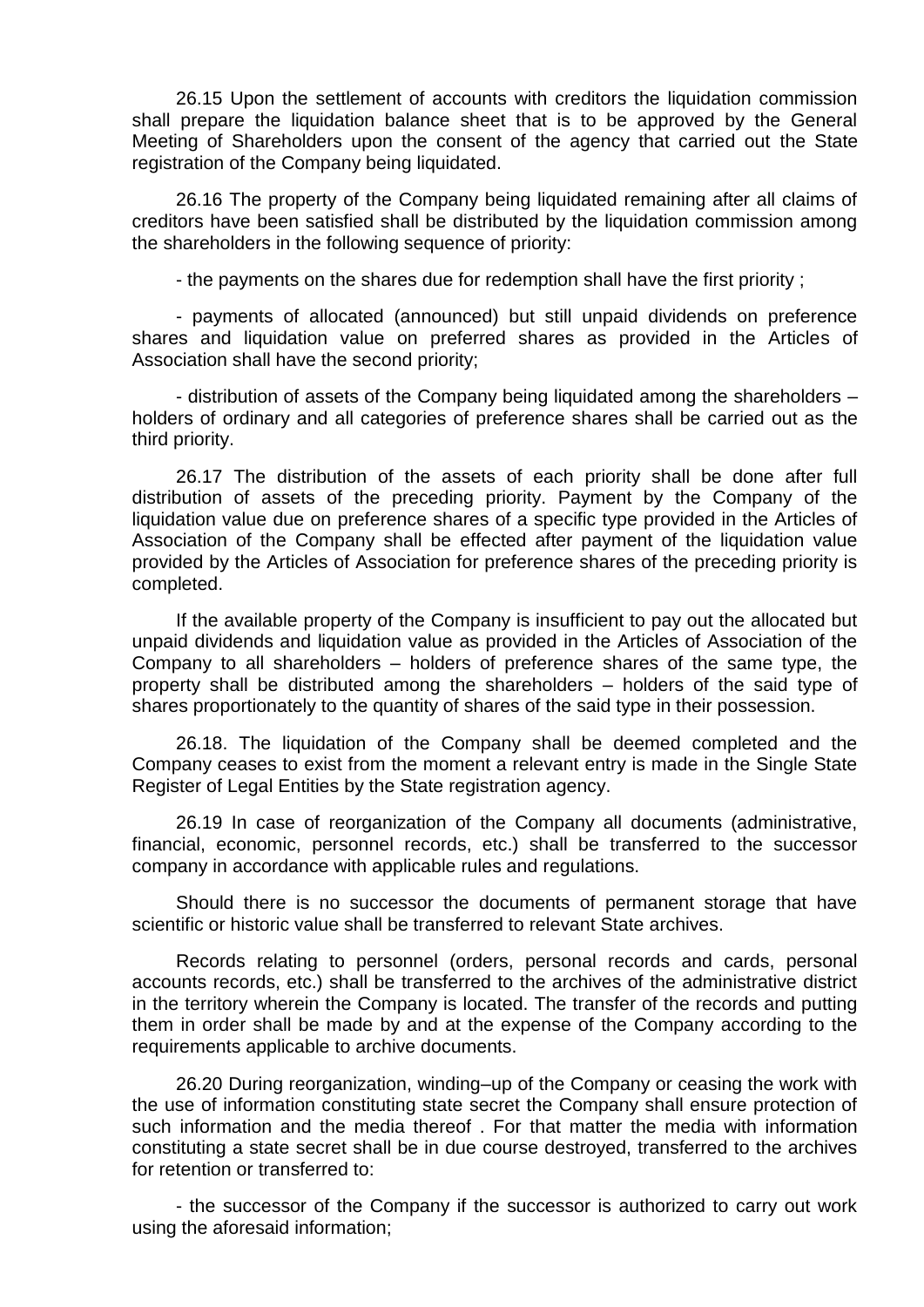26.15 Upon the settlement of accounts with creditors the liquidation commission shall prepare the liquidation balance sheet that is to be approved by the General Meeting of Shareholders upon the consent of the agency that carried out the State registration of the Company being liquidated.

26.16 The property of the Company being liquidated remaining after all claims of creditors have been satisfied shall be distributed by the liquidation commission among the shareholders in the following sequence of priority:

- the payments on the shares due for redemption shall have the first priority ;

- payments of allocated (announced) but still unpaid dividends on preference shares and liquidation value on preferred shares as provided in the Articles of Association shall have the second priority;

- distribution of assets of the Company being liquidated among the shareholders – holders of ordinary and all categories of preference shares shall be carried out as the third priority.

26.17 The distribution of the assets of each priority shall be done after full distribution of assets of the preceding priority. Payment by the Company of the liquidation value due on preference shares of a specific type provided in the Articles of Association of the Company shall be effected after payment of the liquidation value provided by the Articles of Association for preference shares of the preceding priority is completed.

If the available property of the Company is insufficient to pay out the allocated but unpaid dividends and liquidation value as provided in the Articles of Association of the Company to all shareholders – holders of preference shares of the same type, the property shall be distributed among the shareholders – holders of the said type of shares proportionately to the quantity of shares of the said type in their possession.

26.18. The liquidation of the Company shall be deemed completed and the Company ceases to exist from the moment a relevant entry is made in the Single State Register of Legal Entities by the State registration agency.

26.19 In case of reorganization of the Company all documents (administrative, financial, economic, personnel records, etc.) shall be transferred to the successor company in accordance with applicable rules and regulations.

Should there is no successor the documents of permanent storage that have scientific or historic value shall be transferred to relevant State archives.

Records relating to personnel (orders, personal records and cards, personal accounts records, etc.) shall be transferred to the archives of the administrative district in the territory wherein the Company is located. The transfer of the records and putting them in order shall be made by and at the expense of the Company according to the requirements applicable to archive documents.

26.20 During reorganization, winding–up of the Company or ceasing the work with the use of information constituting state secret the Company shall ensure protection of such information and the media thereof . For that matter the media with information constituting a state secret shall be in due course destroyed, transferred to the archives for retention or transferred to:

- the successor of the Company if the successor is authorized to carry out work using the aforesaid information;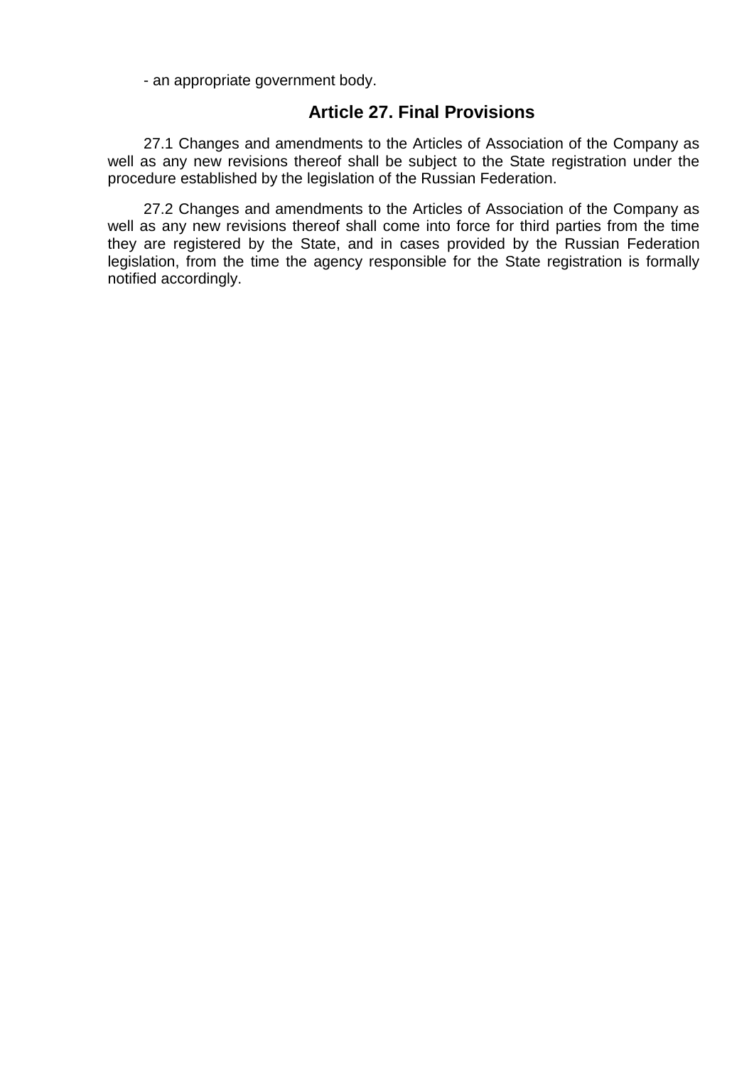- an appropriate government body.

## Article 27. Final Provisions

27.1 Changes and amendments to the Articles of Association of the Company as well as any new revisions thereof shall be subject to the State registration under the procedure established by the legislation of the Russian Federation.

27.2 Changes and amendments to the Articles of Association of the Company as well as any new revisions thereof shall come into force for third parties from the time they are registered by the State, and in cases provided by the Russian Federation legislation, from the time the agency responsible for the State registration is formally notified accordingly.